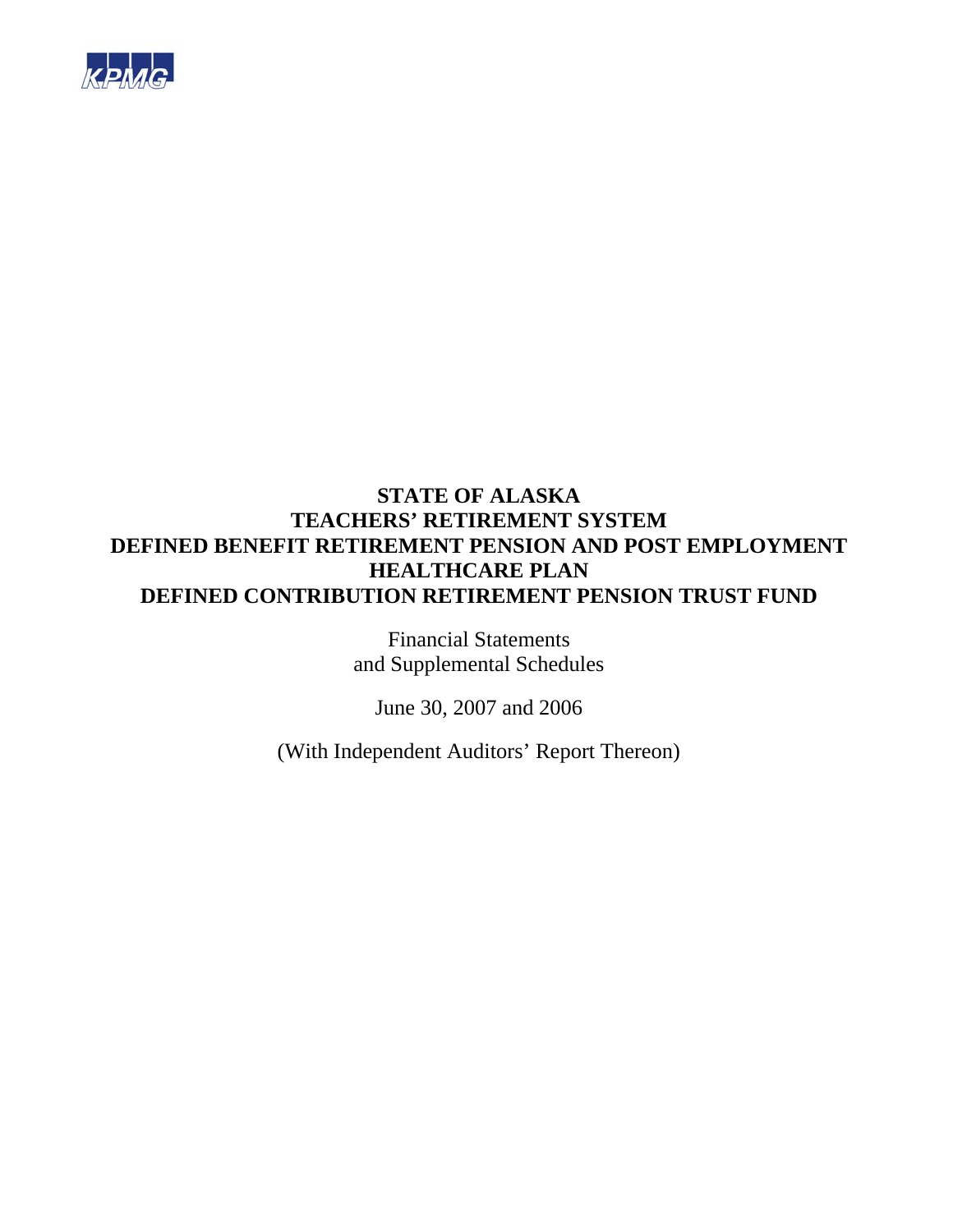KPMG

# STATE OF ALASKA
# TEACHERS' RETIREMENT SYSTEM
# DEFINED BENEFIT RETIREMENT PENSION AND POST EMPLOYMENT HEALTHCARE PLAN
# DEFINED CONTRIBUTION RETIREMENT PENSION TRUST FUND

Financial Statements
and Supplemental Schedules

June 30, 2007 and 2006

(With Independent Auditors' Report Thereon)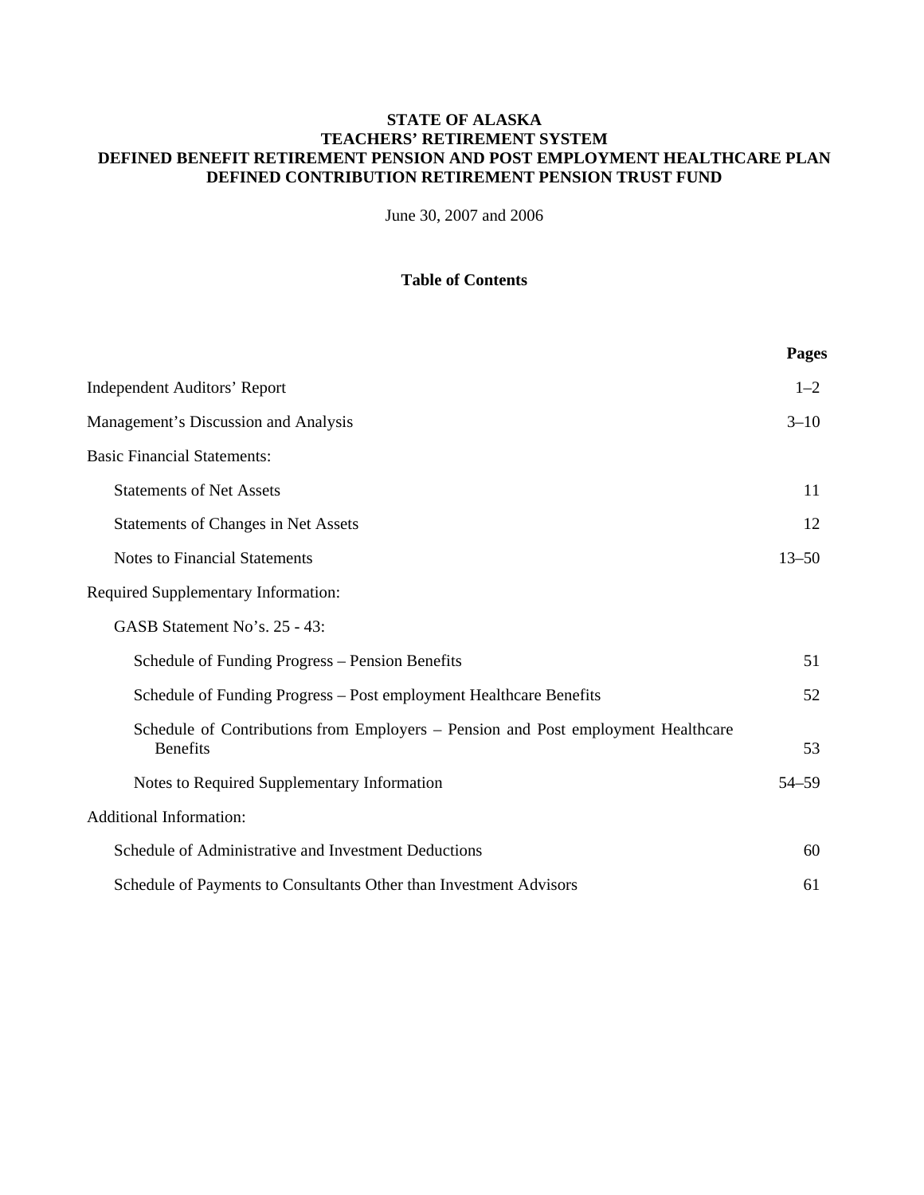**STATE OF ALASKA**
**TEACHERS' RETIREMENT SYSTEM**
**DEFINED BENEFIT RETIREMENT PENSION AND POST EMPLOYMENT HEALTHCARE PLAN**
**DEFINED CONTRIBUTION RETIREMENT PENSION TRUST FUND**

June 30, 2007 and 2006

**Table of Contents**

| | **Pages** |
|---|---|
| Independent Auditors' Report | 1–2 |
| Management's Discussion and Analysis | 3–10 |
| Basic Financial Statements: | |
| Statements of Net Assets | 11 |
| Statements of Changes in Net Assets | 12 |
| Notes to Financial Statements | 13–50 |
| Required Supplementary Information: | |
| GASB Statement No's. 25 - 43: | |
| Schedule of Funding Progress – Pension Benefits | 51 |
| Schedule of Funding Progress – Post employment Healthcare Benefits | 52 |
| Schedule of Contributions from Employers – Pension and Post employment Healthcare Benefits | 53 |
| Notes to Required Supplementary Information | 54–59 |
| Additional Information: | |
| Schedule of Administrative and Investment Deductions | 60 |
| Schedule of Payments to Consultants Other than Investment Advisors | 61 |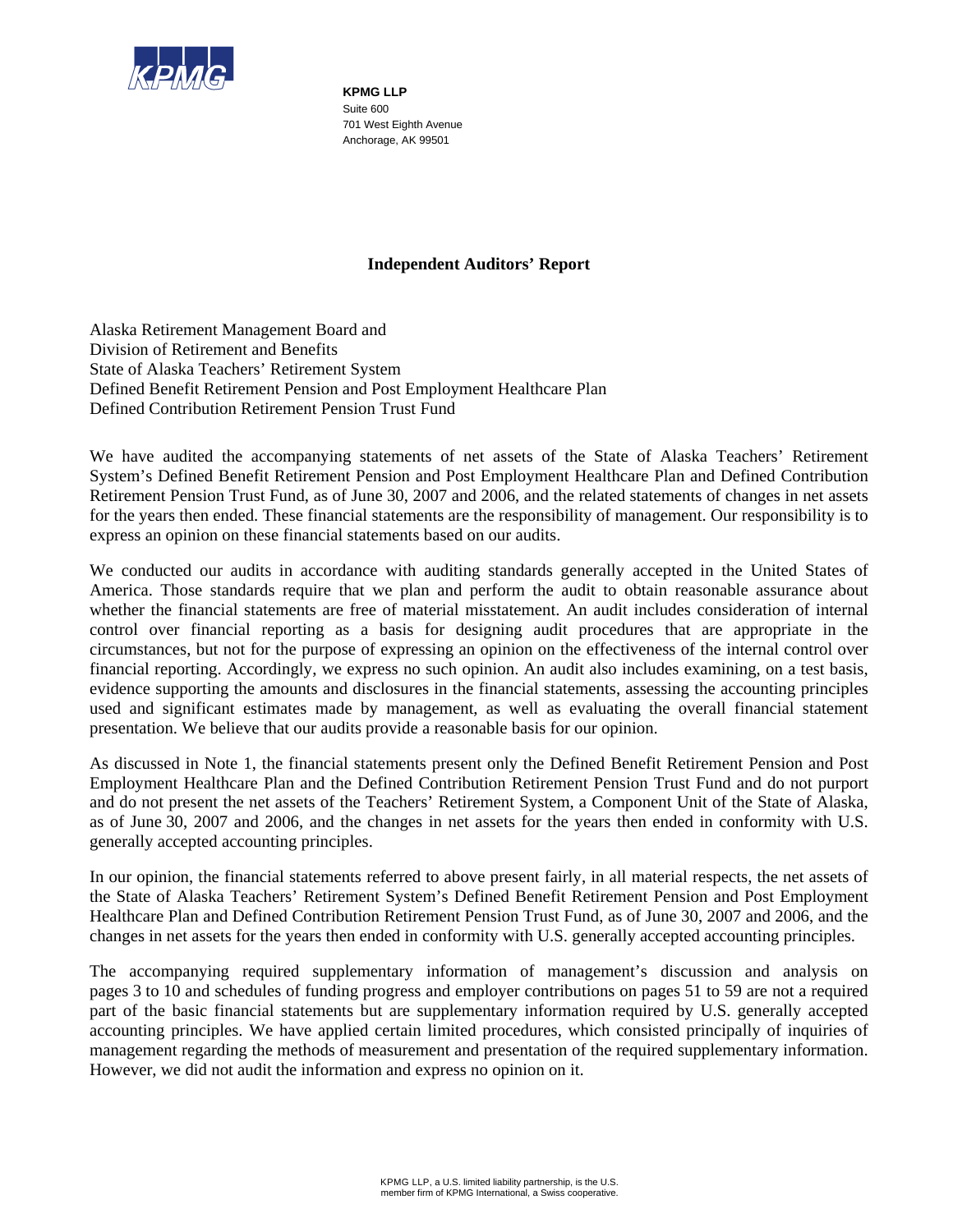**KPMG LLP**
Suite 600
701 West Eighth Avenue
Anchorage, AK 99501

## Independent Auditors' Report

Alaska Retirement Management Board and
Division of Retirement and Benefits
State of Alaska Teachers' Retirement System
Defined Benefit Retirement Pension and Post Employment Healthcare Plan
Defined Contribution Retirement Pension Trust Fund

We have audited the accompanying statements of net assets of the State of Alaska Teachers' Retirement System's Defined Benefit Retirement Pension and Post Employment Healthcare Plan and Defined Contribution Retirement Pension Trust Fund, as of June 30, 2007 and 2006, and the related statements of changes in net assets for the years then ended. These financial statements are the responsibility of management. Our responsibility is to express an opinion on these financial statements based on our audits.

We conducted our audits in accordance with auditing standards generally accepted in the United States of America. Those standards require that we plan and perform the audit to obtain reasonable assurance about whether the financial statements are free of material misstatement. An audit includes consideration of internal control over financial reporting as a basis for designing audit procedures that are appropriate in the circumstances, but not for the purpose of expressing an opinion on the effectiveness of the internal control over financial reporting. Accordingly, we express no such opinion. An audit also includes examining, on a test basis, evidence supporting the amounts and disclosures in the financial statements, assessing the accounting principles used and significant estimates made by management, as well as evaluating the overall financial statement presentation. We believe that our audits provide a reasonable basis for our opinion.

As discussed in Note 1, the financial statements present only the Defined Benefit Retirement Pension and Post Employment Healthcare Plan and the Defined Contribution Retirement Pension Trust Fund and do not purport and do not present the net assets of the Teachers' Retirement System, a Component Unit of the State of Alaska, as of June 30, 2007 and 2006, and the changes in net assets for the years then ended in conformity with U.S. generally accepted accounting principles.

In our opinion, the financial statements referred to above present fairly, in all material respects, the net assets of the State of Alaska Teachers' Retirement System's Defined Benefit Retirement Pension and Post Employment Healthcare Plan and Defined Contribution Retirement Pension Trust Fund, as of June 30, 2007 and 2006, and the changes in net assets for the years then ended in conformity with U.S. generally accepted accounting principles.

The accompanying required supplementary information of management's discussion and analysis on pages 3 to 10 and schedules of funding progress and employer contributions on pages 51 to 59 are not a required part of the basic financial statements but are supplementary information required by U.S. generally accepted accounting principles. We have applied certain limited procedures, which consisted principally of inquiries of management regarding the methods of measurement and presentation of the required supplementary information. However, we did not audit the information and express no opinion on it.

KPMG LLP, a U.S. limited liability partnership, is the U.S. member firm of KPMG International, a Swiss cooperative.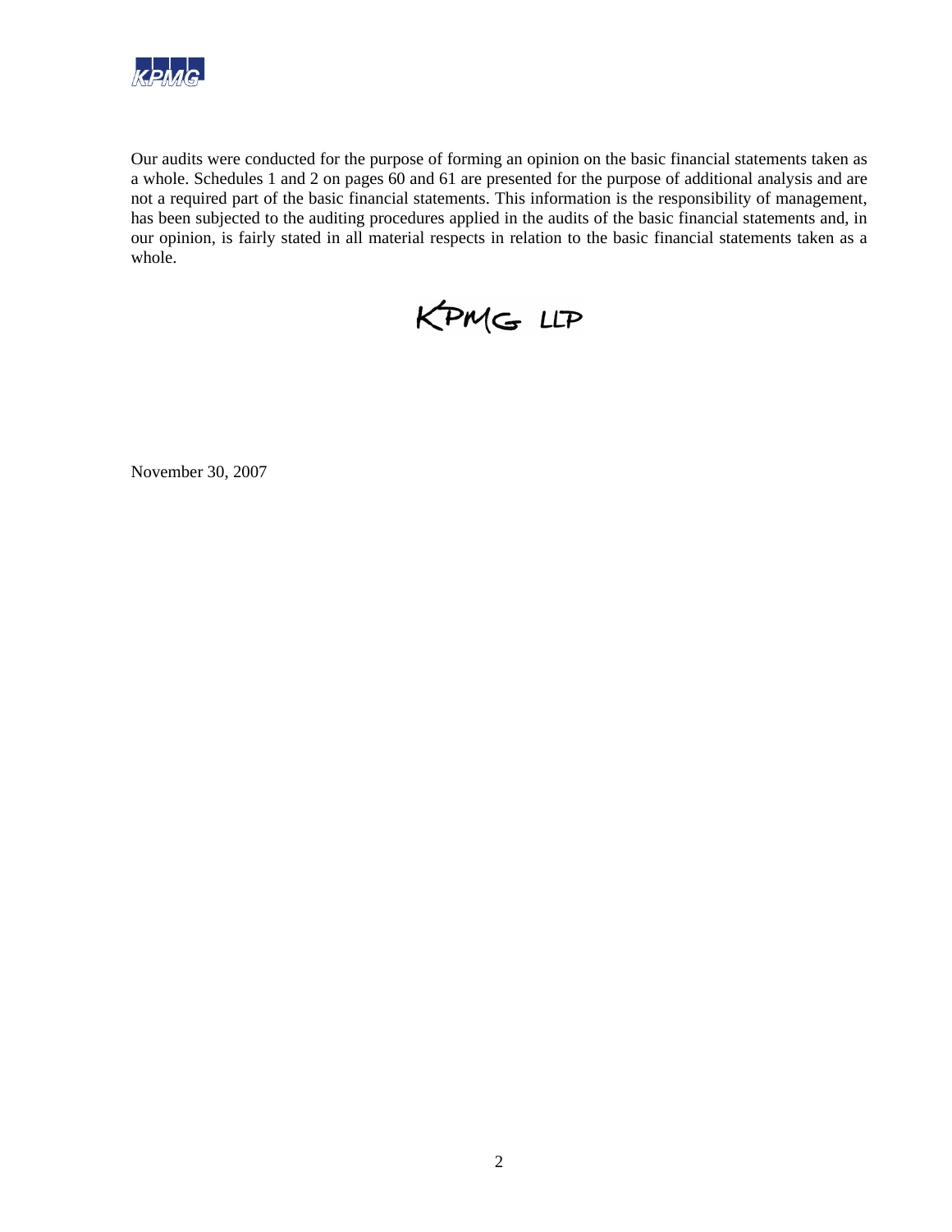Our audits were conducted for the purpose of forming an opinion on the basic financial statements taken as a whole. Schedules 1 and 2 on pages 60 and 61 are presented for the purpose of additional analysis and are not a required part of the basic financial statements. This information is the responsibility of management, has been subjected to the auditing procedures applied in the audits of the basic financial statements and, in our opinion, is fairly stated in all material respects in relation to the basic financial statements taken as a whole.

KPMG LLP

November 30, 2007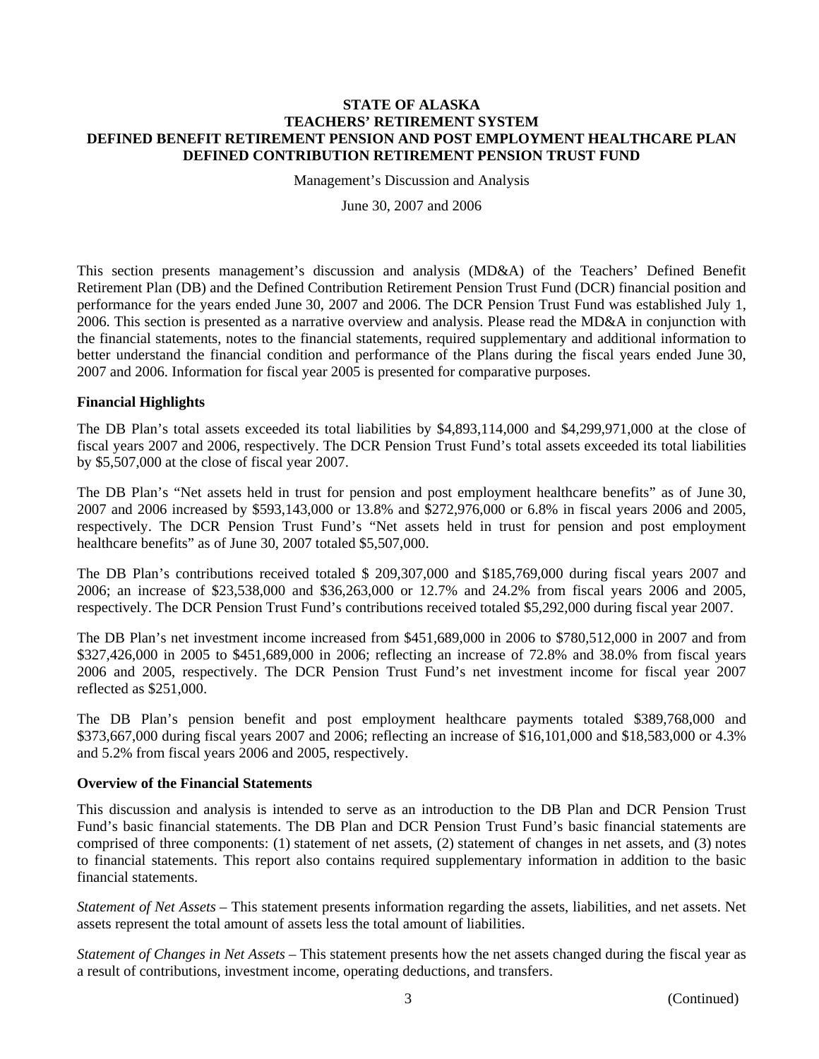# STATE OF ALASKA
# TEACHERS' RETIREMENT SYSTEM
# DEFINED BENEFIT RETIREMENT PENSION AND POST EMPLOYMENT HEALTHCARE PLAN
# DEFINED CONTRIBUTION RETIREMENT PENSION TRUST FUND

Management's Discussion and Analysis

June 30, 2007 and 2006

This section presents management's discussion and analysis (MD&A) of the Teachers' Defined Benefit Retirement Plan (DB) and the Defined Contribution Retirement Pension Trust Fund (DCR) financial position and performance for the years ended June 30, 2007 and 2006. The DCR Pension Trust Fund was established July 1, 2006. This section is presented as a narrative overview and analysis. Please read the MD&A in conjunction with the financial statements, notes to the financial statements, required supplementary and additional information to better understand the financial condition and performance of the Plans during the fiscal years ended June 30, 2007 and 2006. Information for fiscal year 2005 is presented for comparative purposes.

**Financial Highlights**

The DB Plan's total assets exceeded its total liabilities by $4,893,114,000 and $4,299,971,000 at the close of fiscal years 2007 and 2006, respectively. The DCR Pension Trust Fund's total assets exceeded its total liabilities by $5,507,000 at the close of fiscal year 2007.

The DB Plan's "Net assets held in trust for pension and post employment healthcare benefits" as of June 30, 2007 and 2006 increased by $593,143,000 or 13.8% and $272,976,000 or 6.8% in fiscal years 2006 and 2005, respectively. The DCR Pension Trust Fund's "Net assets held in trust for pension and post employment healthcare benefits" as of June 30, 2007 totaled $5,507,000.

The DB Plan's contributions received totaled $ 209,307,000 and $185,769,000 during fiscal years 2007 and 2006; an increase of $23,538,000 and $36,263,000 or 12.7% and 24.2% from fiscal years 2006 and 2005, respectively. The DCR Pension Trust Fund's contributions received totaled $5,292,000 during fiscal year 2007.

The DB Plan's net investment income increased from $451,689,000 in 2006 to $780,512,000 in 2007 and from $327,426,000 in 2005 to $451,689,000 in 2006; reflecting an increase of 72.8% and 38.0% from fiscal years 2006 and 2005, respectively. The DCR Pension Trust Fund's net investment income for fiscal year 2007 reflected as $251,000.

The DB Plan's pension benefit and post employment healthcare payments totaled $389,768,000 and $373,667,000 during fiscal years 2007 and 2006; reflecting an increase of $16,101,000 and $18,583,000 or 4.3% and 5.2% from fiscal years 2006 and 2005, respectively.

**Overview of the Financial Statements**

This discussion and analysis is intended to serve as an introduction to the DB Plan and DCR Pension Trust Fund's basic financial statements. The DB Plan and DCR Pension Trust Fund's basic financial statements are comprised of three components: (1) statement of net assets, (2) statement of changes in net assets, and (3) notes to financial statements. This report also contains required supplementary information in addition to the basic financial statements.

*Statement of Net Assets* – This statement presents information regarding the assets, liabilities, and net assets. Net assets represent the total amount of assets less the total amount of liabilities.

*Statement of Changes in Net Assets* – This statement presents how the net assets changed during the fiscal year as a result of contributions, investment income, operating deductions, and transfers.

(Continued)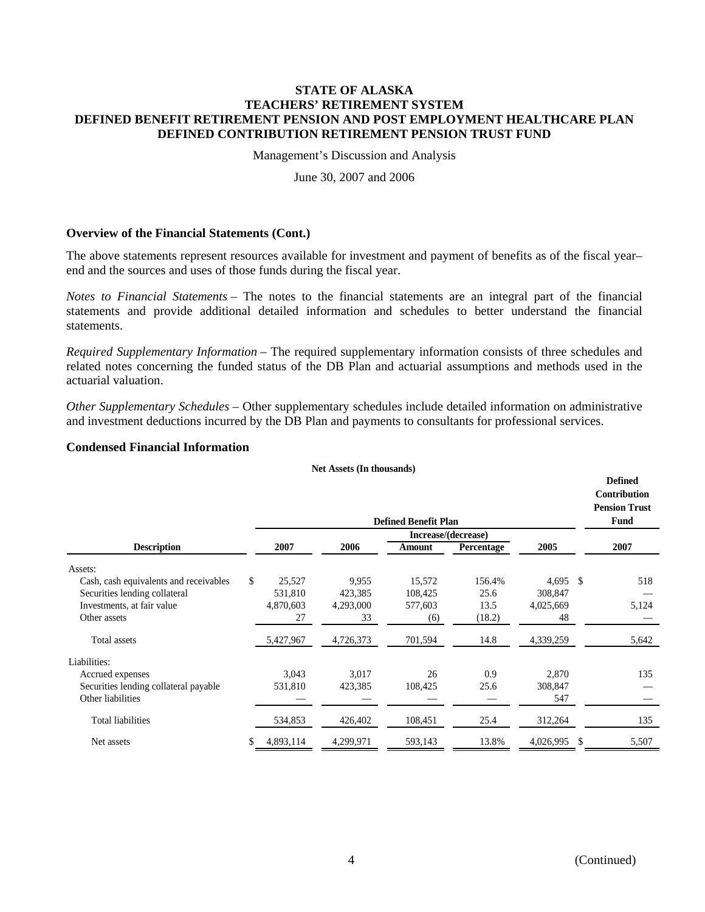# STATE OF ALASKA
# TEACHERS' RETIREMENT SYSTEM
# DEFINED BENEFIT RETIREMENT PENSION AND POST EMPLOYMENT HEALTHCARE PLAN
# DEFINED CONTRIBUTION RETIREMENT PENSION TRUST FUND

Management's Discussion and Analysis

June 30, 2007 and 2006

### Overview of the Financial Statements (Cont.)

The above statements represent resources available for investment and payment of benefits as of the fiscal year–end and the sources and uses of those funds during the fiscal year.

*Notes to Financial Statements* – The notes to the financial statements are an integral part of the financial statements and provide additional detailed information and schedules to better understand the financial statements.

*Required Supplementary Information* – The required supplementary information consists of three schedules and related notes concerning the funded status of the DB Plan and actuarial assumptions and methods used in the actuarial valuation.

*Other Supplementary Schedules* – Other supplementary schedules include detailed information on administrative and investment deductions incurred by the DB Plan and payments to consultants for professional services.

### Condensed Financial Information

**Net Assets (In thousands)**

| | Defined Benefit Plan | | | | | Defined Contribution Pension Trust Fund |
|---|---|---|---|---|---|---|
| | | | Increase/(decrease) | | | |
| **Description** | **2007** | **2006** | **Amount** | **Percentage** | **2005** | **2007** |
| Assets: | | | | | | |
| Cash, cash equivalents and receivables | $ 25,527 | 9,955 | 15,572 | 156.4% | 4,695 | $ 518 |
| Securities lending collateral | 531,810 | 423,385 | 108,425 | 25.6 | 308,847 | — |
| Investments, at fair value | 4,870,603 | 4,293,000 | 577,603 | 13.5 | 4,025,669 | 5,124 |
| Other assets | 27 | 33 | (6) | (18.2) | 48 | — |
| Total assets | 5,427,967 | 4,726,373 | 701,594 | 14.8 | 4,339,259 | 5,642 |
| Liabilities: | | | | | | |
| Accrued expenses | 3,043 | 3,017 | 26 | 0.9 | 2,870 | 135 |
| Securities lending collateral payable | 531,810 | 423,385 | 108,425 | 25.6 | 308,847 | — |
| Other liabilities | — | — | — | — | 547 | — |
| Total liabilities | 534,853 | 426,402 | 108,451 | 25.4 | 312,264 | 135 |
| Net assets | $ 4,893,114 | 4,299,971 | 593,143 | 13.8% | 4,026,995 | $ 5,507 |

(Continued)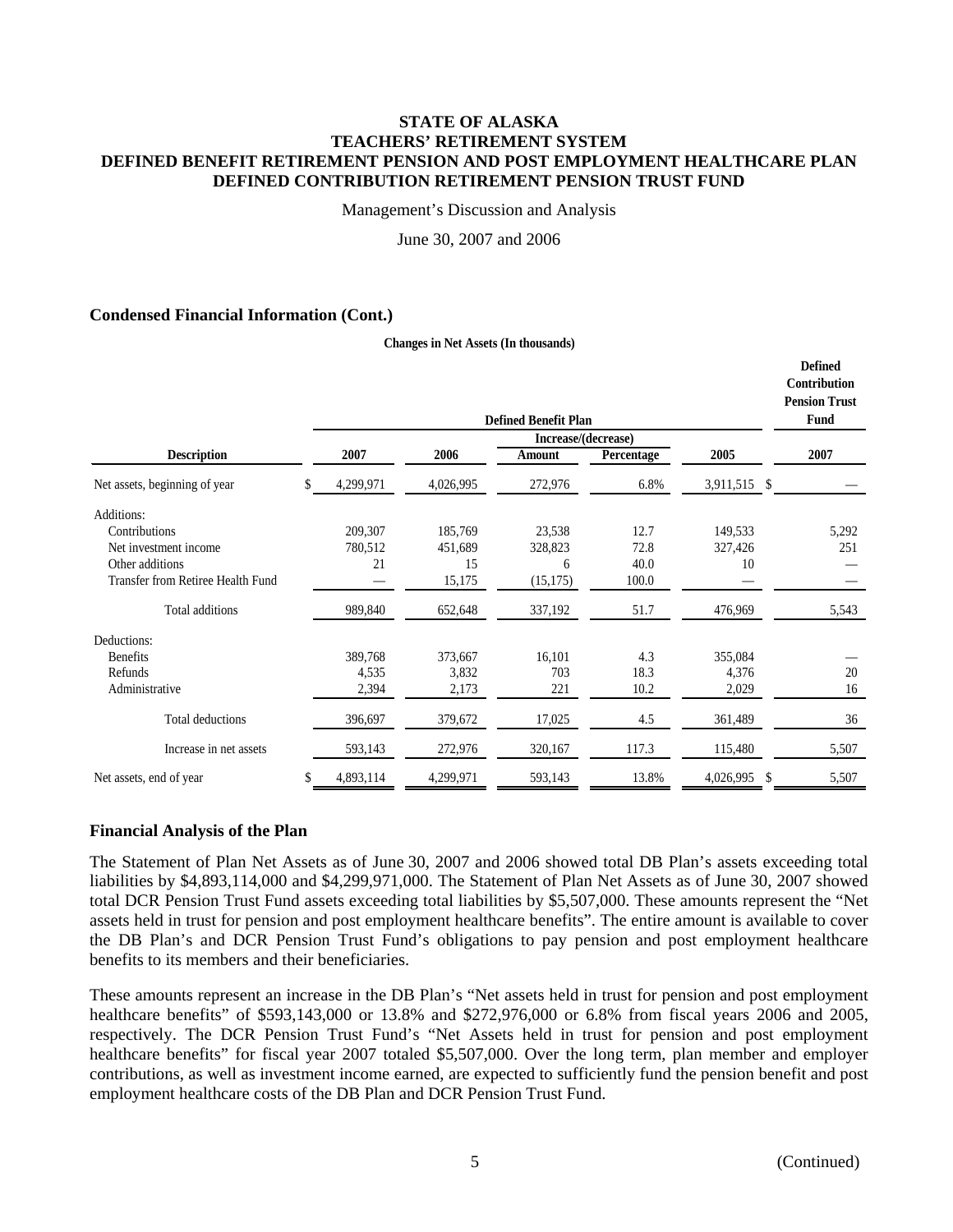# STATE OF ALASKA
# TEACHERS' RETIREMENT SYSTEM
# DEFINED BENEFIT RETIREMENT PENSION AND POST EMPLOYMENT HEALTHCARE PLAN
# DEFINED CONTRIBUTION RETIREMENT PENSION TRUST FUND

Management's Discussion and Analysis

June 30, 2007 and 2006

### Condensed Financial Information (Cont.)

**Changes in Net Assets (In thousands)**

| | Defined Benefit Plan | | | | | Defined Contribution Pension Trust Fund |
|---|---|---|---|---|---|---|
| | | | Increase/(decrease) | | | |
| **Description** | **2007** | **2006** | **Amount** | **Percentage** | **2005** | **2007** |
| Net assets, beginning of year | $ 4,299,971 | 4,026,995 | 272,976 | 6.8% | 3,911,515 | $ — |
| Additions: | | | | | | |
| Contributions | 209,307 | 185,769 | 23,538 | 12.7 | 149,533 | 5,292 |
| Net investment income | 780,512 | 451,689 | 328,823 | 72.8 | 327,426 | 251 |
| Other additions | 21 | 15 | 6 | 40.0 | 10 | — |
| Transfer from Retiree Health Fund | — | 15,175 | (15,175) | 100.0 | — | — |
| Total additions | 989,840 | 652,648 | 337,192 | 51.7 | 476,969 | 5,543 |
| Deductions: | | | | | | |
| Benefits | 389,768 | 373,667 | 16,101 | 4.3 | 355,084 | — |
| Refunds | 4,535 | 3,832 | 703 | 18.3 | 4,376 | 20 |
| Administrative | 2,394 | 2,173 | 221 | 10.2 | 2,029 | 16 |
| Total deductions | 396,697 | 379,672 | 17,025 | 4.5 | 361,489 | 36 |
| Increase in net assets | 593,143 | 272,976 | 320,167 | 117.3 | 115,480 | 5,507 |
| Net assets, end of year | $ 4,893,114 | 4,299,971 | 593,143 | 13.8% | 4,026,995 | $ 5,507 |

### Financial Analysis of the Plan

The Statement of Plan Net Assets as of June 30, 2007 and 2006 showed total DB Plan's assets exceeding total liabilities by $4,893,114,000 and $4,299,971,000. The Statement of Plan Net Assets as of June 30, 2007 showed total DCR Pension Trust Fund assets exceeding total liabilities by $5,507,000. These amounts represent the "Net assets held in trust for pension and post employment healthcare benefits". The entire amount is available to cover the DB Plan's and DCR Pension Trust Fund's obligations to pay pension and post employment healthcare benefits to its members and their beneficiaries.

These amounts represent an increase in the DB Plan's "Net assets held in trust for pension and post employment healthcare benefits" of $593,143,000 or 13.8% and $272,976,000 or 6.8% from fiscal years 2006 and 2005, respectively. The DCR Pension Trust Fund's "Net Assets held in trust for pension and post employment healthcare benefits" for fiscal year 2007 totaled $5,507,000. Over the long term, plan member and employer contributions, as well as investment income earned, are expected to sufficiently fund the pension benefit and post employment healthcare costs of the DB Plan and DCR Pension Trust Fund.

(Continued)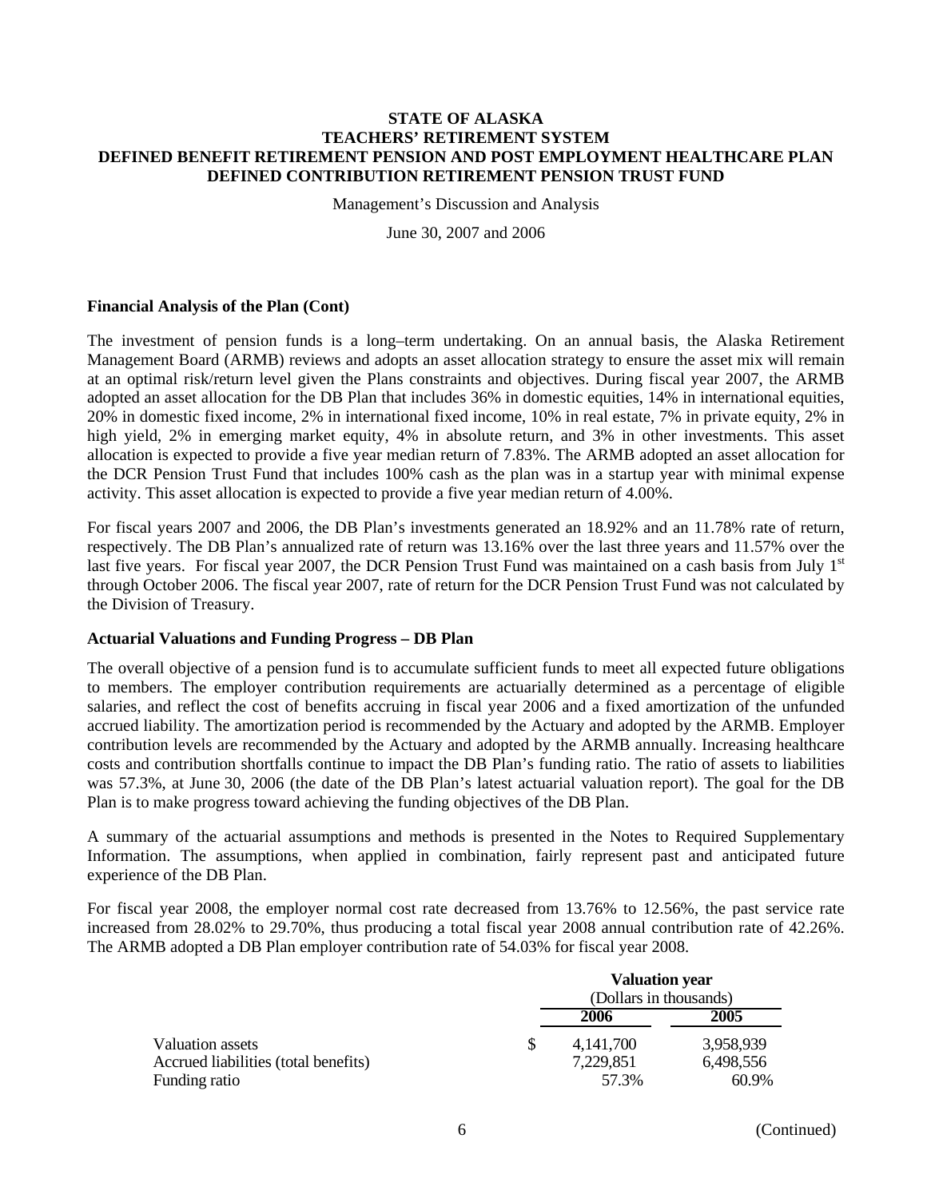**STATE OF ALASKA**
**TEACHERS' RETIREMENT SYSTEM**
**DEFINED BENEFIT RETIREMENT PENSION AND POST EMPLOYMENT HEALTHCARE PLAN**
**DEFINED CONTRIBUTION RETIREMENT PENSION TRUST FUND**

Management's Discussion and Analysis

June 30, 2007 and 2006

### Financial Analysis of the Plan (Cont)

The investment of pension funds is a long–term undertaking. On an annual basis, the Alaska Retirement Management Board (ARMB) reviews and adopts an asset allocation strategy to ensure the asset mix will remain at an optimal risk/return level given the Plans constraints and objectives. During fiscal year 2007, the ARMB adopted an asset allocation for the DB Plan that includes 36% in domestic equities, 14% in international equities, 20% in domestic fixed income, 2% in international fixed income, 10% in real estate, 7% in private equity, 2% in high yield, 2% in emerging market equity, 4% in absolute return, and 3% in other investments. This asset allocation is expected to provide a five year median return of 7.83%. The ARMB adopted an asset allocation for the DCR Pension Trust Fund that includes 100% cash as the plan was in a startup year with minimal expense activity. This asset allocation is expected to provide a five year median return of 4.00%.

For fiscal years 2007 and 2006, the DB Plan's investments generated an 18.92% and an 11.78% rate of return, respectively. The DB Plan's annualized rate of return was 13.16% over the last three years and 11.57% over the last five years. For fiscal year 2007, the DCR Pension Trust Fund was maintained on a cash basis from July 1st through October 2006. The fiscal year 2007, rate of return for the DCR Pension Trust Fund was not calculated by the Division of Treasury.

### Actuarial Valuations and Funding Progress – DB Plan

The overall objective of a pension fund is to accumulate sufficient funds to meet all expected future obligations to members. The employer contribution requirements are actuarially determined as a percentage of eligible salaries, and reflect the cost of benefits accruing in fiscal year 2006 and a fixed amortization of the unfunded accrued liability. The amortization period is recommended by the Actuary and adopted by the ARMB. Employer contribution levels are recommended by the Actuary and adopted by the ARMB annually. Increasing healthcare costs and contribution shortfalls continue to impact the DB Plan's funding ratio. The ratio of assets to liabilities was 57.3%, at June 30, 2006 (the date of the DB Plan's latest actuarial valuation report). The goal for the DB Plan is to make progress toward achieving the funding objectives of the DB Plan.

A summary of the actuarial assumptions and methods is presented in the Notes to Required Supplementary Information. The assumptions, when applied in combination, fairly represent past and anticipated future experience of the DB Plan.

For fiscal year 2008, the employer normal cost rate decreased from 13.76% to 12.56%, the past service rate increased from 28.02% to 29.70%, thus producing a total fiscal year 2008 annual contribution rate of 42.26%. The ARMB adopted a DB Plan employer contribution rate of 54.03% for fiscal year 2008.

| | Valuation year (Dollars in thousands) | |
|---|---|---|
| | 2006 | 2005 |
| Valuation assets | $ 4,141,700 | 3,958,939 |
| Accrued liabilities (total benefits) | 7,229,851 | 6,498,556 |
| Funding ratio | 57.3% | 60.9% |

(Continued)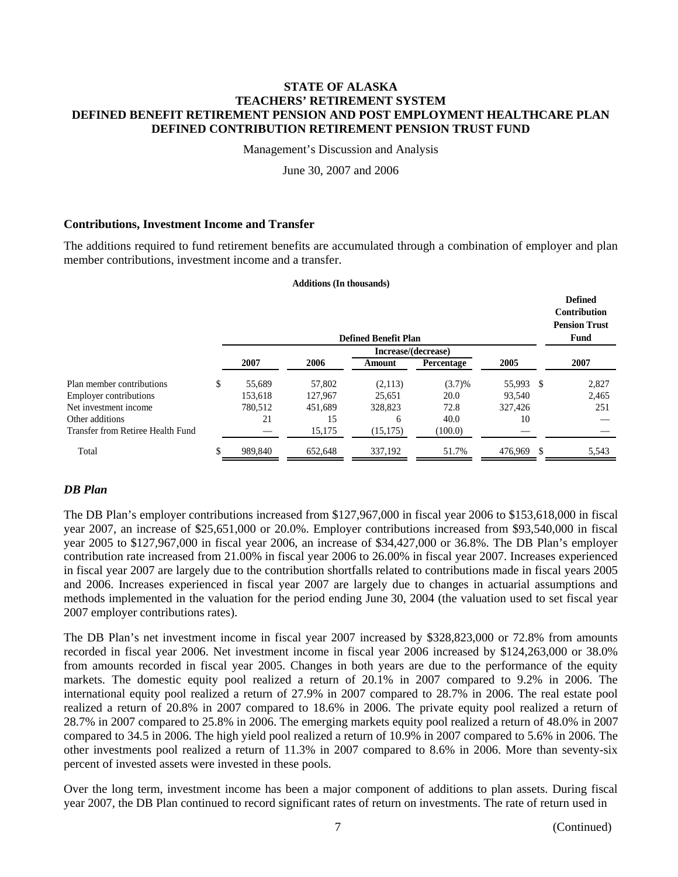**STATE OF ALASKA**
**TEACHERS' RETIREMENT SYSTEM**
**DEFINED BENEFIT RETIREMENT PENSION AND POST EMPLOYMENT HEALTHCARE PLAN**
**DEFINED CONTRIBUTION RETIREMENT PENSION TRUST FUND**

Management's Discussion and Analysis

June 30, 2007 and 2006

### Contributions, Investment Income and Transfer

The additions required to fund retirement benefits are accumulated through a combination of employer and plan member contributions, investment income and a transfer.

**Additions (In thousands)**

| | Defined Benefit Plan | | | | | Defined Contribution Pension Trust Fund |
|---|---|---|---|---|---|---|
| | | | Increase/(decrease) | | | |
| | 2007 | 2006 | Amount | Percentage | 2005 | 2007 |
| Plan member contributions | $ 55,689 | 57,802 | (2,113) | (3.7)% | 55,993 | $ 2,827 |
| Employer contributions | 153,618 | 127,967 | 25,651 | 20.0 | 93,540 | 2,465 |
| Net investment income | 780,512 | 451,689 | 328,823 | 72.8 | 327,426 | 251 |
| Other additions | 21 | 15 | 6 | 40.0 | 10 | — |
| Transfer from Retiree Health Fund | — | 15,175 | (15,175) | (100.0) | — | — |
| Total | $ 989,840 | 652,648 | 337,192 | 51.7% | 476,969 | $ 5,543 |

### *DB Plan*

The DB Plan's employer contributions increased from $127,967,000 in fiscal year 2006 to $153,618,000 in fiscal year 2007, an increase of $25,651,000 or 20.0%. Employer contributions increased from $93,540,000 in fiscal year 2005 to $127,967,000 in fiscal year 2006, an increase of $34,427,000 or 36.8%. The DB Plan's employer contribution rate increased from 21.00% in fiscal year 2006 to 26.00% in fiscal year 2007. Increases experienced in fiscal year 2007 are largely due to the contribution shortfalls related to contributions made in fiscal years 2005 and 2006. Increases experienced in fiscal year 2007 are largely due to changes in actuarial assumptions and methods implemented in the valuation for the period ending June 30, 2004 (the valuation used to set fiscal year 2007 employer contributions rates).

The DB Plan's net investment income in fiscal year 2007 increased by $328,823,000 or 72.8% from amounts recorded in fiscal year 2006. Net investment income in fiscal year 2006 increased by $124,263,000 or 38.0% from amounts recorded in fiscal year 2005. Changes in both years are due to the performance of the equity markets. The domestic equity pool realized a return of 20.1% in 2007 compared to 9.2% in 2006. The international equity pool realized a return of 27.9% in 2007 compared to 28.7% in 2006. The real estate pool realized a return of 20.8% in 2007 compared to 18.6% in 2006. The private equity pool realized a return of 28.7% in 2007 compared to 25.8% in 2006. The emerging markets equity pool realized a return of 48.0% in 2007 compared to 34.5 in 2006. The high yield pool realized a return of 10.9% in 2007 compared to 5.6% in 2006. The other investments pool realized a return of 11.3% in 2007 compared to 8.6% in 2006. More than seventy-six percent of invested assets were invested in these pools.

Over the long term, investment income has been a major component of additions to plan assets. During fiscal year 2007, the DB Plan continued to record significant rates of return on investments. The rate of return used in

(Continued)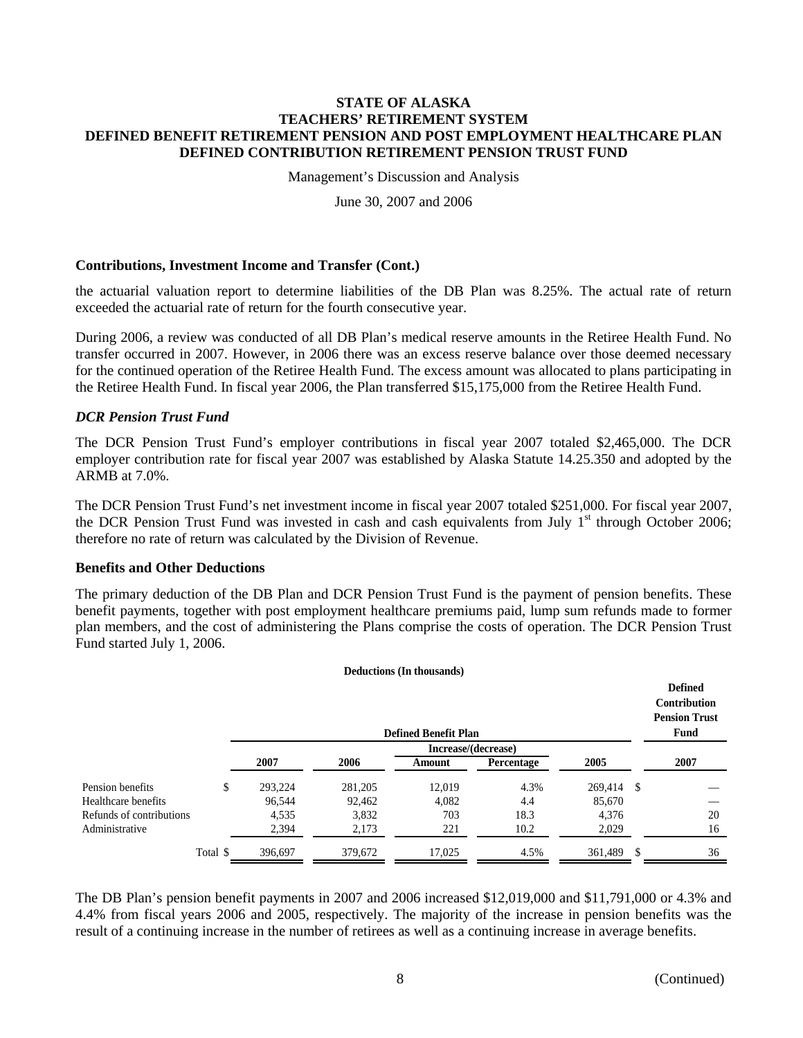## Contributions, Investment Income and Transfer (Cont.)

the actuarial valuation report to determine liabilities of the DB Plan was 8.25%. The actual rate of return exceeded the actuarial rate of return for the fourth consecutive year.

During 2006, a review was conducted of all DB Plan's medical reserve amounts in the Retiree Health Fund. No transfer occurred in 2007. However, in 2006 there was an excess reserve balance over those deemed necessary for the continued operation of the Retiree Health Fund. The excess amount was allocated to plans participating in the Retiree Health Fund. In fiscal year 2006, the Plan transferred $15,175,000 from the Retiree Health Fund.

### *DCR Pension Trust Fund*

The DCR Pension Trust Fund's employer contributions in fiscal year 2007 totaled $2,465,000. The DCR employer contribution rate for fiscal year 2007 was established by Alaska Statute 14.25.350 and adopted by the ARMB at 7.0%.

The DCR Pension Trust Fund's net investment income in fiscal year 2007 totaled $251,000. For fiscal year 2007, the DCR Pension Trust Fund was invested in cash and cash equivalents from July 1st through October 2006; therefore no rate of return was calculated by the Division of Revenue.

## Benefits and Other Deductions

The primary deduction of the DB Plan and DCR Pension Trust Fund is the payment of pension benefits. These benefit payments, together with post employment healthcare premiums paid, lump sum refunds made to former plan members, and the cost of administering the Plans comprise the costs of operation. The DCR Pension Trust Fund started July 1, 2006.

**Deductions (In thousands)**

| | Defined Benefit Plan | | | | | Defined Contribution Pension Trust Fund |
|---|---|---|---|---|---|---|
| | | | Increase/(decrease) | | | |
| | 2007 | 2006 | Amount | Percentage | 2005 | 2007 |
| Pension benefits | $ 293,224 | 281,205 | 12,019 | 4.3% | 269,414 | $ — |
| Healthcare benefits | 96,544 | 92,462 | 4,082 | 4.4 | 85,670 | — |
| Refunds of contributions | 4,535 | 3,832 | 703 | 18.3 | 4,376 | 20 |
| Administrative | 2,394 | 2,173 | 221 | 10.2 | 2,029 | 16 |
| Total | $ 396,697 | 379,672 | 17,025 | 4.5% | 361,489 | $ 36 |

The DB Plan's pension benefit payments in 2007 and 2006 increased $12,019,000 and $11,791,000 or 4.3% and 4.4% from fiscal years 2006 and 2005, respectively. The majority of the increase in pension benefits was the result of a continuing increase in the number of retirees as well as a continuing increase in average benefits.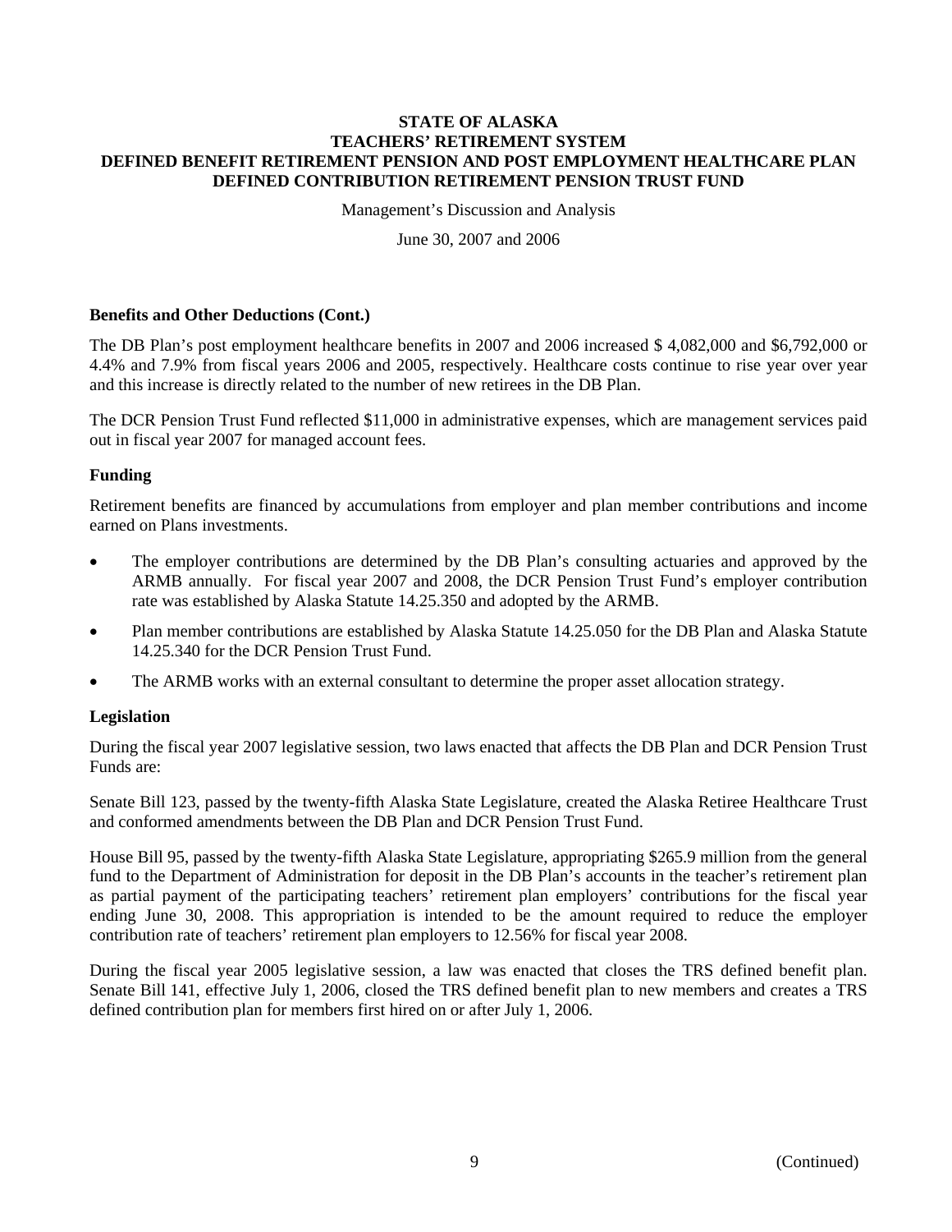# STATE OF ALASKA
# TEACHERS' RETIREMENT SYSTEM
# DEFINED BENEFIT RETIREMENT PENSION AND POST EMPLOYMENT HEALTHCARE PLAN
# DEFINED CONTRIBUTION RETIREMENT PENSION TRUST FUND

Management's Discussion and Analysis

June 30, 2007 and 2006

**Benefits and Other Deductions (Cont.)**

The DB Plan's post employment healthcare benefits in 2007 and 2006 increased $ 4,082,000 and $6,792,000 or 4.4% and 7.9% from fiscal years 2006 and 2005, respectively. Healthcare costs continue to rise year over year and this increase is directly related to the number of new retirees in the DB Plan.

The DCR Pension Trust Fund reflected $11,000 in administrative expenses, which are management services paid out in fiscal year 2007 for managed account fees.

**Funding**

Retirement benefits are financed by accumulations from employer and plan member contributions and income earned on Plans investments.

- The employer contributions are determined by the DB Plan's consulting actuaries and approved by the ARMB annually. For fiscal year 2007 and 2008, the DCR Pension Trust Fund's employer contribution rate was established by Alaska Statute 14.25.350 and adopted by the ARMB.
- Plan member contributions are established by Alaska Statute 14.25.050 for the DB Plan and Alaska Statute 14.25.340 for the DCR Pension Trust Fund.
- The ARMB works with an external consultant to determine the proper asset allocation strategy.

**Legislation**

During the fiscal year 2007 legislative session, two laws enacted that affects the DB Plan and DCR Pension Trust Funds are:

Senate Bill 123, passed by the twenty-fifth Alaska State Legislature, created the Alaska Retiree Healthcare Trust and conformed amendments between the DB Plan and DCR Pension Trust Fund.

House Bill 95, passed by the twenty-fifth Alaska State Legislature, appropriating $265.9 million from the general fund to the Department of Administration for deposit in the DB Plan's accounts in the teacher's retirement plan as partial payment of the participating teachers' retirement plan employers' contributions for the fiscal year ending June 30, 2008. This appropriation is intended to be the amount required to reduce the employer contribution rate of teachers' retirement plan employers to 12.56% for fiscal year 2008.

During the fiscal year 2005 legislative session, a law was enacted that closes the TRS defined benefit plan. Senate Bill 141, effective July 1, 2006, closed the TRS defined benefit plan to new members and creates a TRS defined contribution plan for members first hired on or after July 1, 2006.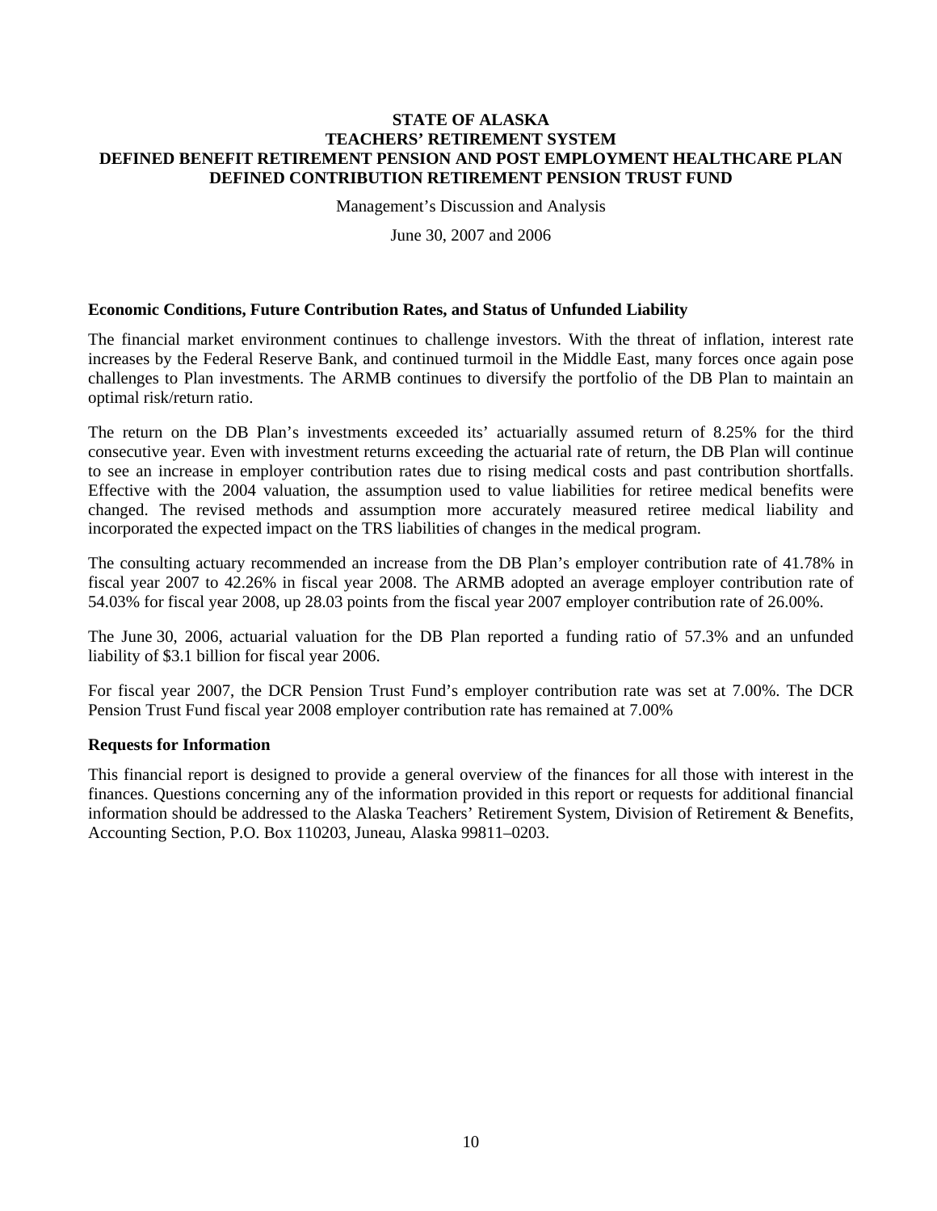**STATE OF ALASKA**
**TEACHERS' RETIREMENT SYSTEM**
**DEFINED BENEFIT RETIREMENT PENSION AND POST EMPLOYMENT HEALTHCARE PLAN**
**DEFINED CONTRIBUTION RETIREMENT PENSION TRUST FUND**

Management's Discussion and Analysis

June 30, 2007 and 2006

### Economic Conditions, Future Contribution Rates, and Status of Unfunded Liability

The financial market environment continues to challenge investors. With the threat of inflation, interest rate increases by the Federal Reserve Bank, and continued turmoil in the Middle East, many forces once again pose challenges to Plan investments. The ARMB continues to diversify the portfolio of the DB Plan to maintain an optimal risk/return ratio.

The return on the DB Plan's investments exceeded its' actuarially assumed return of 8.25% for the third consecutive year. Even with investment returns exceeding the actuarial rate of return, the DB Plan will continue to see an increase in employer contribution rates due to rising medical costs and past contribution shortfalls. Effective with the 2004 valuation, the assumption used to value liabilities for retiree medical benefits were changed. The revised methods and assumption more accurately measured retiree medical liability and incorporated the expected impact on the TRS liabilities of changes in the medical program.

The consulting actuary recommended an increase from the DB Plan's employer contribution rate of 41.78% in fiscal year 2007 to 42.26% in fiscal year 2008. The ARMB adopted an average employer contribution rate of 54.03% for fiscal year 2008, up 28.03 points from the fiscal year 2007 employer contribution rate of 26.00%.

The June 30, 2006, actuarial valuation for the DB Plan reported a funding ratio of 57.3% and an unfunded liability of $3.1 billion for fiscal year 2006.

For fiscal year 2007, the DCR Pension Trust Fund's employer contribution rate was set at 7.00%. The DCR Pension Trust Fund fiscal year 2008 employer contribution rate has remained at 7.00%

### Requests for Information

This financial report is designed to provide a general overview of the finances for all those with interest in the finances. Questions concerning any of the information provided in this report or requests for additional financial information should be addressed to the Alaska Teachers' Retirement System, Division of Retirement & Benefits, Accounting Section, P.O. Box 110203, Juneau, Alaska 99811–0203.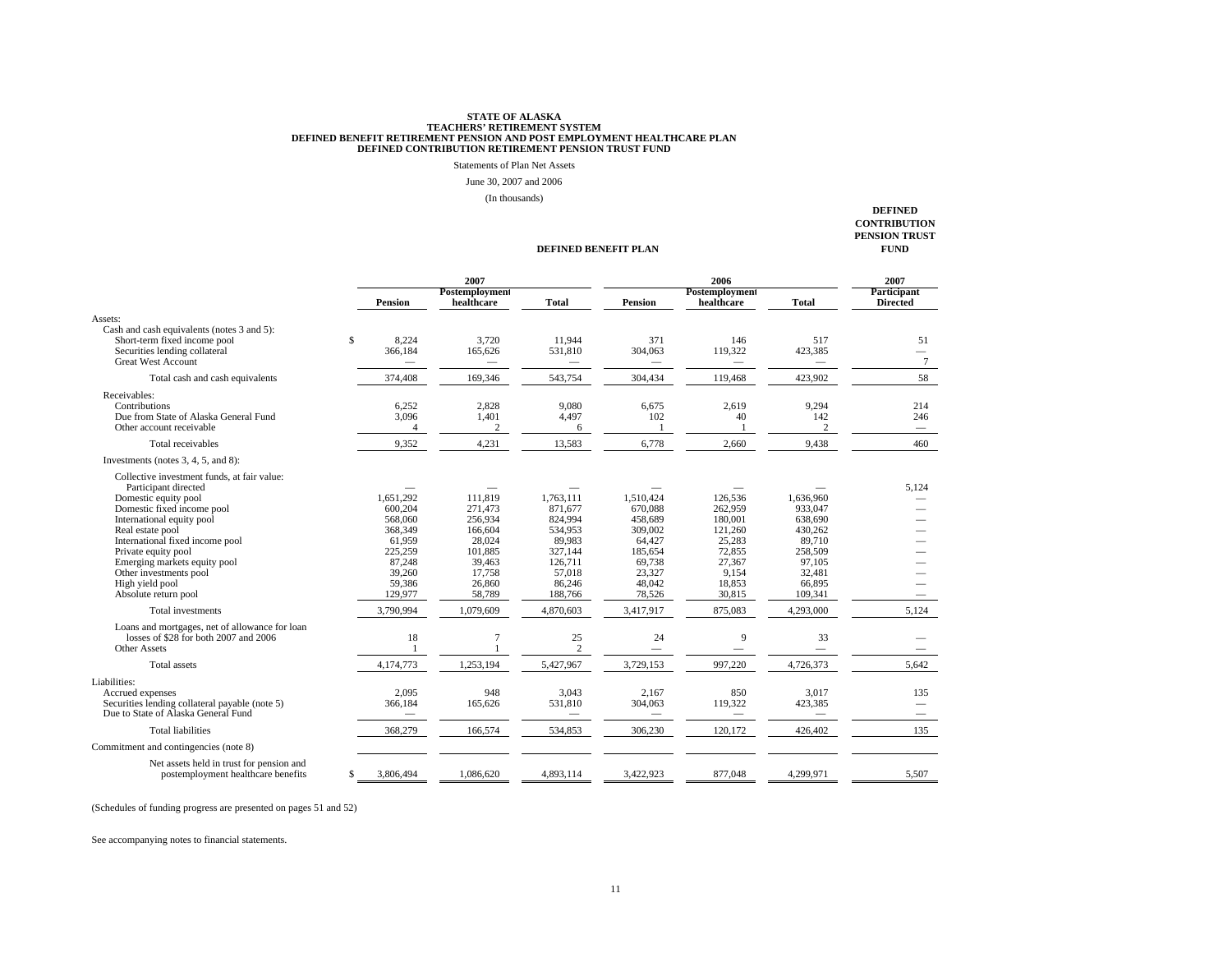**STATE OF ALASKA**
**TEACHERS' RETIREMENT SYSTEM**
**DEFINED BENEFIT RETIREMENT PENSION AND POST EMPLOYMENT HEALTHCARE PLAN**
**DEFINED CONTRIBUTION RETIREMENT PENSION TRUST FUND**

Statements of Plan Net Assets

June 30, 2007 and 2006

(In thousands)

| | DEFINED BENEFIT PLAN | | | | | | DEFINED CONTRIBUTION PENSION TRUST FUND |
|---|---|---|---|---|---|---|---|
| | 2007 | | | 2006 | | | 2007 |
| | Pension | Postemployment healthcare | Total | Pension | Postemployment healthcare | Total | Participant Directed |
| Assets: | | | | | | | |
| Cash and cash equivalents (notes 3 and 5): | | | | | | | |
| Short-term fixed income pool | $ 8,224 | 3,720 | 11,944 | 371 | 146 | 517 | 51 |
| Securities lending collateral | 366,184 | 165,626 | 531,810 | 304,063 | 119,322 | 423,385 | — |
| Great West Account | — | — | — | — | — | — | 7 |
| Total cash and cash equivalents | 374,408 | 169,346 | 543,754 | 304,434 | 119,468 | 423,902 | 58 |
| Receivables: | | | | | | | |
| Contributions | 6,252 | 2,828 | 9,080 | 6,675 | 2,619 | 9,294 | 214 |
| Due from State of Alaska General Fund | 3,096 | 1,401 | 4,497 | 102 | 40 | 142 | 246 |
| Other account receivable | 4 | 2 | 6 | 1 | 1 | 2 | — |
| Total receivables | 9,352 | 4,231 | 13,583 | 6,778 | 2,660 | 9,438 | 460 |
| Investments (notes 3, 4, 5, and 8): | | | | | | | |
| Collective investment funds, at fair value: | | | | | | | |
| Participant directed | — | — | — | — | — | — | 5,124 |
| Domestic equity pool | 1,651,292 | 111,819 | 1,763,111 | 1,510,424 | 126,536 | 1,636,960 | — |
| Domestic fixed income pool | 600,204 | 271,473 | 871,677 | 670,088 | 262,959 | 933,047 | — |
| International equity pool | 568,060 | 256,934 | 824,994 | 458,689 | 180,001 | 638,690 | — |
| Real estate pool | 368,349 | 166,604 | 534,953 | 309,002 | 121,260 | 430,262 | — |
| International fixed income pool | 61,959 | 28,024 | 89,983 | 64,427 | 25,283 | 89,710 | — |
| Private equity pool | 225,259 | 101,885 | 327,144 | 185,654 | 72,855 | 258,509 | — |
| Emerging markets equity pool | 87,248 | 39,463 | 126,711 | 69,738 | 27,367 | 97,105 | — |
| Other investments pool | 39,260 | 17,758 | 57,018 | 23,327 | 9,154 | 32,481 | — |
| High yield pool | 59,386 | 26,860 | 86,246 | 48,042 | 18,853 | 66,895 | — |
| Absolute return pool | 129,977 | 58,789 | 188,766 | 78,526 | 30,815 | 109,341 | — |
| Total investments | 3,790,994 | 1,079,609 | 4,870,603 | 3,417,917 | 875,083 | 4,293,000 | 5,124 |
| Loans and mortgages, net of allowance for loan losses of $28 for both 2007 and 2006 | 18 | 7 | 25 | 24 | 9 | 33 | — |
| Other Assets | 1 | 1 | 2 | — | — | — | — |
| Total assets | 4,174,773 | 1,253,194 | 5,427,967 | 3,729,153 | 997,220 | 4,726,373 | 5,642 |
| Liabilities: | | | | | | | |
| Accrued expenses | 2,095 | 948 | 3,043 | 2,167 | 850 | 3,017 | 135 |
| Securities lending collateral payable (note 5) | 366,184 | 165,626 | 531,810 | 304,063 | 119,322 | 423,385 | — |
| Due to State of Alaska General Fund | — | — | — | — | — | — | — |
| Total liabilities | 368,279 | 166,574 | 534,853 | 306,230 | 120,172 | 426,402 | 135 |
| Commitment and contingencies (note 8) | | | | | | | |
| Net assets held in trust for pension and postemployment healthcare benefits | $ 3,806,494 | 1,086,620 | 4,893,114 | 3,422,923 | 877,048 | 4,299,971 | 5,507 |

(Schedules of funding progress are presented on pages 51 and 52)

See accompanying notes to financial statements.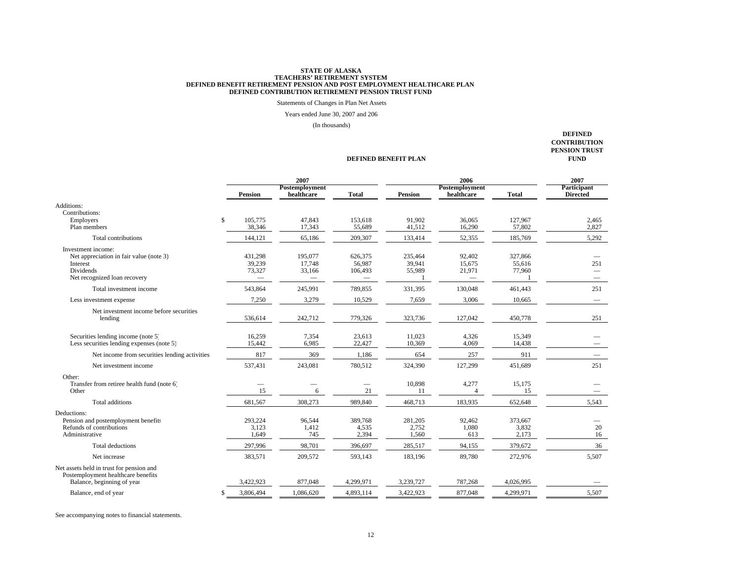# STATE OF ALASKA
# TEACHERS' RETIREMENT SYSTEM
# DEFINED BENEFIT RETIREMENT PENSION AND POST EMPLOYMENT HEALTHCARE PLAN
# DEFINED CONTRIBUTION RETIREMENT PENSION TRUST FUND

Statements of Changes in Plan Net Assets

Years ended June 30, 2007 and 206

(In thousands)

| | DEFINED BENEFIT PLAN | | | | | | DEFINED CONTRIBUTION PENSION TRUST FUND |
|---|---|---|---|---|---|---|---|
| | 2007 | | | 2006 | | | 2007 |
| | Pension | Postemployment healthcare | Total | Pension | Postemployment healthcare | Total | Participant Directed |
| Additions: | | | | | | | |
| Contributions: | | | | | | | |
| Employers | $ 105,775 | 47,843 | 153,618 | 91,902 | 36,065 | 127,967 | 2,465 |
| Plan members | 38,346 | 17,343 | 55,689 | 41,512 | 16,290 | 57,802 | 2,827 |
| Total contributions | 144,121 | 65,186 | 209,307 | 133,414 | 52,355 | 185,769 | 5,292 |
| Investment income: | | | | | | | |
| Net appreciation in fair value (note 3) | 431,298 | 195,077 | 626,375 | 235,464 | 92,402 | 327,866 | — |
| Interest | 39,239 | 17,748 | 56,987 | 39,941 | 15,675 | 55,616 | 251 |
| Dividends | 73,327 | 33,166 | 106,493 | 55,989 | 21,971 | 77,960 | — |
| Net recognized loan recovery | — | — | — | 1 | — | 1 | — |
| Total investment income | 543,864 | 245,991 | 789,855 | 331,395 | 130,048 | 461,443 | 251 |
| Less investment expense | 7,250 | 3,279 | 10,529 | 7,659 | 3,006 | 10,665 | — |
| Net investment income before securities lending | 536,614 | 242,712 | 779,326 | 323,736 | 127,042 | 450,778 | 251 |
| Securities lending income (note 5) | 16,259 | 7,354 | 23,613 | 11,023 | 4,326 | 15,349 | — |
| Less securities lending expenses (note 5) | 15,442 | 6,985 | 22,427 | 10,369 | 4,069 | 14,438 | — |
| Net income from securities lending activities | 817 | 369 | 1,186 | 654 | 257 | 911 | — |
| Net investment income | 537,431 | 243,081 | 780,512 | 324,390 | 127,299 | 451,689 | 251 |
| Other: | | | | | | | |
| Transfer from retiree health fund (note 6) | — | — | — | 10,898 | 4,277 | 15,175 | — |
| Other | 15 | 6 | 21 | 11 | 4 | 15 | — |
| Total additions | 681,567 | 308,273 | 989,840 | 468,713 | 183,935 | 652,648 | 5,543 |
| Deductions: | | | | | | | |
| Pension and postemployment benefits | 293,224 | 96,544 | 389,768 | 281,205 | 92,462 | 373,667 | — |
| Refunds of contributions | 3,123 | 1,412 | 4,535 | 2,752 | 1,080 | 3,832 | 20 |
| Administrative | 1,649 | 745 | 2,394 | 1,560 | 613 | 2,173 | 16 |
| Total deductions | 297,996 | 98,701 | 396,697 | 285,517 | 94,155 | 379,672 | 36 |
| Net increase | 383,571 | 209,572 | 593,143 | 183,196 | 89,780 | 272,976 | 5,507 |
| Net assets held in trust for pension and Postemployment healthcare benefits | | | | | | | |
| Balance, beginning of year | 3,422,923 | 877,048 | 4,299,971 | 3,239,727 | 787,268 | 4,026,995 | — |
| Balance, end of year | $ 3,806,494 | 1,086,620 | 4,893,114 | 3,422,923 | 877,048 | 4,299,971 | 5,507 |

See accompanying notes to financial statements.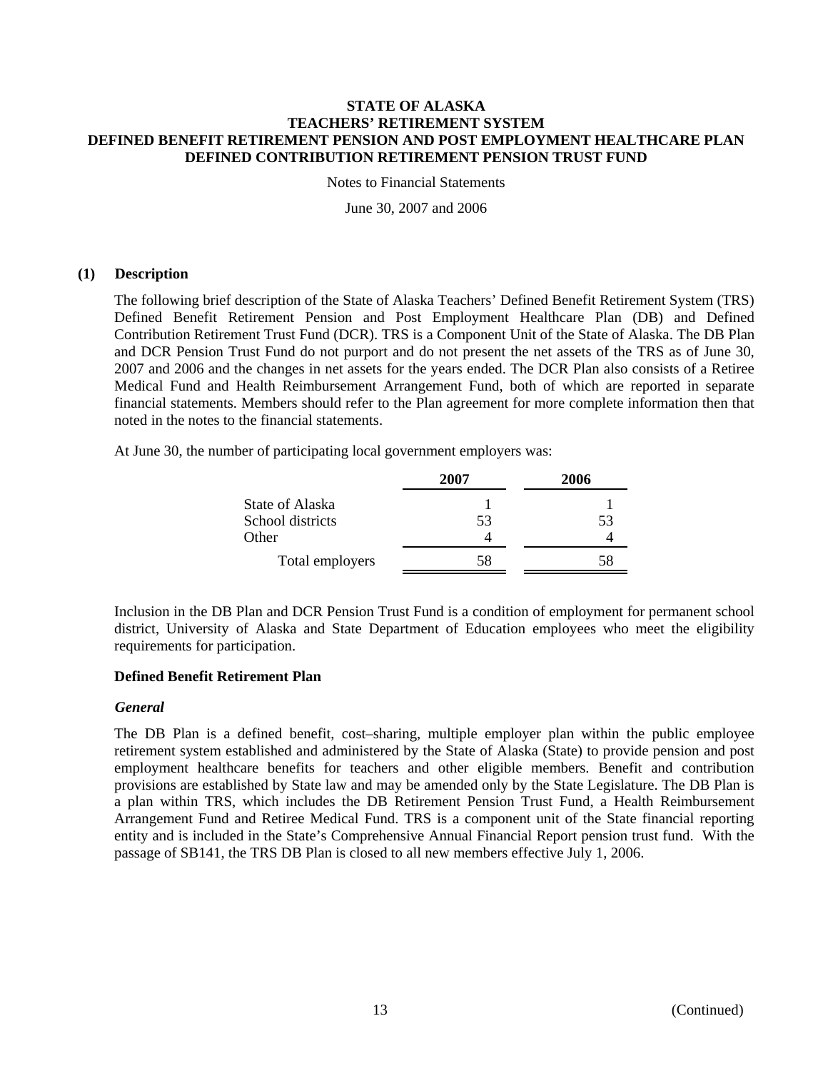# STATE OF ALASKA
# TEACHERS' RETIREMENT SYSTEM
# DEFINED BENEFIT RETIREMENT PENSION AND POST EMPLOYMENT HEALTHCARE PLAN
# DEFINED CONTRIBUTION RETIREMENT PENSION TRUST FUND

Notes to Financial Statements

June 30, 2007 and 2006

## (1) Description

The following brief description of the State of Alaska Teachers' Defined Benefit Retirement System (TRS) Defined Benefit Retirement Pension and Post Employment Healthcare Plan (DB) and Defined Contribution Retirement Trust Fund (DCR). TRS is a Component Unit of the State of Alaska. The DB Plan and DCR Pension Trust Fund do not purport and do not present the net assets of the TRS as of June 30, 2007 and 2006 and the changes in net assets for the years ended. The DCR Plan also consists of a Retiree Medical Fund and Health Reimbursement Arrangement Fund, both of which are reported in separate financial statements. Members should refer to the Plan agreement for more complete information then that noted in the notes to the financial statements.

At June 30, the number of participating local government employers was:

| | 2007 | 2006 |
|---|---|---|
| State of Alaska | 1 | 1 |
| School districts | 53 | 53 |
| Other | 4 | 4 |
| Total employers | 58 | 58 |

Inclusion in the DB Plan and DCR Pension Trust Fund is a condition of employment for permanent school district, University of Alaska and State Department of Education employees who meet the eligibility requirements for participation.

### Defined Benefit Retirement Plan

#### *General*

The DB Plan is a defined benefit, cost–sharing, multiple employer plan within the public employee retirement system established and administered by the State of Alaska (State) to provide pension and post employment healthcare benefits for teachers and other eligible members. Benefit and contribution provisions are established by State law and may be amended only by the State Legislature. The DB Plan is a plan within TRS, which includes the DB Retirement Pension Trust Fund, a Health Reimbursement Arrangement Fund and Retiree Medical Fund. TRS is a component unit of the State financial reporting entity and is included in the State's Comprehensive Annual Financial Report pension trust fund. With the passage of SB141, the TRS DB Plan is closed to all new members effective July 1, 2006.

(Continued)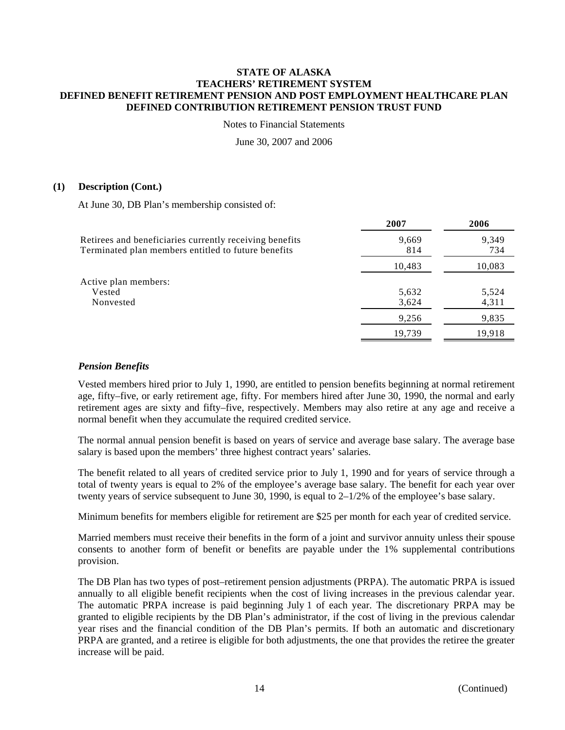# STATE OF ALASKA
# TEACHERS' RETIREMENT SYSTEM
# DEFINED BENEFIT RETIREMENT PENSION AND POST EMPLOYMENT HEALTHCARE PLAN
# DEFINED CONTRIBUTION RETIREMENT PENSION TRUST FUND

Notes to Financial Statements

June 30, 2007 and 2006

**(1) Description (Cont.)**

At June 30, DB Plan's membership consisted of:

| | 2007 | 2006 |
|---|---|---|
| Retirees and beneficiaries currently receiving benefits | 9,669 | 9,349 |
| Terminated plan members entitled to future benefits | 814 | 734 |
| | 10,483 | 10,083 |
| Active plan members: | | |
| Vested | 5,632 | 5,524 |
| Nonvested | 3,624 | 4,311 |
| | 9,256 | 9,835 |
| | 19,739 | 19,918 |

***Pension Benefits***

Vested members hired prior to July 1, 1990, are entitled to pension benefits beginning at normal retirement age, fifty–five, or early retirement age, fifty. For members hired after June 30, 1990, the normal and early retirement ages are sixty and fifty–five, respectively. Members may also retire at any age and receive a normal benefit when they accumulate the required credited service.

The normal annual pension benefit is based on years of service and average base salary. The average base salary is based upon the members' three highest contract years' salaries.

The benefit related to all years of credited service prior to July 1, 1990 and for years of service through a total of twenty years is equal to 2% of the employee's average base salary. The benefit for each year over twenty years of service subsequent to June 30, 1990, is equal to 2–1/2% of the employee's base salary.

Minimum benefits for members eligible for retirement are $25 per month for each year of credited service.

Married members must receive their benefits in the form of a joint and survivor annuity unless their spouse consents to another form of benefit or benefits are payable under the 1% supplemental contributions provision.

The DB Plan has two types of post–retirement pension adjustments (PRPA). The automatic PRPA is issued annually to all eligible benefit recipients when the cost of living increases in the previous calendar year. The automatic PRPA increase is paid beginning July 1 of each year. The discretionary PRPA may be granted to eligible recipients by the DB Plan's administrator, if the cost of living in the previous calendar year rises and the financial condition of the DB Plan's permits. If both an automatic and discretionary PRPA are granted, and a retiree is eligible for both adjustments, the one that provides the retiree the greater increase will be paid.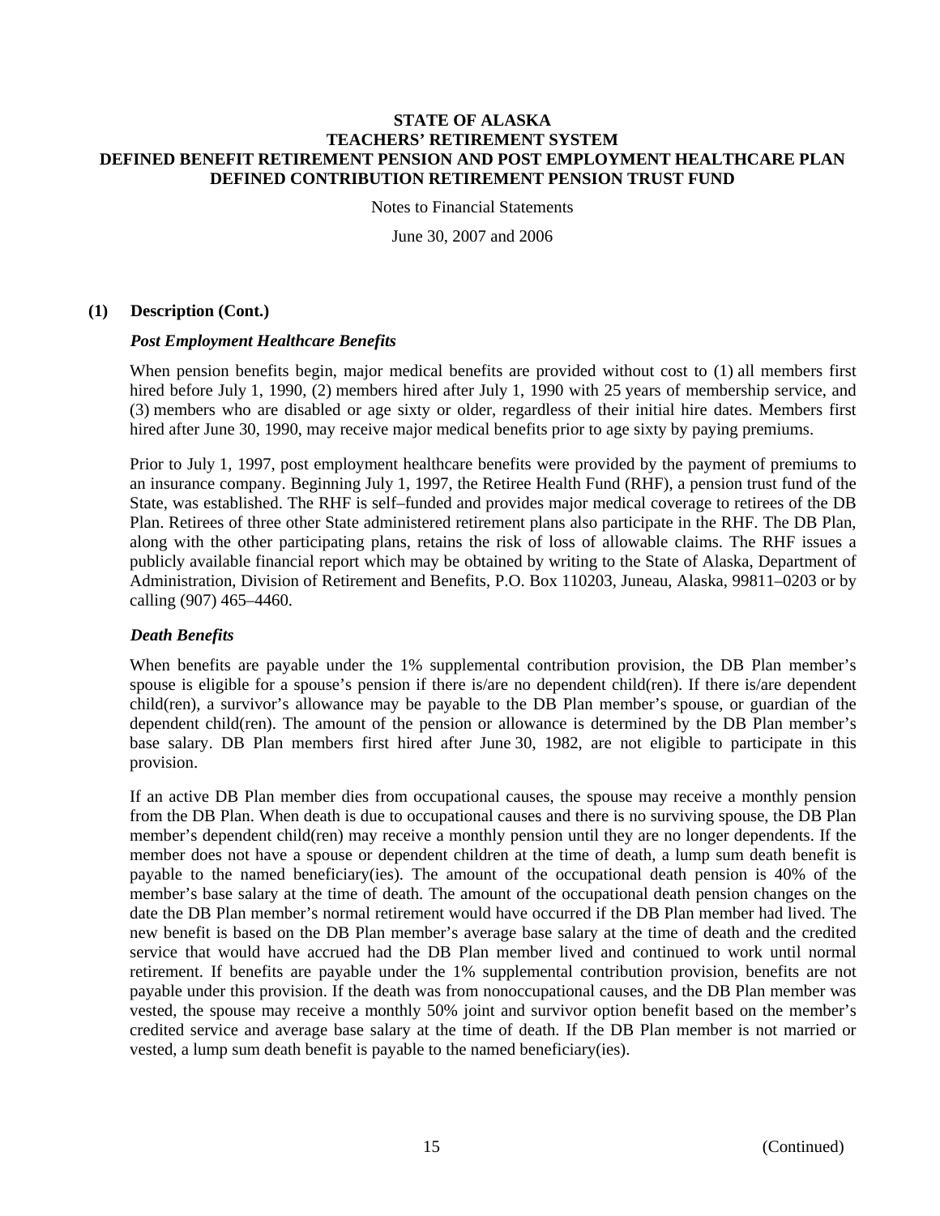**STATE OF ALASKA**
**TEACHERS' RETIREMENT SYSTEM**
**DEFINED BENEFIT RETIREMENT PENSION AND POST EMPLOYMENT HEALTHCARE PLAN**
**DEFINED CONTRIBUTION RETIREMENT PENSION TRUST FUND**

Notes to Financial Statements

June 30, 2007 and 2006

## (1) Description (Cont.)

### *Post Employment Healthcare Benefits*

When pension benefits begin, major medical benefits are provided without cost to (1) all members first hired before July 1, 1990, (2) members hired after July 1, 1990 with 25 years of membership service, and (3) members who are disabled or age sixty or older, regardless of their initial hire dates. Members first hired after June 30, 1990, may receive major medical benefits prior to age sixty by paying premiums.

Prior to July 1, 1997, post employment healthcare benefits were provided by the payment of premiums to an insurance company. Beginning July 1, 1997, the Retiree Health Fund (RHF), a pension trust fund of the State, was established. The RHF is self–funded and provides major medical coverage to retirees of the DB Plan. Retirees of three other State administered retirement plans also participate in the RHF. The DB Plan, along with the other participating plans, retains the risk of loss of allowable claims. The RHF issues a publicly available financial report which may be obtained by writing to the State of Alaska, Department of Administration, Division of Retirement and Benefits, P.O. Box 110203, Juneau, Alaska, 99811–0203 or by calling (907) 465–4460.

### *Death Benefits*

When benefits are payable under the 1% supplemental contribution provision, the DB Plan member's spouse is eligible for a spouse's pension if there is/are no dependent child(ren). If there is/are dependent child(ren), a survivor's allowance may be payable to the DB Plan member's spouse, or guardian of the dependent child(ren). The amount of the pension or allowance is determined by the DB Plan member's base salary. DB Plan members first hired after June 30, 1982, are not eligible to participate in this provision.

If an active DB Plan member dies from occupational causes, the spouse may receive a monthly pension from the DB Plan. When death is due to occupational causes and there is no surviving spouse, the DB Plan member's dependent child(ren) may receive a monthly pension until they are no longer dependents. If the member does not have a spouse or dependent children at the time of death, a lump sum death benefit is payable to the named beneficiary(ies). The amount of the occupational death pension is 40% of the member's base salary at the time of death. The amount of the occupational death pension changes on the date the DB Plan member's normal retirement would have occurred if the DB Plan member had lived. The new benefit is based on the DB Plan member's average base salary at the time of death and the credited service that would have accrued had the DB Plan member lived and continued to work until normal retirement. If benefits are payable under the 1% supplemental contribution provision, benefits are not payable under this provision. If the death was from nonoccupational causes, and the DB Plan member was vested, the spouse may receive a monthly 50% joint and survivor option benefit based on the member's credited service and average base salary at the time of death. If the DB Plan member is not married or vested, a lump sum death benefit is payable to the named beneficiary(ies).

(Continued)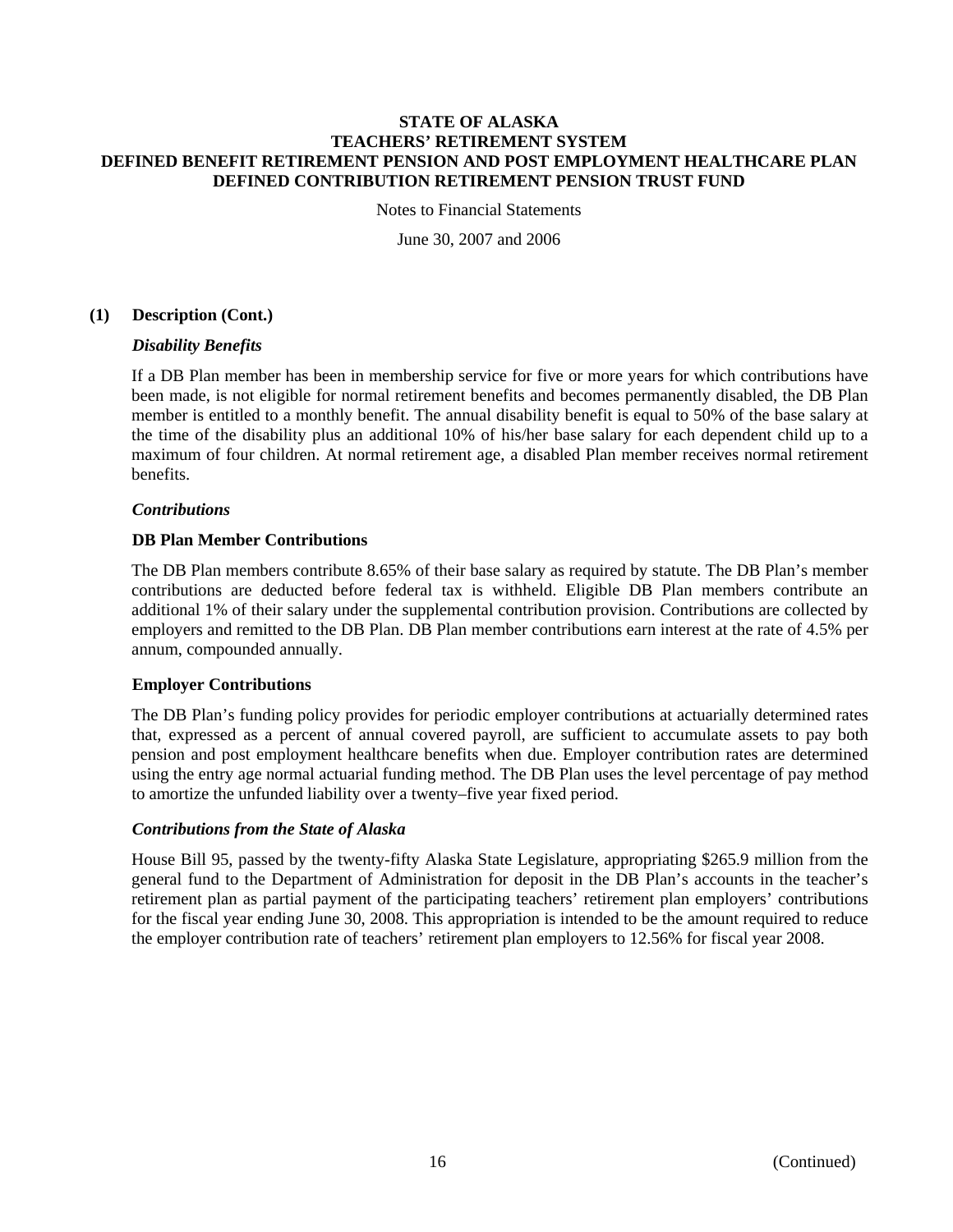**STATE OF ALASKA**
**TEACHERS' RETIREMENT SYSTEM**
**DEFINED BENEFIT RETIREMENT PENSION AND POST EMPLOYMENT HEALTHCARE PLAN**
**DEFINED CONTRIBUTION RETIREMENT PENSION TRUST FUND**

Notes to Financial Statements

June 30, 2007 and 2006

## (1) Description (Cont.)

### *Disability Benefits*

If a DB Plan member has been in membership service for five or more years for which contributions have been made, is not eligible for normal retirement benefits and becomes permanently disabled, the DB Plan member is entitled to a monthly benefit. The annual disability benefit is equal to 50% of the base salary at the time of the disability plus an additional 10% of his/her base salary for each dependent child up to a maximum of four children. At normal retirement age, a disabled Plan member receives normal retirement benefits.

### *Contributions*

**DB Plan Member Contributions**

The DB Plan members contribute 8.65% of their base salary as required by statute. The DB Plan's member contributions are deducted before federal tax is withheld. Eligible DB Plan members contribute an additional 1% of their salary under the supplemental contribution provision. Contributions are collected by employers and remitted to the DB Plan. DB Plan member contributions earn interest at the rate of 4.5% per annum, compounded annually.

**Employer Contributions**

The DB Plan's funding policy provides for periodic employer contributions at actuarially determined rates that, expressed as a percent of annual covered payroll, are sufficient to accumulate assets to pay both pension and post employment healthcare benefits when due. Employer contribution rates are determined using the entry age normal actuarial funding method. The DB Plan uses the level percentage of pay method to amortize the unfunded liability over a twenty–five year fixed period.

### *Contributions from the State of Alaska*

House Bill 95, passed by the twenty-fifty Alaska State Legislature, appropriating $265.9 million from the general fund to the Department of Administration for deposit in the DB Plan's accounts in the teacher's retirement plan as partial payment of the participating teachers' retirement plan employers' contributions for the fiscal year ending June 30, 2008. This appropriation is intended to be the amount required to reduce the employer contribution rate of teachers' retirement plan employers to 12.56% for fiscal year 2008.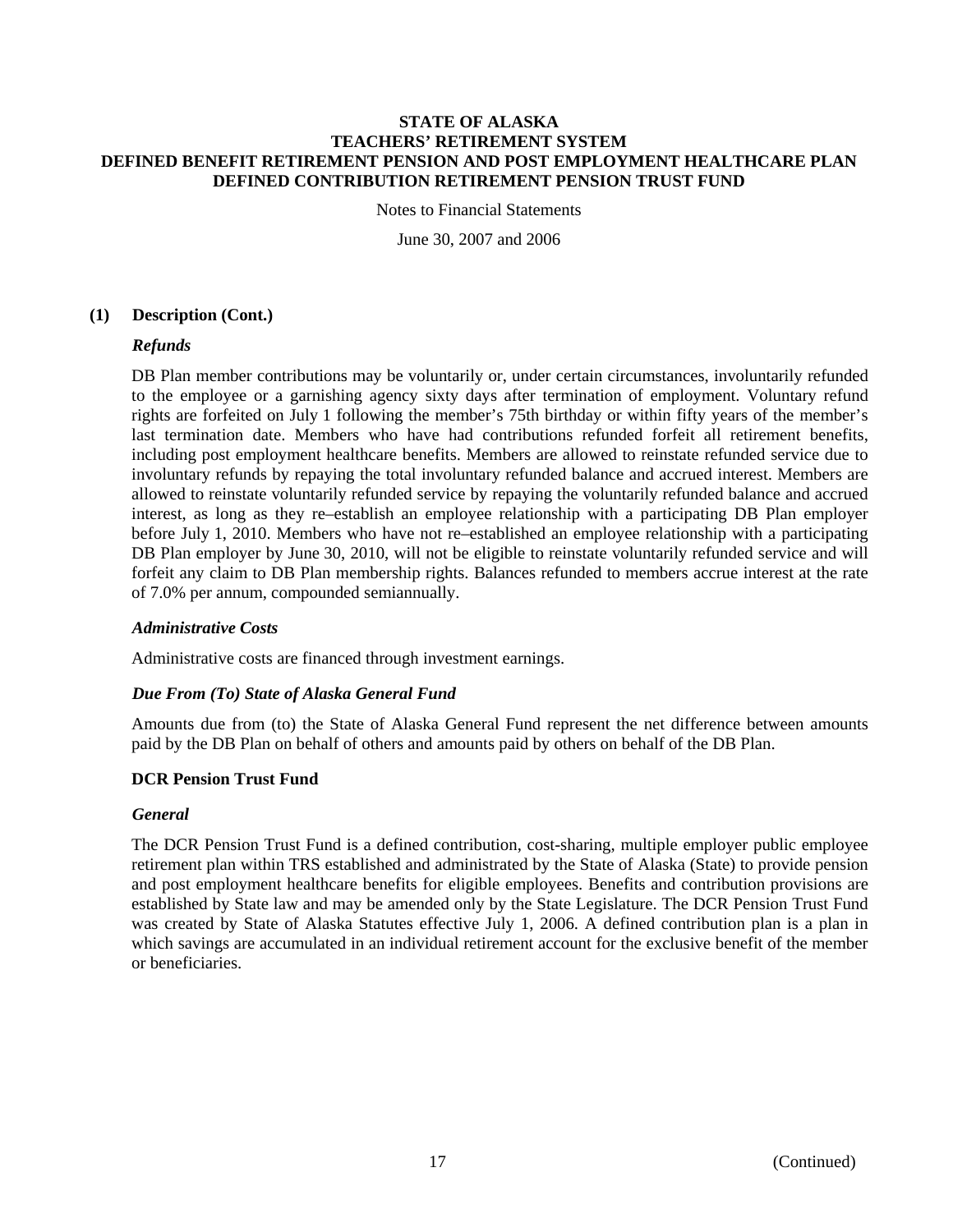# STATE OF ALASKA
# TEACHERS' RETIREMENT SYSTEM
# DEFINED BENEFIT RETIREMENT PENSION AND POST EMPLOYMENT HEALTHCARE PLAN
# DEFINED CONTRIBUTION RETIREMENT PENSION TRUST FUND

Notes to Financial Statements

June 30, 2007 and 2006

## (1) Description (Cont.)

### *Refunds*

DB Plan member contributions may be voluntarily or, under certain circumstances, involuntarily refunded to the employee or a garnishing agency sixty days after termination of employment. Voluntary refund rights are forfeited on July 1 following the member's 75th birthday or within fifty years of the member's last termination date. Members who have had contributions refunded forfeit all retirement benefits, including post employment healthcare benefits. Members are allowed to reinstate refunded service due to involuntary refunds by repaying the total involuntary refunded balance and accrued interest. Members are allowed to reinstate voluntarily refunded service by repaying the voluntarily refunded balance and accrued interest, as long as they re–establish an employee relationship with a participating DB Plan employer before July 1, 2010. Members who have not re–established an employee relationship with a participating DB Plan employer by June 30, 2010, will not be eligible to reinstate voluntarily refunded service and will forfeit any claim to DB Plan membership rights. Balances refunded to members accrue interest at the rate of 7.0% per annum, compounded semiannually.

### *Administrative Costs*

Administrative costs are financed through investment earnings.

### *Due From (To) State of Alaska General Fund*

Amounts due from (to) the State of Alaska General Fund represent the net difference between amounts paid by the DB Plan on behalf of others and amounts paid by others on behalf of the DB Plan.

### DCR Pension Trust Fund

### *General*

The DCR Pension Trust Fund is a defined contribution, cost-sharing, multiple employer public employee retirement plan within TRS established and administrated by the State of Alaska (State) to provide pension and post employment healthcare benefits for eligible employees. Benefits and contribution provisions are established by State law and may be amended only by the State Legislature. The DCR Pension Trust Fund was created by State of Alaska Statutes effective July 1, 2006. A defined contribution plan is a plan in which savings are accumulated in an individual retirement account for the exclusive benefit of the member or beneficiaries.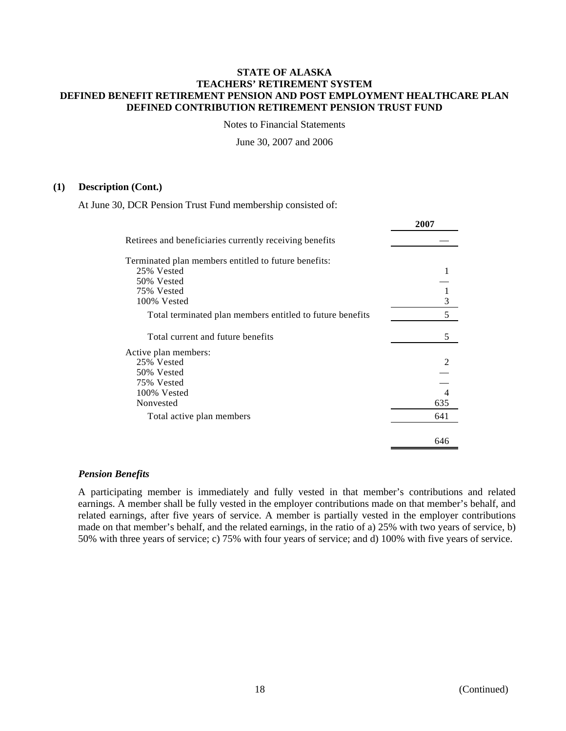# STATE OF ALASKA
# TEACHERS' RETIREMENT SYSTEM
# DEFINED BENEFIT RETIREMENT PENSION AND POST EMPLOYMENT HEALTHCARE PLAN
# DEFINED CONTRIBUTION RETIREMENT PENSION TRUST FUND

Notes to Financial Statements

June 30, 2007 and 2006

**(1) Description (Cont.)**

At June 30, DCR Pension Trust Fund membership consisted of:

| | 2007 |
|---|---|
| Retirees and beneficiaries currently receiving benefits | — |
| Terminated plan members entitled to future benefits: | |
| 25% Vested | 1 |
| 50% Vested | — |
| 75% Vested | 1 |
| 100% Vested | 3 |
| Total terminated plan members entitled to future benefits | 5 |
| Total current and future benefits | 5 |
| Active plan members: | |
| 25% Vested | 2 |
| 50% Vested | — |
| 75% Vested | — |
| 100% Vested | 4 |
| Nonvested | 635 |
| Total active plan members | 641 |
| | 646 |

***Pension Benefits***

A participating member is immediately and fully vested in that member's contributions and related earnings. A member shall be fully vested in the employer contributions made on that member's behalf, and related earnings, after five years of service. A member is partially vested in the employer contributions made on that member's behalf, and the related earnings, in the ratio of a) 25% with two years of service, b) 50% with three years of service; c) 75% with four years of service; and d) 100% with five years of service.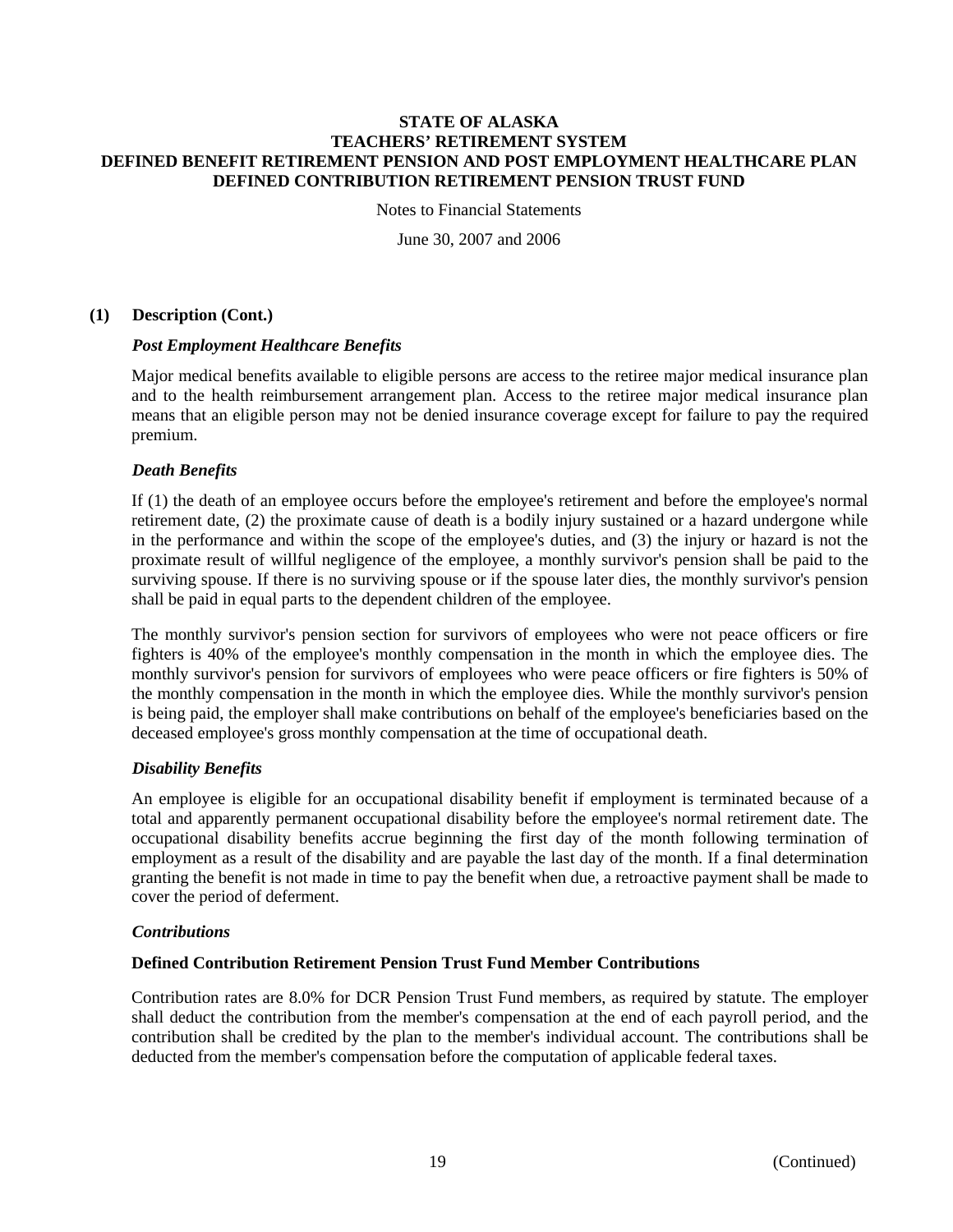**STATE OF ALASKA**
**TEACHERS' RETIREMENT SYSTEM**
**DEFINED BENEFIT RETIREMENT PENSION AND POST EMPLOYMENT HEALTHCARE PLAN**
**DEFINED CONTRIBUTION RETIREMENT PENSION TRUST FUND**

Notes to Financial Statements

June 30, 2007 and 2006

## (1) Description (Cont.)

### *Post Employment Healthcare Benefits*

Major medical benefits available to eligible persons are access to the retiree major medical insurance plan and to the health reimbursement arrangement plan. Access to the retiree major medical insurance plan means that an eligible person may not be denied insurance coverage except for failure to pay the required premium.

### *Death Benefits*

If (1) the death of an employee occurs before the employee's retirement and before the employee's normal retirement date, (2) the proximate cause of death is a bodily injury sustained or a hazard undergone while in the performance and within the scope of the employee's duties, and (3) the injury or hazard is not the proximate result of willful negligence of the employee, a monthly survivor's pension shall be paid to the surviving spouse. If there is no surviving spouse or if the spouse later dies, the monthly survivor's pension shall be paid in equal parts to the dependent children of the employee.

The monthly survivor's pension section for survivors of employees who were not peace officers or fire fighters is 40% of the employee's monthly compensation in the month in which the employee dies. The monthly survivor's pension for survivors of employees who were peace officers or fire fighters is 50% of the monthly compensation in the month in which the employee dies. While the monthly survivor's pension is being paid, the employer shall make contributions on behalf of the employee's beneficiaries based on the deceased employee's gross monthly compensation at the time of occupational death.

### *Disability Benefits*

An employee is eligible for an occupational disability benefit if employment is terminated because of a total and apparently permanent occupational disability before the employee's normal retirement date. The occupational disability benefits accrue beginning the first day of the month following termination of employment as a result of the disability and are payable the last day of the month. If a final determination granting the benefit is not made in time to pay the benefit when due, a retroactive payment shall be made to cover the period of deferment.

### *Contributions*

**Defined Contribution Retirement Pension Trust Fund Member Contributions**

Contribution rates are 8.0% for DCR Pension Trust Fund members, as required by statute. The employer shall deduct the contribution from the member's compensation at the end of each payroll period, and the contribution shall be credited by the plan to the member's individual account. The contributions shall be deducted from the member's compensation before the computation of applicable federal taxes.

(Continued)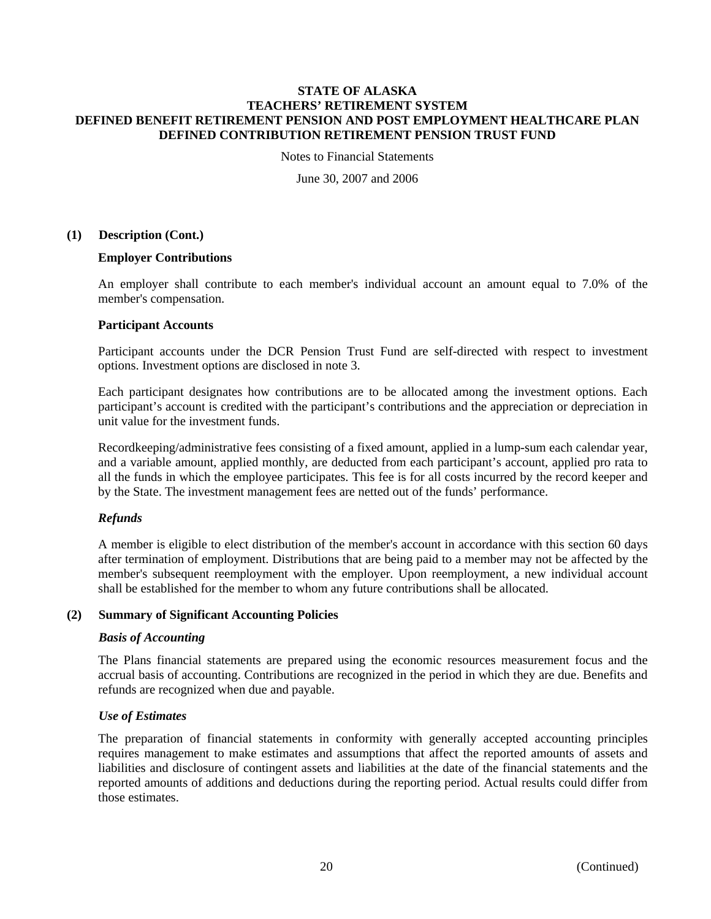### (1) Description (Cont.)

**Employer Contributions**

An employer shall contribute to each member's individual account an amount equal to 7.0% of the member's compensation.

**Participant Accounts**

Participant accounts under the DCR Pension Trust Fund are self-directed with respect to investment options. Investment options are disclosed in note 3.

Each participant designates how contributions are to be allocated among the investment options. Each participant's account is credited with the participant's contributions and the appreciation or depreciation in unit value for the investment funds.

Recordkeeping/administrative fees consisting of a fixed amount, applied in a lump-sum each calendar year, and a variable amount, applied monthly, are deducted from each participant's account, applied pro rata to all the funds in which the employee participates. This fee is for all costs incurred by the record keeper and by the State. The investment management fees are netted out of the funds' performance.

***Refunds***

A member is eligible to elect distribution of the member's account in accordance with this section 60 days after termination of employment. Distributions that are being paid to a member may not be affected by the member's subsequent reemployment with the employer. Upon reemployment, a new individual account shall be established for the member to whom any future contributions shall be allocated.

### (2) Summary of Significant Accounting Policies

***Basis of Accounting***

The Plans financial statements are prepared using the economic resources measurement focus and the accrual basis of accounting. Contributions are recognized in the period in which they are due. Benefits and refunds are recognized when due and payable.

***Use of Estimates***

The preparation of financial statements in conformity with generally accepted accounting principles requires management to make estimates and assumptions that affect the reported amounts of assets and liabilities and disclosure of contingent assets and liabilities at the date of the financial statements and the reported amounts of additions and deductions during the reporting period. Actual results could differ from those estimates.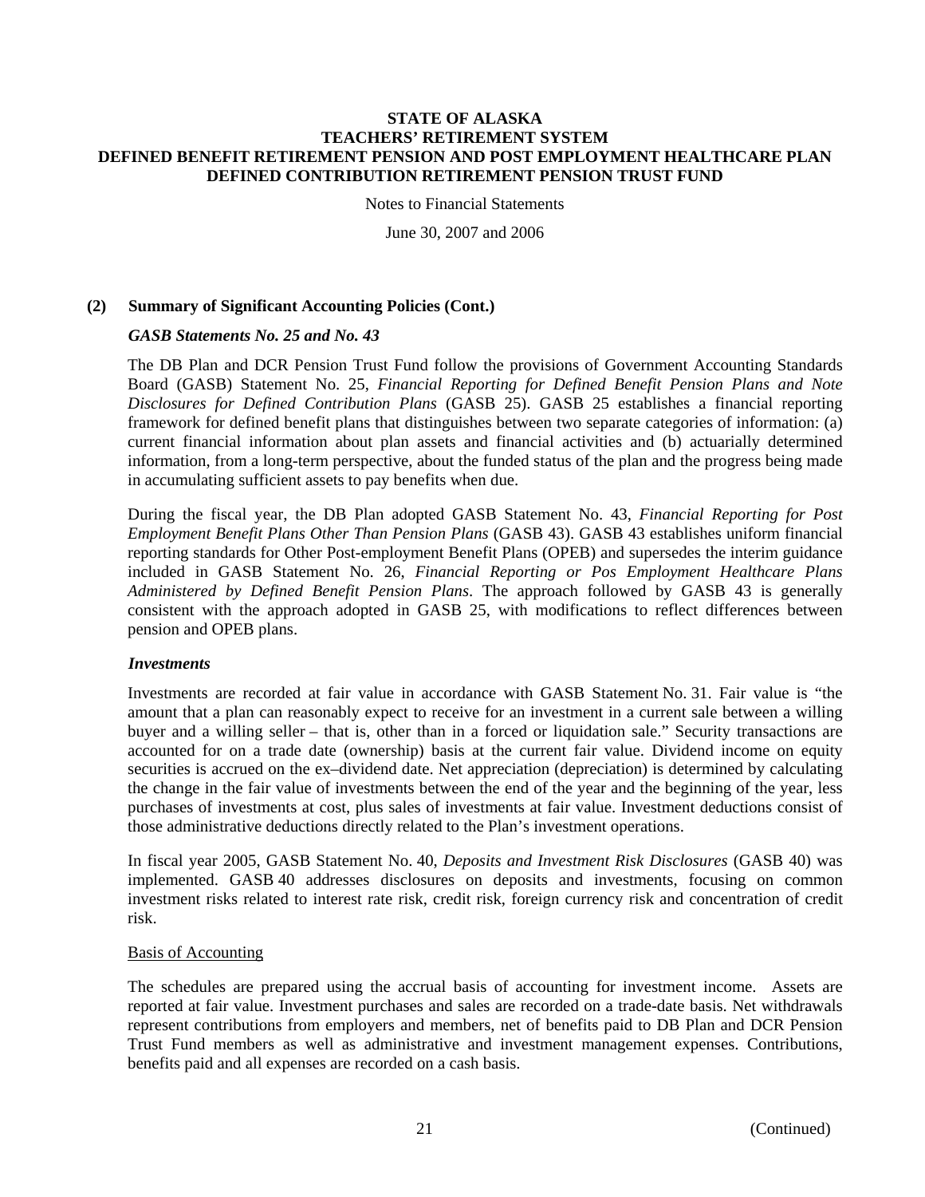# STATE OF ALASKA
# TEACHERS' RETIREMENT SYSTEM
# DEFINED BENEFIT RETIREMENT PENSION AND POST EMPLOYMENT HEALTHCARE PLAN
# DEFINED CONTRIBUTION RETIREMENT PENSION TRUST FUND

Notes to Financial Statements

June 30, 2007 and 2006

## (2) Summary of Significant Accounting Policies (Cont.)

### *GASB Statements No. 25 and No. 43*

The DB Plan and DCR Pension Trust Fund follow the provisions of Government Accounting Standards Board (GASB) Statement No. 25, *Financial Reporting for Defined Benefit Pension Plans and Note Disclosures for Defined Contribution Plans* (GASB 25). GASB 25 establishes a financial reporting framework for defined benefit plans that distinguishes between two separate categories of information: (a) current financial information about plan assets and financial activities and (b) actuarially determined information, from a long-term perspective, about the funded status of the plan and the progress being made in accumulating sufficient assets to pay benefits when due.

During the fiscal year, the DB Plan adopted GASB Statement No. 43, *Financial Reporting for Post Employment Benefit Plans Other Than Pension Plans* (GASB 43). GASB 43 establishes uniform financial reporting standards for Other Post-employment Benefit Plans (OPEB) and supersedes the interim guidance included in GASB Statement No. 26, *Financial Reporting or Pos Employment Healthcare Plans Administered by Defined Benefit Pension Plans*. The approach followed by GASB 43 is generally consistent with the approach adopted in GASB 25, with modifications to reflect differences between pension and OPEB plans.

### *Investments*

Investments are recorded at fair value in accordance with GASB Statement No. 31. Fair value is "the amount that a plan can reasonably expect to receive for an investment in a current sale between a willing buyer and a willing seller – that is, other than in a forced or liquidation sale." Security transactions are accounted for on a trade date (ownership) basis at the current fair value. Dividend income on equity securities is accrued on the ex–dividend date. Net appreciation (depreciation) is determined by calculating the change in the fair value of investments between the end of the year and the beginning of the year, less purchases of investments at cost, plus sales of investments at fair value. Investment deductions consist of those administrative deductions directly related to the Plan's investment operations.

In fiscal year 2005, GASB Statement No. 40, *Deposits and Investment Risk Disclosures* (GASB 40) was implemented. GASB 40 addresses disclosures on deposits and investments, focusing on common investment risks related to interest rate risk, credit risk, foreign currency risk and concentration of credit risk.

Basis of Accounting

The schedules are prepared using the accrual basis of accounting for investment income. Assets are reported at fair value. Investment purchases and sales are recorded on a trade-date basis. Net withdrawals represent contributions from employers and members, net of benefits paid to DB Plan and DCR Pension Trust Fund members as well as administrative and investment management expenses. Contributions, benefits paid and all expenses are recorded on a cash basis.

(Continued)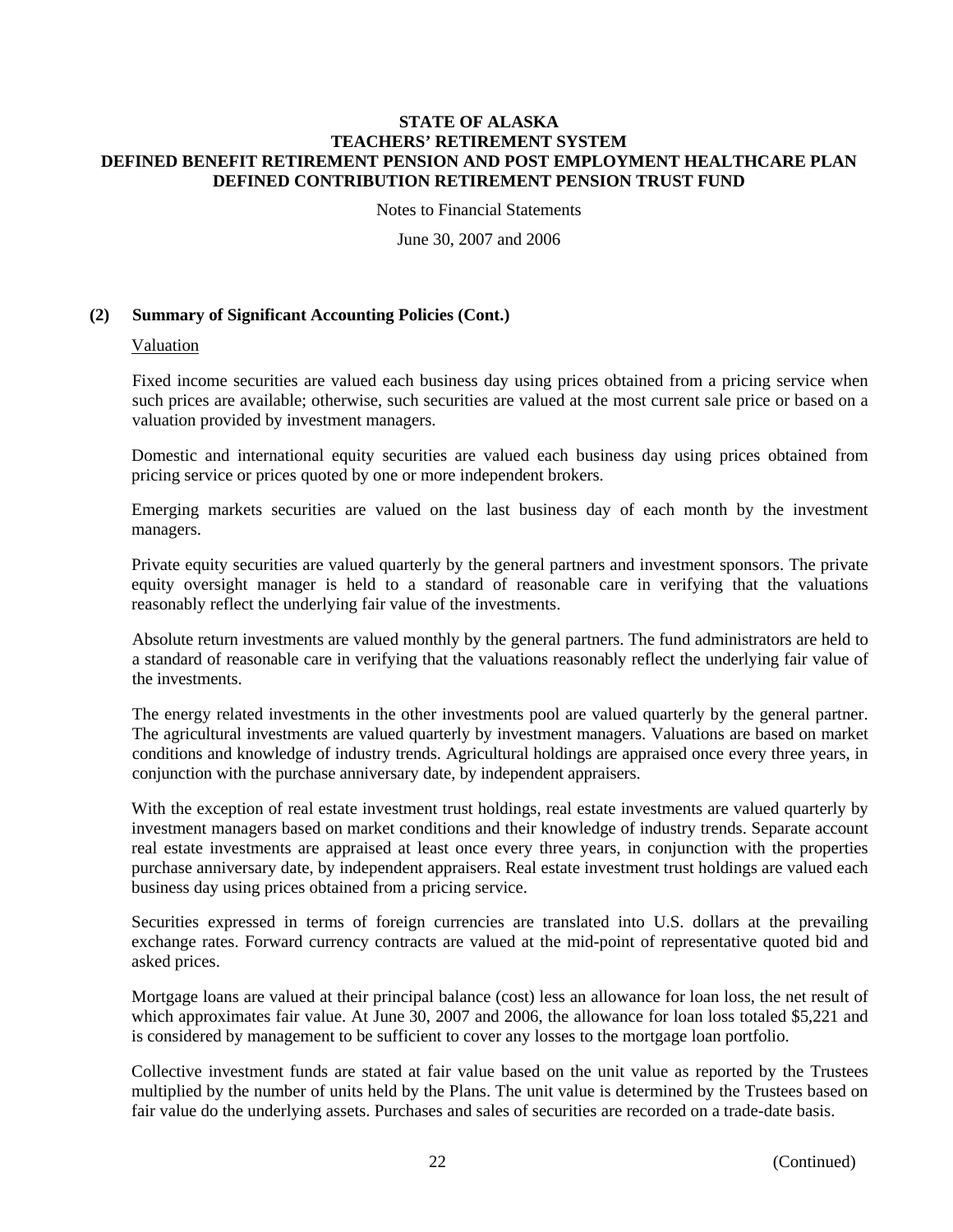### (2) Summary of Significant Accounting Policies (Cont.)

Valuation

Fixed income securities are valued each business day using prices obtained from a pricing service when such prices are available; otherwise, such securities are valued at the most current sale price or based on a valuation provided by investment managers.

Domestic and international equity securities are valued each business day using prices obtained from pricing service or prices quoted by one or more independent brokers.

Emerging markets securities are valued on the last business day of each month by the investment managers.

Private equity securities are valued quarterly by the general partners and investment sponsors. The private equity oversight manager is held to a standard of reasonable care in verifying that the valuations reasonably reflect the underlying fair value of the investments.

Absolute return investments are valued monthly by the general partners. The fund administrators are held to a standard of reasonable care in verifying that the valuations reasonably reflect the underlying fair value of the investments.

The energy related investments in the other investments pool are valued quarterly by the general partner. The agricultural investments are valued quarterly by investment managers. Valuations are based on market conditions and knowledge of industry trends. Agricultural holdings are appraised once every three years, in conjunction with the purchase anniversary date, by independent appraisers.

With the exception of real estate investment trust holdings, real estate investments are valued quarterly by investment managers based on market conditions and their knowledge of industry trends. Separate account real estate investments are appraised at least once every three years, in conjunction with the properties purchase anniversary date, by independent appraisers. Real estate investment trust holdings are valued each business day using prices obtained from a pricing service.

Securities expressed in terms of foreign currencies are translated into U.S. dollars at the prevailing exchange rates. Forward currency contracts are valued at the mid-point of representative quoted bid and asked prices.

Mortgage loans are valued at their principal balance (cost) less an allowance for loan loss, the net result of which approximates fair value. At June 30, 2007 and 2006, the allowance for loan loss totaled $5,221 and is considered by management to be sufficient to cover any losses to the mortgage loan portfolio.

Collective investment funds are stated at fair value based on the unit value as reported by the Trustees multiplied by the number of units held by the Plans. The unit value is determined by the Trustees based on fair value do the underlying assets. Purchases and sales of securities are recorded on a trade-date basis.

(Continued)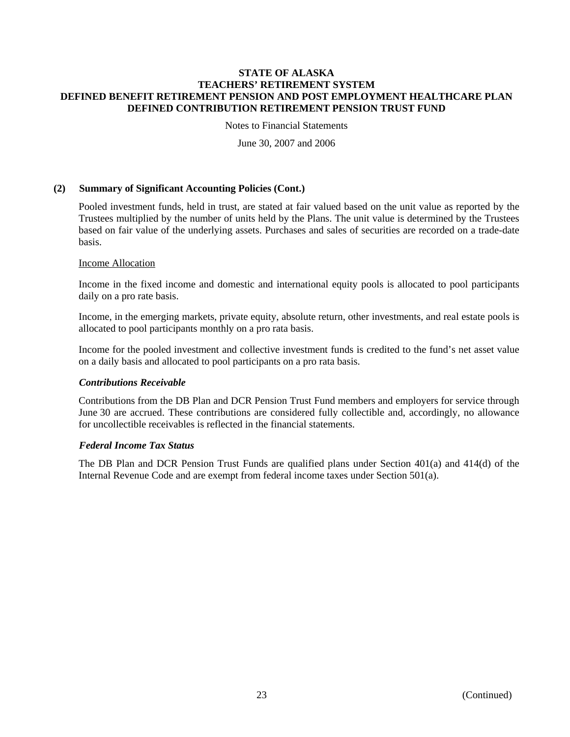# STATE OF ALASKA
# TEACHERS' RETIREMENT SYSTEM
# DEFINED BENEFIT RETIREMENT PENSION AND POST EMPLOYMENT HEALTHCARE PLAN
# DEFINED CONTRIBUTION RETIREMENT PENSION TRUST FUND

Notes to Financial Statements

June 30, 2007 and 2006

## (2) Summary of Significant Accounting Policies (Cont.)

Pooled investment funds, held in trust, are stated at fair valued based on the unit value as reported by the Trustees multiplied by the number of units held by the Plans. The unit value is determined by the Trustees based on fair value of the underlying assets. Purchases and sales of securities are recorded on a trade-date basis.

Income Allocation

Income in the fixed income and domestic and international equity pools is allocated to pool participants daily on a pro rate basis.

Income, in the emerging markets, private equity, absolute return, other investments, and real estate pools is allocated to pool participants monthly on a pro rata basis.

Income for the pooled investment and collective investment funds is credited to the fund's net asset value on a daily basis and allocated to pool participants on a pro rata basis.

### *Contributions Receivable*

Contributions from the DB Plan and DCR Pension Trust Fund members and employers for service through June 30 are accrued. These contributions are considered fully collectible and, accordingly, no allowance for uncollectible receivables is reflected in the financial statements.

### *Federal Income Tax Status*

The DB Plan and DCR Pension Trust Funds are qualified plans under Section 401(a) and 414(d) of the Internal Revenue Code and are exempt from federal income taxes under Section 501(a).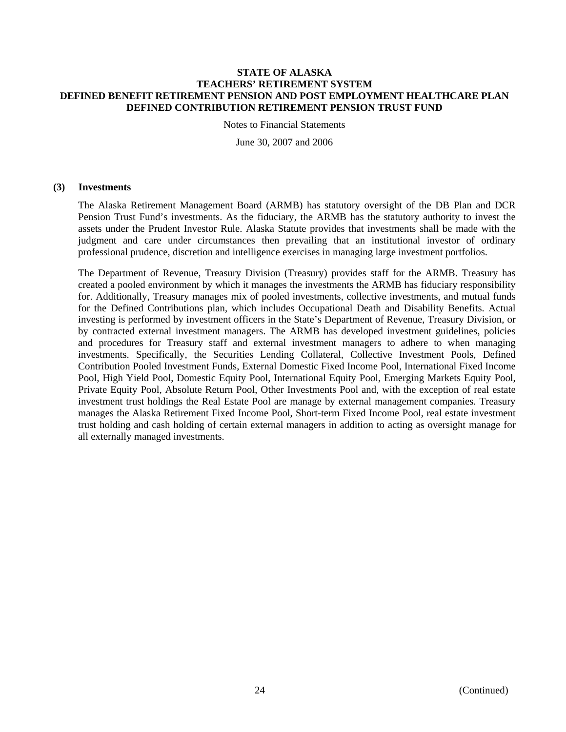## (3) Investments

The Alaska Retirement Management Board (ARMB) has statutory oversight of the DB Plan and DCR Pension Trust Fund's investments. As the fiduciary, the ARMB has the statutory authority to invest the assets under the Prudent Investor Rule. Alaska Statute provides that investments shall be made with the judgment and care under circumstances then prevailing that an institutional investor of ordinary professional prudence, discretion and intelligence exercises in managing large investment portfolios.

The Department of Revenue, Treasury Division (Treasury) provides staff for the ARMB. Treasury has created a pooled environment by which it manages the investments the ARMB has fiduciary responsibility for. Additionally, Treasury manages mix of pooled investments, collective investments, and mutual funds for the Defined Contributions plan, which includes Occupational Death and Disability Benefits. Actual investing is performed by investment officers in the State's Department of Revenue, Treasury Division, or by contracted external investment managers. The ARMB has developed investment guidelines, policies and procedures for Treasury staff and external investment managers to adhere to when managing investments. Specifically, the Securities Lending Collateral, Collective Investment Pools, Defined Contribution Pooled Investment Funds, External Domestic Fixed Income Pool, International Fixed Income Pool, High Yield Pool, Domestic Equity Pool, International Equity Pool, Emerging Markets Equity Pool, Private Equity Pool, Absolute Return Pool, Other Investments Pool and, with the exception of real estate investment trust holdings the Real Estate Pool are manage by external management companies. Treasury manages the Alaska Retirement Fixed Income Pool, Short-term Fixed Income Pool, real estate investment trust holding and cash holding of certain external managers in addition to acting as oversight manage for all externally managed investments.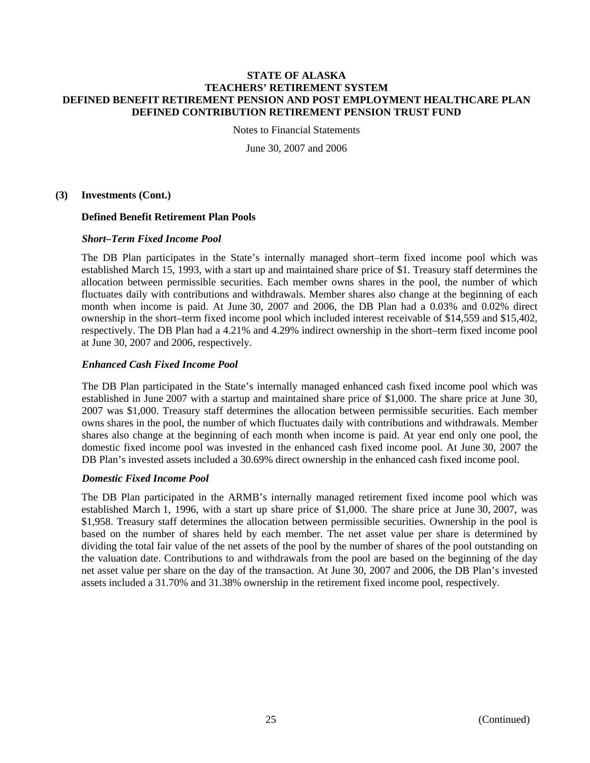**(3) Investments (Cont.)**

**Defined Benefit Retirement Plan Pools**

***Short–Term Fixed Income Pool***

The DB Plan participates in the State's internally managed short–term fixed income pool which was established March 15, 1993, with a start up and maintained share price of $1. Treasury staff determines the allocation between permissible securities. Each member owns shares in the pool, the number of which fluctuates daily with contributions and withdrawals. Member shares also change at the beginning of each month when income is paid. At June 30, 2007 and 2006, the DB Plan had a 0.03% and 0.02% direct ownership in the short–term fixed income pool which included interest receivable of $14,559 and $15,402, respectively. The DB Plan had a 4.21% and 4.29% indirect ownership in the short–term fixed income pool at June 30, 2007 and 2006, respectively.

***Enhanced Cash Fixed Income Pool***

The DB Plan participated in the State's internally managed enhanced cash fixed income pool which was established in June 2007 with a startup and maintained share price of $1,000. The share price at June 30, 2007 was $1,000. Treasury staff determines the allocation between permissible securities. Each member owns shares in the pool, the number of which fluctuates daily with contributions and withdrawals. Member shares also change at the beginning of each month when income is paid. At year end only one pool, the domestic fixed income pool was invested in the enhanced cash fixed income pool. At June 30, 2007 the DB Plan's invested assets included a 30.69% direct ownership in the enhanced cash fixed income pool.

***Domestic Fixed Income Pool***

The DB Plan participated in the ARMB's internally managed retirement fixed income pool which was established March 1, 1996, with a start up share price of $1,000. The share price at June 30, 2007, was $1,958. Treasury staff determines the allocation between permissible securities. Ownership in the pool is based on the number of shares held by each member. The net asset value per share is determined by dividing the total fair value of the net assets of the pool by the number of shares of the pool outstanding on the valuation date. Contributions to and withdrawals from the pool are based on the beginning of the day net asset value per share on the day of the transaction. At June 30, 2007 and 2006, the DB Plan's invested assets included a 31.70% and 31.38% ownership in the retirement fixed income pool, respectively.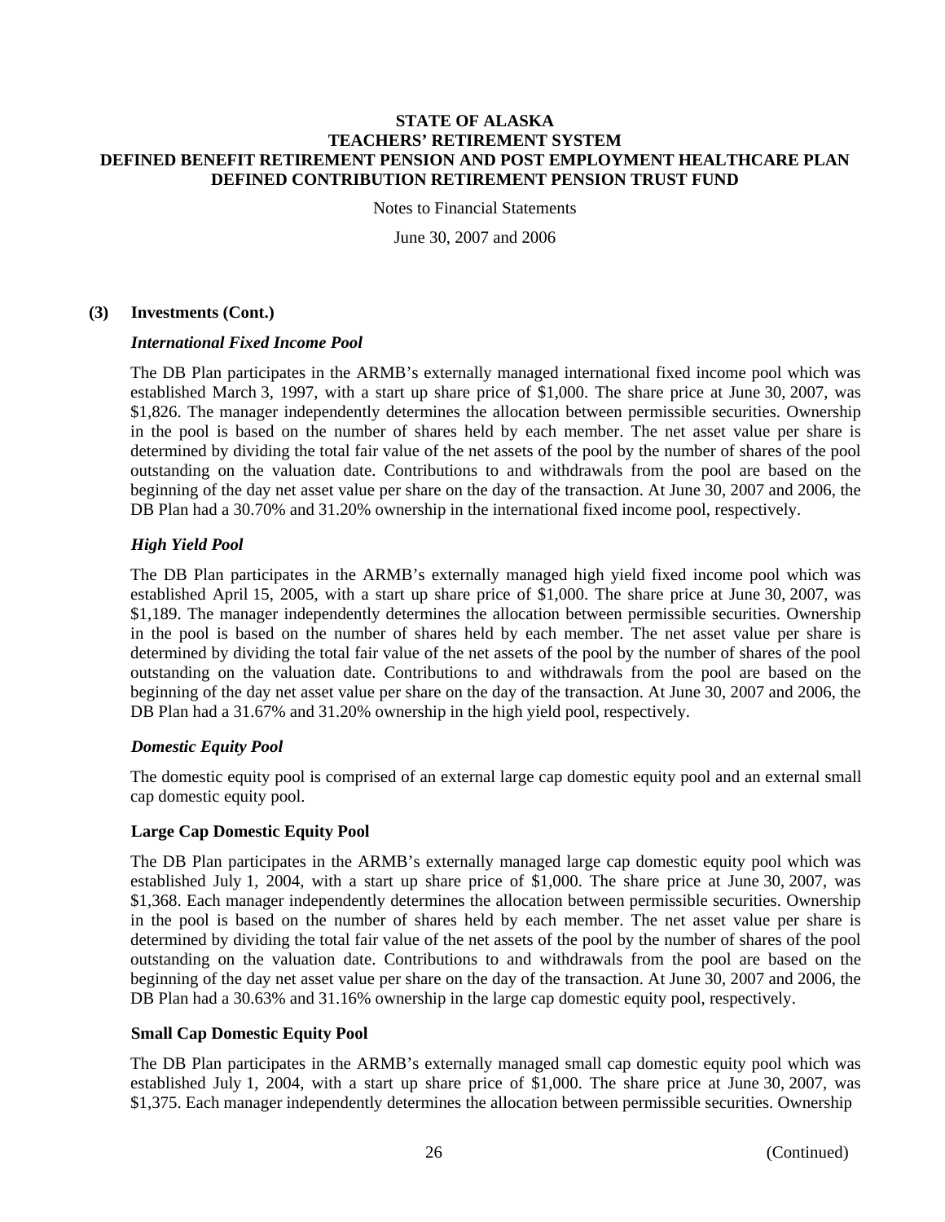### (3) Investments (Cont.)

#### *International Fixed Income Pool*

The DB Plan participates in the ARMB's externally managed international fixed income pool which was established March 3, 1997, with a start up share price of $1,000. The share price at June 30, 2007, was $1,826. The manager independently determines the allocation between permissible securities. Ownership in the pool is based on the number of shares held by each member. The net asset value per share is determined by dividing the total fair value of the net assets of the pool by the number of shares of the pool outstanding on the valuation date. Contributions to and withdrawals from the pool are based on the beginning of the day net asset value per share on the day of the transaction. At June 30, 2007 and 2006, the DB Plan had a 30.70% and 31.20% ownership in the international fixed income pool, respectively.

#### *High Yield Pool*

The DB Plan participates in the ARMB's externally managed high yield fixed income pool which was established April 15, 2005, with a start up share price of $1,000. The share price at June 30, 2007, was $1,189. The manager independently determines the allocation between permissible securities. Ownership in the pool is based on the number of shares held by each member. The net asset value per share is determined by dividing the total fair value of the net assets of the pool by the number of shares of the pool outstanding on the valuation date. Contributions to and withdrawals from the pool are based on the beginning of the day net asset value per share on the day of the transaction. At June 30, 2007 and 2006, the DB Plan had a 31.67% and 31.20% ownership in the high yield pool, respectively.

#### *Domestic Equity Pool*

The domestic equity pool is comprised of an external large cap domestic equity pool and an external small cap domestic equity pool.

#### Large Cap Domestic Equity Pool

The DB Plan participates in the ARMB's externally managed large cap domestic equity pool which was established July 1, 2004, with a start up share price of $1,000. The share price at June 30, 2007, was $1,368. Each manager independently determines the allocation between permissible securities. Ownership in the pool is based on the number of shares held by each member. The net asset value per share is determined by dividing the total fair value of the net assets of the pool by the number of shares of the pool outstanding on the valuation date. Contributions to and withdrawals from the pool are based on the beginning of the day net asset value per share on the day of the transaction. At June 30, 2007 and 2006, the DB Plan had a 30.63% and 31.16% ownership in the large cap domestic equity pool, respectively.

#### Small Cap Domestic Equity Pool

The DB Plan participates in the ARMB's externally managed small cap domestic equity pool which was established July 1, 2004, with a start up share price of $1,000. The share price at June 30, 2007, was $1,375. Each manager independently determines the allocation between permissible securities. Ownership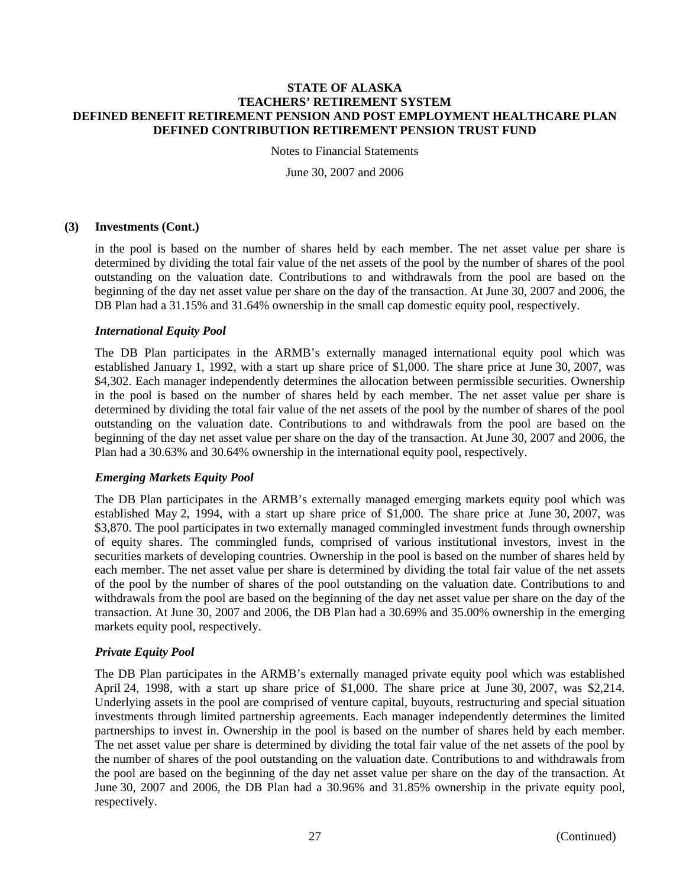### (3) Investments (Cont.)

in the pool is based on the number of shares held by each member. The net asset value per share is determined by dividing the total fair value of the net assets of the pool by the number of shares of the pool outstanding on the valuation date. Contributions to and withdrawals from the pool are based on the beginning of the day net asset value per share on the day of the transaction. At June 30, 2007 and 2006, the DB Plan had a 31.15% and 31.64% ownership in the small cap domestic equity pool, respectively.

#### *International Equity Pool*

The DB Plan participates in the ARMB's externally managed international equity pool which was established January 1, 1992, with a start up share price of $1,000. The share price at June 30, 2007, was $4,302. Each manager independently determines the allocation between permissible securities. Ownership in the pool is based on the number of shares held by each member. The net asset value per share is determined by dividing the total fair value of the net assets of the pool by the number of shares of the pool outstanding on the valuation date. Contributions to and withdrawals from the pool are based on the beginning of the day net asset value per share on the day of the transaction. At June 30, 2007 and 2006, the Plan had a 30.63% and 30.64% ownership in the international equity pool, respectively.

#### *Emerging Markets Equity Pool*

The DB Plan participates in the ARMB's externally managed emerging markets equity pool which was established May 2, 1994, with a start up share price of $1,000. The share price at June 30, 2007, was $3,870. The pool participates in two externally managed commingled investment funds through ownership of equity shares. The commingled funds, comprised of various institutional investors, invest in the securities markets of developing countries. Ownership in the pool is based on the number of shares held by each member. The net asset value per share is determined by dividing the total fair value of the net assets of the pool by the number of shares of the pool outstanding on the valuation date. Contributions to and withdrawals from the pool are based on the beginning of the day net asset value per share on the day of the transaction. At June 30, 2007 and 2006, the DB Plan had a 30.69% and 35.00% ownership in the emerging markets equity pool, respectively.

#### *Private Equity Pool*

The DB Plan participates in the ARMB's externally managed private equity pool which was established April 24, 1998, with a start up share price of $1,000. The share price at June 30, 2007, was $2,214. Underlying assets in the pool are comprised of venture capital, buyouts, restructuring and special situation investments through limited partnership agreements. Each manager independently determines the limited partnerships to invest in. Ownership in the pool is based on the number of shares held by each member. The net asset value per share is determined by dividing the total fair value of the net assets of the pool by the number of shares of the pool outstanding on the valuation date. Contributions to and withdrawals from the pool are based on the beginning of the day net asset value per share on the day of the transaction. At June 30, 2007 and 2006, the DB Plan had a 30.96% and 31.85% ownership in the private equity pool, respectively.

(Continued)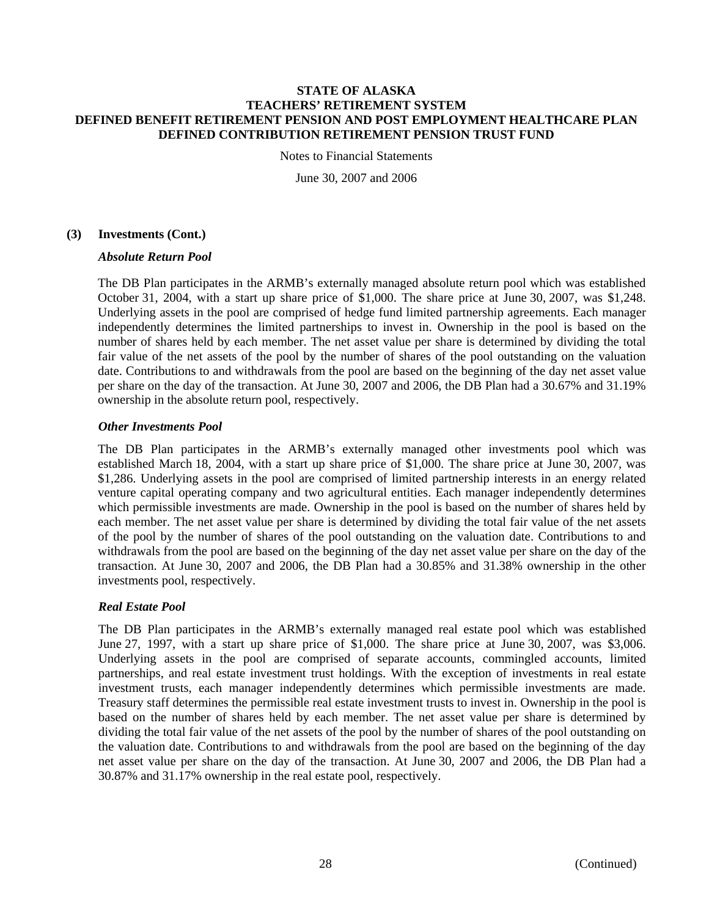### (3) Investments (Cont.)

#### *Absolute Return Pool*

The DB Plan participates in the ARMB's externally managed absolute return pool which was established October 31, 2004, with a start up share price of $1,000. The share price at June 30, 2007, was $1,248. Underlying assets in the pool are comprised of hedge fund limited partnership agreements. Each manager independently determines the limited partnerships to invest in. Ownership in the pool is based on the number of shares held by each member. The net asset value per share is determined by dividing the total fair value of the net assets of the pool by the number of shares of the pool outstanding on the valuation date. Contributions to and withdrawals from the pool are based on the beginning of the day net asset value per share on the day of the transaction. At June 30, 2007 and 2006, the DB Plan had a 30.67% and 31.19% ownership in the absolute return pool, respectively.

#### *Other Investments Pool*

The DB Plan participates in the ARMB's externally managed other investments pool which was established March 18, 2004, with a start up share price of $1,000. The share price at June 30, 2007, was $1,286. Underlying assets in the pool are comprised of limited partnership interests in an energy related venture capital operating company and two agricultural entities. Each manager independently determines which permissible investments are made. Ownership in the pool is based on the number of shares held by each member. The net asset value per share is determined by dividing the total fair value of the net assets of the pool by the number of shares of the pool outstanding on the valuation date. Contributions to and withdrawals from the pool are based on the beginning of the day net asset value per share on the day of the transaction. At June 30, 2007 and 2006, the DB Plan had a 30.85% and 31.38% ownership in the other investments pool, respectively.

#### *Real Estate Pool*

The DB Plan participates in the ARMB's externally managed real estate pool which was established June 27, 1997, with a start up share price of $1,000. The share price at June 30, 2007, was $3,006. Underlying assets in the pool are comprised of separate accounts, commingled accounts, limited partnerships, and real estate investment trust holdings. With the exception of investments in real estate investment trusts, each manager independently determines which permissible investments are made. Treasury staff determines the permissible real estate investment trusts to invest in. Ownership in the pool is based on the number of shares held by each member. The net asset value per share is determined by dividing the total fair value of the net assets of the pool by the number of shares of the pool outstanding on the valuation date. Contributions to and withdrawals from the pool are based on the beginning of the day net asset value per share on the day of the transaction. At June 30, 2007 and 2006, the DB Plan had a 30.87% and 31.17% ownership in the real estate pool, respectively.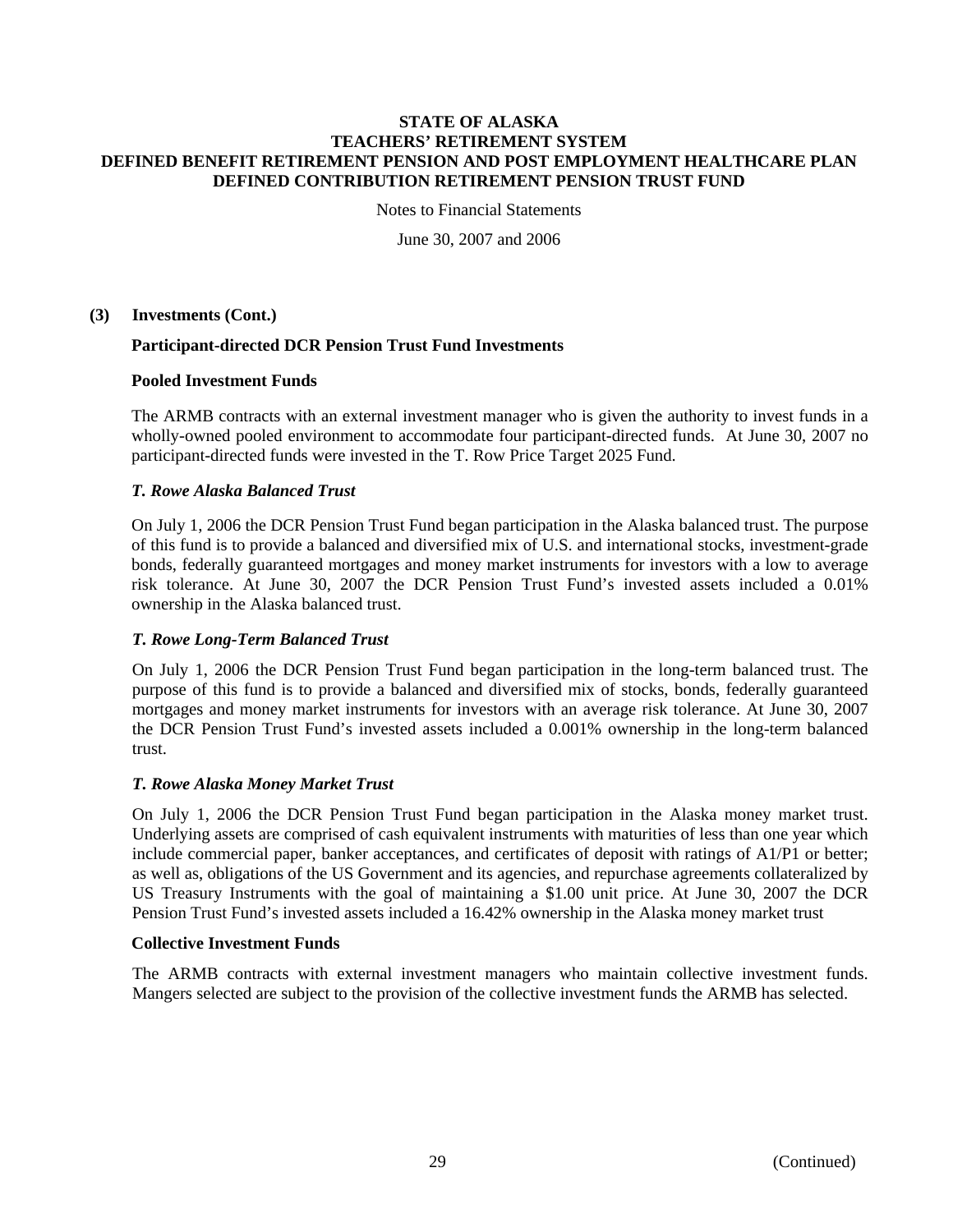**STATE OF ALASKA**
**TEACHERS' RETIREMENT SYSTEM**
**DEFINED BENEFIT RETIREMENT PENSION AND POST EMPLOYMENT HEALTHCARE PLAN**
**DEFINED CONTRIBUTION RETIREMENT PENSION TRUST FUND**

Notes to Financial Statements

June 30, 2007 and 2006

**(3) Investments (Cont.)**

**Participant-directed DCR Pension Trust Fund Investments**

**Pooled Investment Funds**

The ARMB contracts with an external investment manager who is given the authority to invest funds in a wholly-owned pooled environment to accommodate four participant-directed funds. At June 30, 2007 no participant-directed funds were invested in the T. Row Price Target 2025 Fund.

***T. Rowe Alaska Balanced Trust***

On July 1, 2006 the DCR Pension Trust Fund began participation in the Alaska balanced trust. The purpose of this fund is to provide a balanced and diversified mix of U.S. and international stocks, investment-grade bonds, federally guaranteed mortgages and money market instruments for investors with a low to average risk tolerance. At June 30, 2007 the DCR Pension Trust Fund's invested assets included a 0.01% ownership in the Alaska balanced trust.

***T. Rowe Long-Term Balanced Trust***

On July 1, 2006 the DCR Pension Trust Fund began participation in the long-term balanced trust. The purpose of this fund is to provide a balanced and diversified mix of stocks, bonds, federally guaranteed mortgages and money market instruments for investors with an average risk tolerance. At June 30, 2007 the DCR Pension Trust Fund's invested assets included a 0.001% ownership in the long-term balanced trust.

***T. Rowe Alaska Money Market Trust***

On July 1, 2006 the DCR Pension Trust Fund began participation in the Alaska money market trust. Underlying assets are comprised of cash equivalent instruments with maturities of less than one year which include commercial paper, banker acceptances, and certificates of deposit with ratings of A1/P1 or better; as well as, obligations of the US Government and its agencies, and repurchase agreements collateralized by US Treasury Instruments with the goal of maintaining a $1.00 unit price. At June 30, 2007 the DCR Pension Trust Fund's invested assets included a 16.42% ownership in the Alaska money market trust

**Collective Investment Funds**

The ARMB contracts with external investment managers who maintain collective investment funds. Mangers selected are subject to the provision of the collective investment funds the ARMB has selected.

(Continued)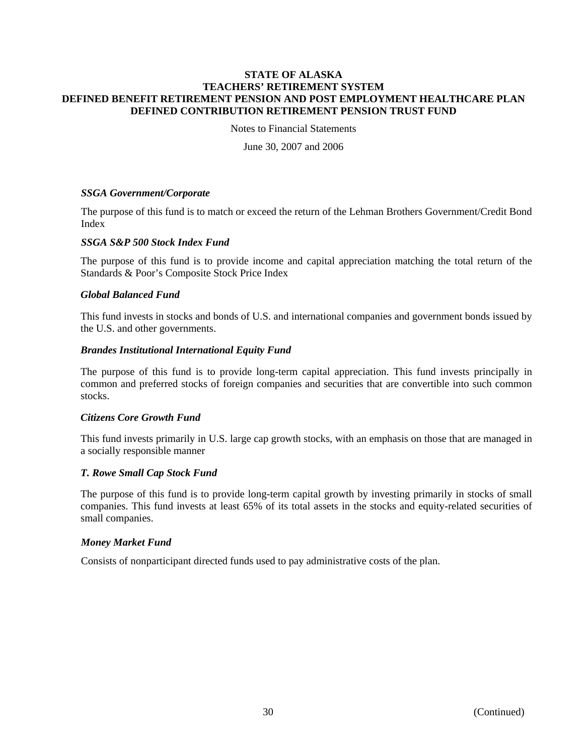**STATE OF ALASKA**
**TEACHERS' RETIREMENT SYSTEM**
**DEFINED BENEFIT RETIREMENT PENSION AND POST EMPLOYMENT HEALTHCARE PLAN**
**DEFINED CONTRIBUTION RETIREMENT PENSION TRUST FUND**

Notes to Financial Statements

June 30, 2007 and 2006

***SSGA Government/Corporate***

The purpose of this fund is to match or exceed the return of the Lehman Brothers Government/Credit Bond Index

***SSGA S&P 500 Stock Index Fund***

The purpose of this fund is to provide income and capital appreciation matching the total return of the Standards & Poor's Composite Stock Price Index

***Global Balanced Fund***

This fund invests in stocks and bonds of U.S. and international companies and government bonds issued by the U.S. and other governments.

***Brandes Institutional International Equity Fund***

The purpose of this fund is to provide long-term capital appreciation. This fund invests principally in common and preferred stocks of foreign companies and securities that are convertible into such common stocks.

***Citizens Core Growth Fund***

This fund invests primarily in U.S. large cap growth stocks, with an emphasis on those that are managed in a socially responsible manner

***T. Rowe Small Cap Stock Fund***

The purpose of this fund is to provide long-term capital growth by investing primarily in stocks of small companies. This fund invests at least 65% of its total assets in the stocks and equity-related securities of small companies.

***Money Market Fund***

Consists of nonparticipant directed funds used to pay administrative costs of the plan.

(Continued)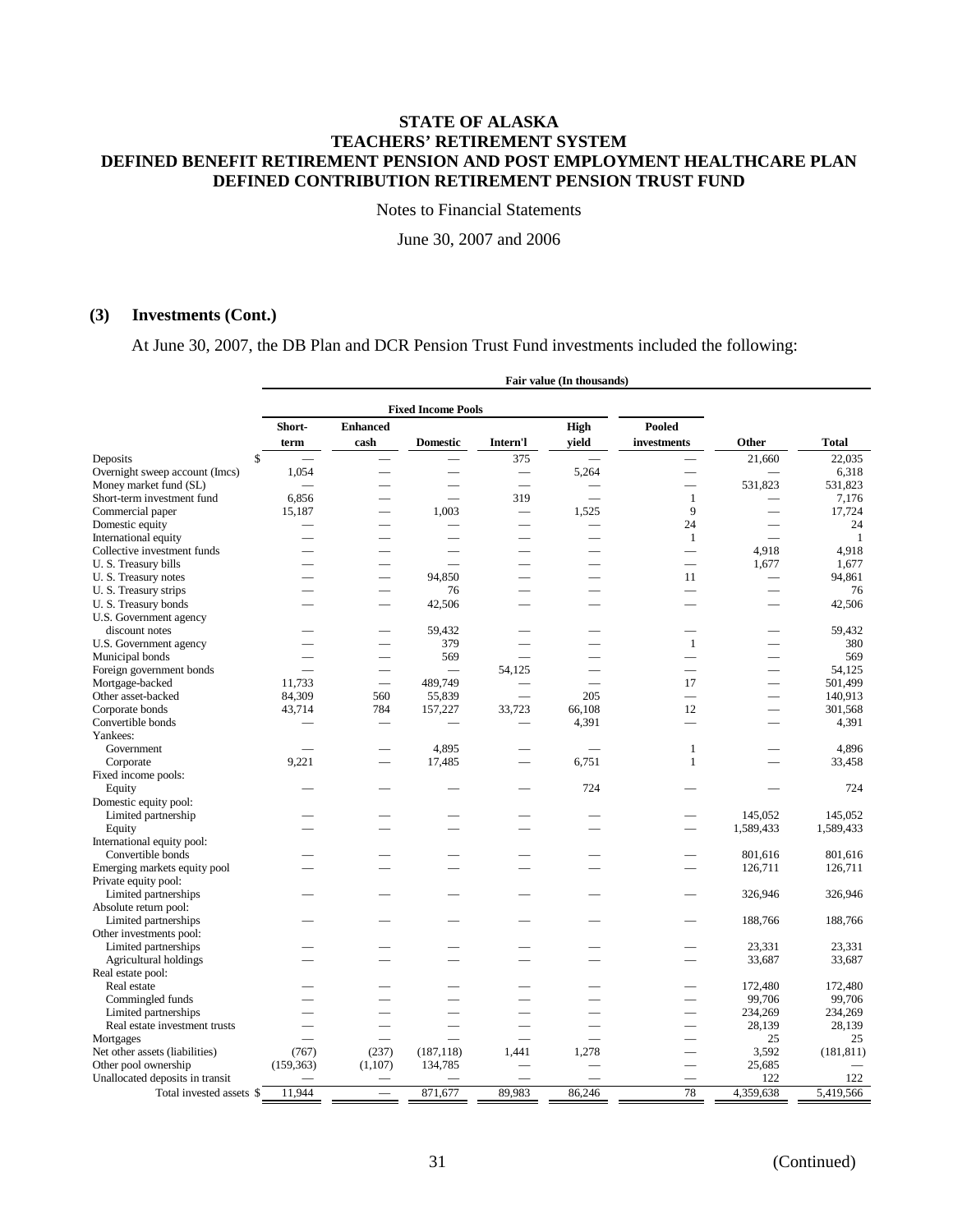## (3) Investments (Cont.)

At June 30, 2007, the DB Plan and DCR Pension Trust Fund investments included the following:

| | Fair value (In thousands) | | | | | | | |
|---|---|---|---|---|---|---|---|---|
| | Fixed Income Pools | | | | | | | |
| | Short-term | Enhanced cash | Domestic | Intern'l | High yield | Pooled investments | Other | Total |
| Deposits | $ — | — | — | 375 | — | — | 21,660 | 22,035 |
| Overnight sweep account (Imcs) | 1,054 | — | — | — | 5,264 | — | — | 6,318 |
| Money market fund (SL) | — | — | — | — | — | — | 531,823 | 531,823 |
| Short-term investment fund | 6,856 | — | — | 319 | — | 1 | — | 7,176 |
| Commercial paper | 15,187 | — | 1,003 | — | 1,525 | 9 | — | 17,724 |
| Domestic equity | — | — | — | — | — | 24 | — | 24 |
| International equity | — | — | — | — | — | 1 | — | 1 |
| Collective investment funds | — | — | — | — | — | — | 4,918 | 4,918 |
| U. S. Treasury bills | — | — | — | — | — | — | 1,677 | 1,677 |
| U. S. Treasury notes | — | — | 94,850 | — | — | 11 | — | 94,861 |
| U. S. Treasury strips | — | — | 76 | — | — | — | — | 76 |
| U. S. Treasury bonds | — | — | 42,506 | — | — | — | — | 42,506 |
| U.S. Government agency discount notes | — | — | 59,432 | — | — | — | — | 59,432 |
| U.S. Government agency | — | — | 379 | — | — | 1 | — | 380 |
| Municipal bonds | — | — | 569 | — | — | — | — | 569 |
| Foreign government bonds | — | — | — | 54,125 | — | — | — | 54,125 |
| Mortgage-backed | 11,733 | — | 489,749 | — | — | 17 | — | 501,499 |
| Other asset-backed | 84,309 | 560 | 55,839 | — | 205 | — | — | 140,913 |
| Corporate bonds | 43,714 | 784 | 157,227 | 33,723 | 66,108 | 12 | — | 301,568 |
| Convertible bonds | — | — | — | — | 4,391 | — | — | 4,391 |
| Yankees: | | | | | | | | |
| Government | — | — | 4,895 | — | — | 1 | — | 4,896 |
| Corporate | 9,221 | — | 17,485 | — | 6,751 | 1 | — | 33,458 |
| Fixed income pools: | | | | | | | | |
| Equity | — | — | — | — | 724 | — | — | 724 |
| Domestic equity pool: | | | | | | | | |
| Limited partnership | — | — | — | — | — | — | 145,052 | 145,052 |
| Equity | — | — | — | — | — | — | 1,589,433 | 1,589,433 |
| International equity pool: | | | | | | | | |
| Convertible bonds | — | — | — | — | — | — | 801,616 | 801,616 |
| Emerging markets equity pool | — | — | — | — | — | — | 126,711 | 126,711 |
| Private equity pool: | | | | | | | | |
| Limited partnerships | — | — | — | — | — | — | 326,946 | 326,946 |
| Absolute return pool: | | | | | | | | |
| Limited partnerships | — | — | — | — | — | — | 188,766 | 188,766 |
| Other investments pool: | | | | | | | | |
| Limited partnerships | — | — | — | — | — | — | 23,331 | 23,331 |
| Agricultural holdings | — | — | — | — | — | — | 33,687 | 33,687 |
| Real estate pool: | | | | | | | | |
| Real estate | — | — | — | — | — | — | 172,480 | 172,480 |
| Commingled funds | — | — | — | — | — | — | 99,706 | 99,706 |
| Limited partnerships | — | — | — | — | — | — | 234,269 | 234,269 |
| Real estate investment trusts | — | — | — | — | — | — | 28,139 | 28,139 |
| Mortgages | — | — | — | — | — | — | 25 | 25 |
| Net other assets (liabilities) | (767) | (237) | (187,118) | 1,441 | 1,278 | — | 3,592 | (181,811) |
| Other pool ownership | (159,363) | (1,107) | 134,785 | — | — | — | 25,685 | — |
| Unallocated deposits in transit | — | — | — | — | — | — | 122 | 122 |
| Total invested assets | $ 11,944 | — | 871,677 | 89,983 | 86,246 | 78 | 4,359,638 | 5,419,566 |

(Continued)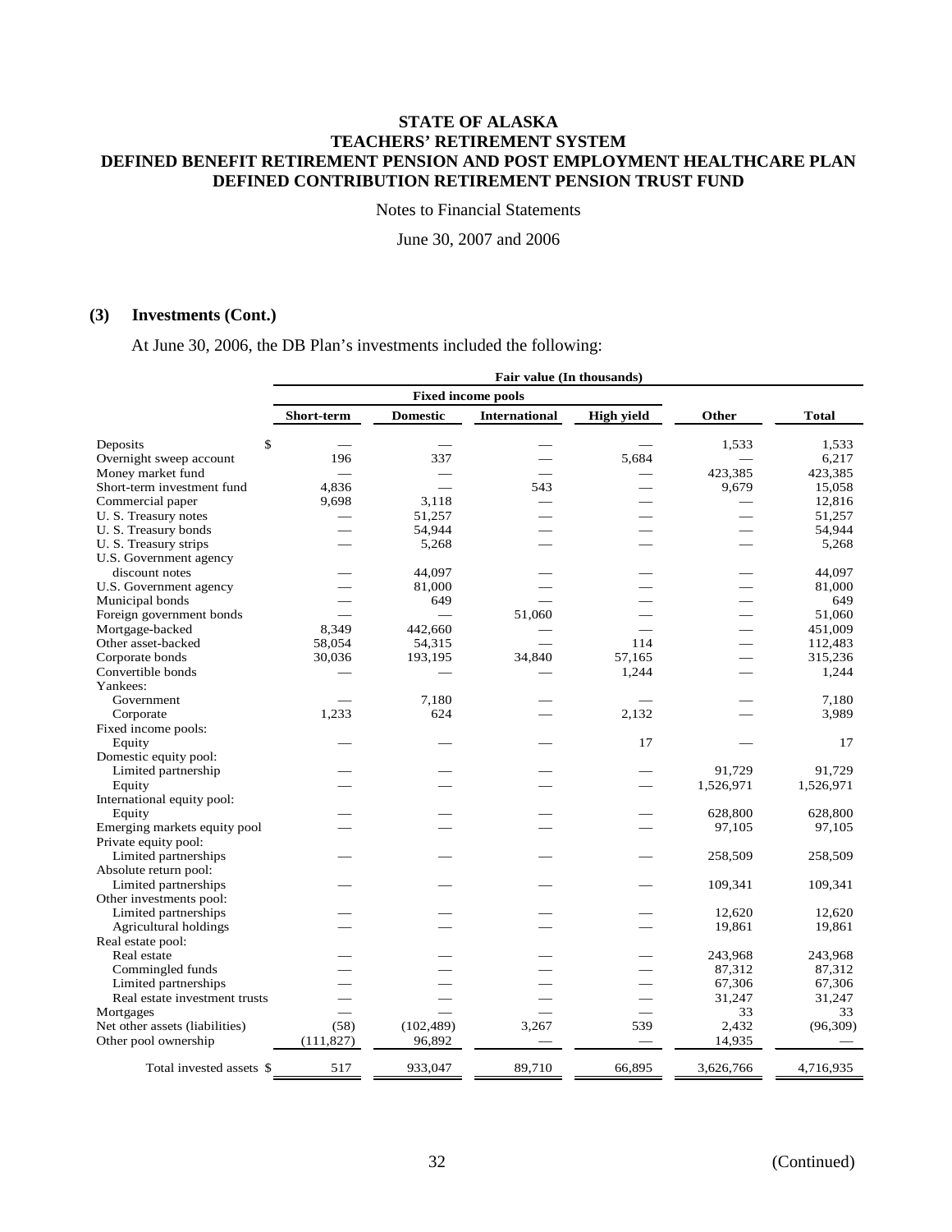# STATE OF ALASKA
# TEACHERS' RETIREMENT SYSTEM
# DEFINED BENEFIT RETIREMENT PENSION AND POST EMPLOYMENT HEALTHCARE PLAN
# DEFINED CONTRIBUTION RETIREMENT PENSION TRUST FUND

Notes to Financial Statements

June 30, 2007 and 2006

## (3) Investments (Cont.)

At June 30, 2006, the DB Plan's investments included the following:

| | Fair value (In thousands) | | | | | |
|---|---|---|---|---|---|---|
| | Fixed income pools | | | | | |
| | Short-term | Domestic | International | High yield | Other | Total |
| Deposits | $ — | — | — | — | 1,533 | 1,533 |
| Overnight sweep account | 196 | 337 | — | 5,684 | — | 6,217 |
| Money market fund | — | — | — | — | 423,385 | 423,385 |
| Short-term investment fund | 4,836 | — | 543 | — | 9,679 | 15,058 |
| Commercial paper | 9,698 | 3,118 | — | — | — | 12,816 |
| U. S. Treasury notes | — | 51,257 | — | — | — | 51,257 |
| U. S. Treasury bonds | — | 54,944 | — | — | — | 54,944 |
| U. S. Treasury strips | — | 5,268 | — | — | — | 5,268 |
| U.S. Government agency discount notes | — | 44,097 | — | — | — | 44,097 |
| U.S. Government agency | — | 81,000 | — | — | — | 81,000 |
| Municipal bonds | — | 649 | — | — | — | 649 |
| Foreign government bonds | — | — | 51,060 | — | — | 51,060 |
| Mortgage-backed | 8,349 | 442,660 | — | — | — | 451,009 |
| Other asset-backed | 58,054 | 54,315 | — | 114 | — | 112,483 |
| Corporate bonds | 30,036 | 193,195 | 34,840 | 57,165 | — | 315,236 |
| Convertible bonds | — | — | — | 1,244 | — | 1,244 |
| Yankees: | | | | | | |
| Government | — | 7,180 | — | — | — | 7,180 |
| Corporate | 1,233 | 624 | — | 2,132 | — | 3,989 |
| Fixed income pools: | | | | | | |
| Equity | — | — | — | 17 | — | 17 |
| Domestic equity pool: | | | | | | |
| Limited partnership | — | — | — | — | 91,729 | 91,729 |
| Equity | — | — | — | — | 1,526,971 | 1,526,971 |
| International equity pool: | | | | | | |
| Equity | — | — | — | — | 628,800 | 628,800 |
| Emerging markets equity pool | — | — | — | — | 97,105 | 97,105 |
| Private equity pool: | | | | | | |
| Limited partnerships | — | — | — | — | 258,509 | 258,509 |
| Absolute return pool: | | | | | | |
| Limited partnerships | — | — | — | — | 109,341 | 109,341 |
| Other investments pool: | | | | | | |
| Limited partnerships | — | — | — | — | 12,620 | 12,620 |
| Agricultural holdings | — | — | — | — | 19,861 | 19,861 |
| Real estate pool: | | | | | | |
| Real estate | — | — | — | — | 243,968 | 243,968 |
| Commingled funds | — | — | — | — | 87,312 | 87,312 |
| Limited partnerships | — | — | — | — | 67,306 | 67,306 |
| Real estate investment trusts | — | — | — | — | 31,247 | 31,247 |
| Mortgages | — | — | — | — | 33 | 33 |
| Net other assets (liabilities) | (58) | (102,489) | 3,267 | 539 | 2,432 | (96,309) |
| Other pool ownership | (111,827) | 96,892 | — | — | 14,935 | — |
| Total invested assets | $ 517 | 933,047 | 89,710 | 66,895 | 3,626,766 | 4,716,935 |

(Continued)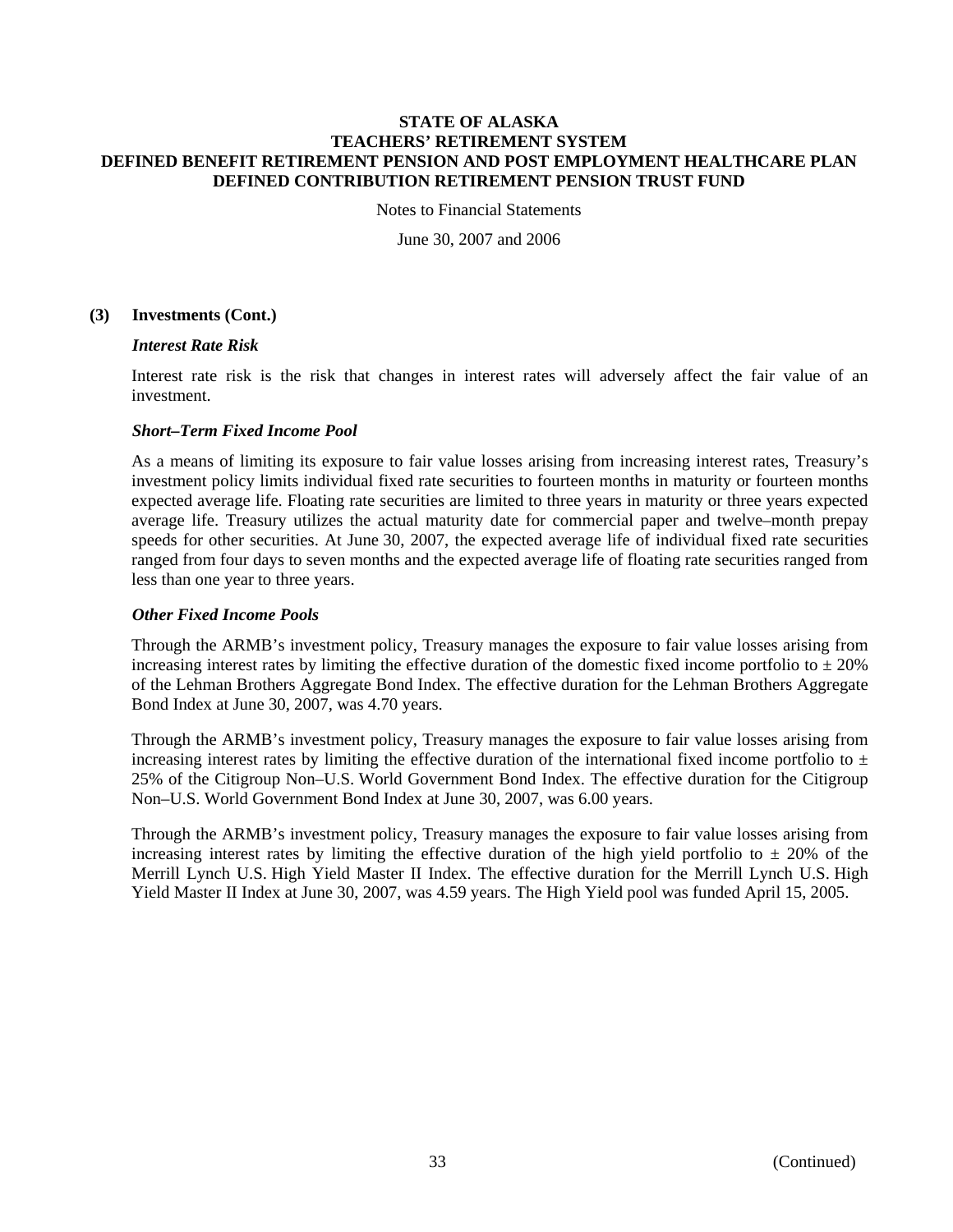### (3) Investments (Cont.)

***Interest Rate Risk***

Interest rate risk is the risk that changes in interest rates will adversely affect the fair value of an investment.

***Short–Term Fixed Income Pool***

As a means of limiting its exposure to fair value losses arising from increasing interest rates, Treasury's investment policy limits individual fixed rate securities to fourteen months in maturity or fourteen months expected average life. Floating rate securities are limited to three years in maturity or three years expected average life. Treasury utilizes the actual maturity date for commercial paper and twelve–month prepay speeds for other securities. At June 30, 2007, the expected average life of individual fixed rate securities ranged from four days to seven months and the expected average life of floating rate securities ranged from less than one year to three years.

***Other Fixed Income Pools***

Through the ARMB's investment policy, Treasury manages the exposure to fair value losses arising from increasing interest rates by limiting the effective duration of the domestic fixed income portfolio to ± 20% of the Lehman Brothers Aggregate Bond Index. The effective duration for the Lehman Brothers Aggregate Bond Index at June 30, 2007, was 4.70 years.

Through the ARMB's investment policy, Treasury manages the exposure to fair value losses arising from increasing interest rates by limiting the effective duration of the international fixed income portfolio to ± 25% of the Citigroup Non–U.S. World Government Bond Index. The effective duration for the Citigroup Non–U.S. World Government Bond Index at June 30, 2007, was 6.00 years.

Through the ARMB's investment policy, Treasury manages the exposure to fair value losses arising from increasing interest rates by limiting the effective duration of the high yield portfolio to ± 20% of the Merrill Lynch U.S. High Yield Master II Index. The effective duration for the Merrill Lynch U.S. High Yield Master II Index at June 30, 2007, was 4.59 years. The High Yield pool was funded April 15, 2005.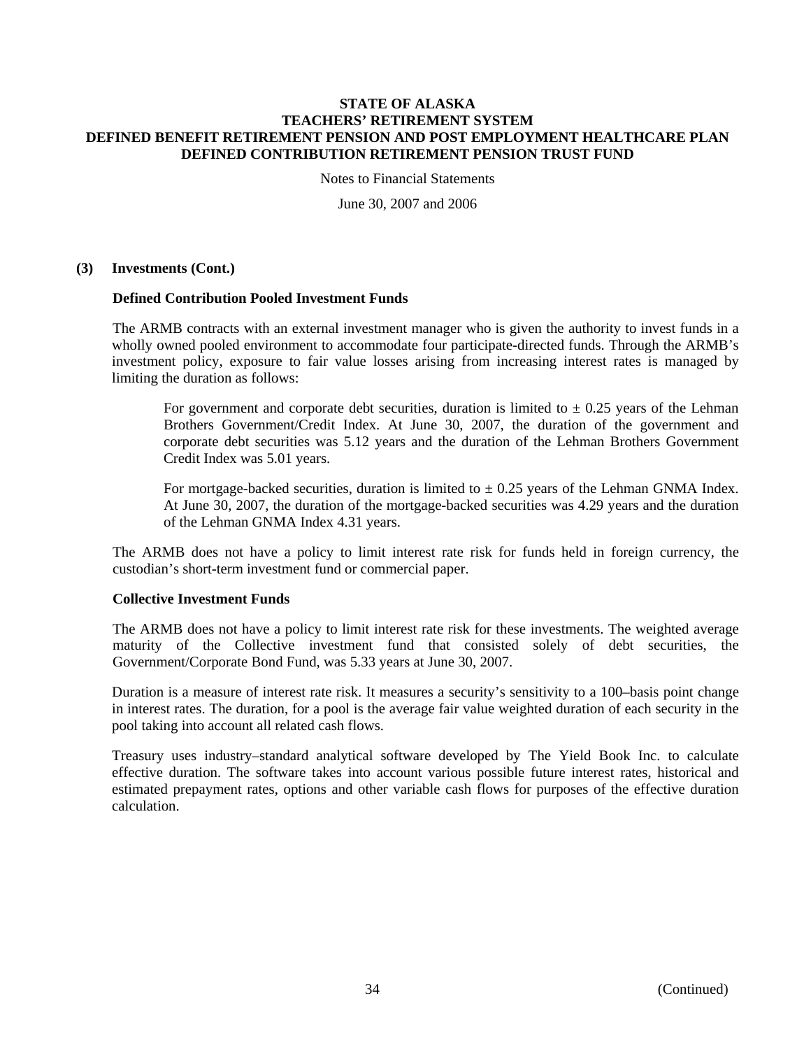# STATE OF ALASKA
# TEACHERS' RETIREMENT SYSTEM
# DEFINED BENEFIT RETIREMENT PENSION AND POST EMPLOYMENT HEALTHCARE PLAN
# DEFINED CONTRIBUTION RETIREMENT PENSION TRUST FUND

Notes to Financial Statements

June 30, 2007 and 2006

## (3) Investments (Cont.)

### Defined Contribution Pooled Investment Funds

The ARMB contracts with an external investment manager who is given the authority to invest funds in a wholly owned pooled environment to accommodate four participate-directed funds. Through the ARMB's investment policy, exposure to fair value losses arising from increasing interest rates is managed by limiting the duration as follows:

> For government and corporate debt securities, duration is limited to ± 0.25 years of the Lehman Brothers Government/Credit Index. At June 30, 2007, the duration of the government and corporate debt securities was 5.12 years and the duration of the Lehman Brothers Government Credit Index was 5.01 years.
>
> For mortgage-backed securities, duration is limited to ± 0.25 years of the Lehman GNMA Index. At June 30, 2007, the duration of the mortgage-backed securities was 4.29 years and the duration of the Lehman GNMA Index 4.31 years.

The ARMB does not have a policy to limit interest rate risk for funds held in foreign currency, the custodian's short-term investment fund or commercial paper.

### Collective Investment Funds

The ARMB does not have a policy to limit interest rate risk for these investments. The weighted average maturity of the Collective investment fund that consisted solely of debt securities, the Government/Corporate Bond Fund, was 5.33 years at June 30, 2007.

Duration is a measure of interest rate risk. It measures a security's sensitivity to a 100–basis point change in interest rates. The duration, for a pool is the average fair value weighted duration of each security in the pool taking into account all related cash flows.

Treasury uses industry–standard analytical software developed by The Yield Book Inc. to calculate effective duration. The software takes into account various possible future interest rates, historical and estimated prepayment rates, options and other variable cash flows for purposes of the effective duration calculation.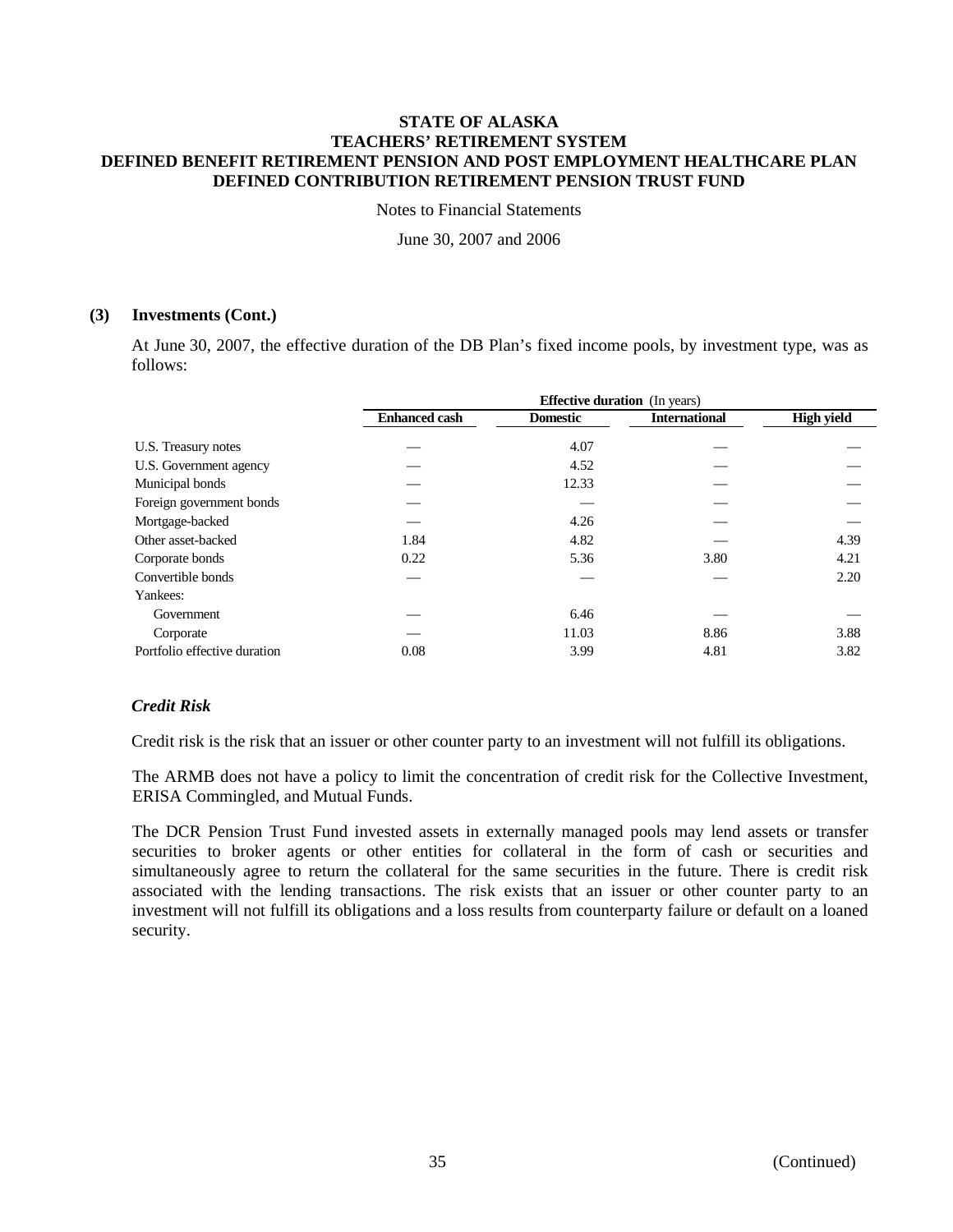# STATE OF ALASKA
# TEACHERS' RETIREMENT SYSTEM
# DEFINED BENEFIT RETIREMENT PENSION AND POST EMPLOYMENT HEALTHCARE PLAN
# DEFINED CONTRIBUTION RETIREMENT PENSION TRUST FUND

Notes to Financial Statements

June 30, 2007 and 2006

## (3) Investments (Cont.)

At June 30, 2007, the effective duration of the DB Plan's fixed income pools, by investment type, was as follows:

| | **Effective duration** (In years) | | | |
|---|---|---|---|---|
| | **Enhanced cash** | **Domestic** | **International** | **High yield** |
| U.S. Treasury notes | — | 4.07 | — | — |
| U.S. Government agency | — | 4.52 | — | — |
| Municipal bonds | — | 12.33 | — | — |
| Foreign government bonds | — | — | — | — |
| Mortgage-backed | — | 4.26 | — | — |
| Other asset-backed | 1.84 | 4.82 | — | 4.39 |
| Corporate bonds | 0.22 | 5.36 | 3.80 | 4.21 |
| Convertible bonds | — | — | — | 2.20 |
| Yankees: | | | | |
| Government | — | 6.46 | — | — |
| Corporate | — | 11.03 | 8.86 | 3.88 |
| Portfolio effective duration | 0.08 | 3.99 | 4.81 | 3.82 |

### *Credit Risk*

Credit risk is the risk that an issuer or other counter party to an investment will not fulfill its obligations.

The ARMB does not have a policy to limit the concentration of credit risk for the Collective Investment, ERISA Commingled, and Mutual Funds.

The DCR Pension Trust Fund invested assets in externally managed pools may lend assets or transfer securities to broker agents or other entities for collateral in the form of cash or securities and simultaneously agree to return the collateral for the same securities in the future. There is credit risk associated with the lending transactions. The risk exists that an issuer or other counter party to an investment will not fulfill its obligations and a loss results from counterparty failure or default on a loaned security.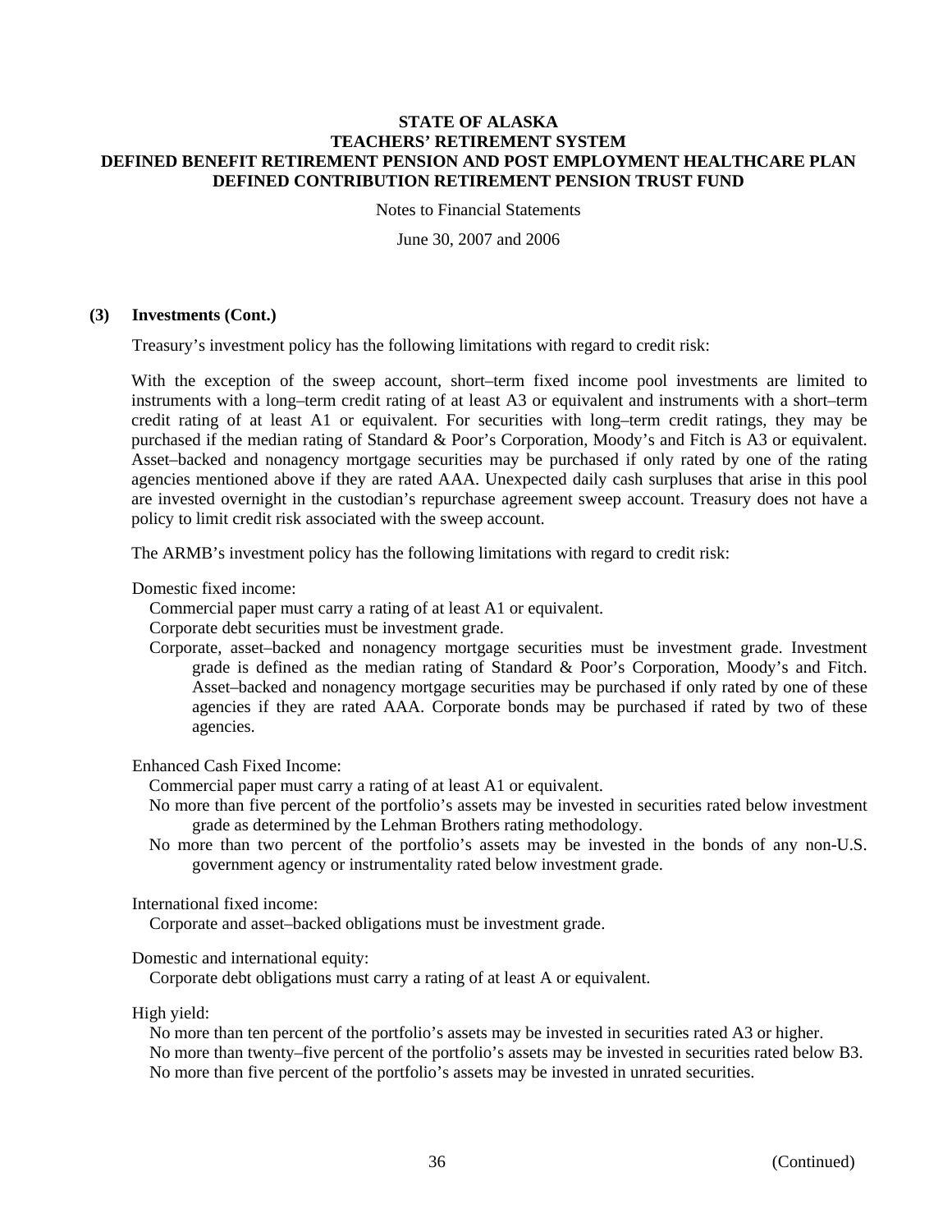**(3) Investments (Cont.)**

Treasury's investment policy has the following limitations with regard to credit risk:

With the exception of the sweep account, short–term fixed income pool investments are limited to instruments with a long–term credit rating of at least A3 or equivalent and instruments with a short–term credit rating of at least A1 or equivalent. For securities with long–term credit ratings, they may be purchased if the median rating of Standard & Poor's Corporation, Moody's and Fitch is A3 or equivalent. Asset–backed and nonagency mortgage securities may be purchased if only rated by one of the rating agencies mentioned above if they are rated AAA. Unexpected daily cash surpluses that arise in this pool are invested overnight in the custodian's repurchase agreement sweep account. Treasury does not have a policy to limit credit risk associated with the sweep account.

The ARMB's investment policy has the following limitations with regard to credit risk:

Domestic fixed income:

- Commercial paper must carry a rating of at least A1 or equivalent.
- Corporate debt securities must be investment grade.
- Corporate, asset–backed and nonagency mortgage securities must be investment grade. Investment grade is defined as the median rating of Standard & Poor's Corporation, Moody's and Fitch. Asset–backed and nonagency mortgage securities may be purchased if only rated by one of these agencies if they are rated AAA. Corporate bonds may be purchased if rated by two of these agencies.

Enhanced Cash Fixed Income:

- Commercial paper must carry a rating of at least A1 or equivalent.
- No more than five percent of the portfolio's assets may be invested in securities rated below investment grade as determined by the Lehman Brothers rating methodology.
- No more than two percent of the portfolio's assets may be invested in the bonds of any non-U.S. government agency or instrumentality rated below investment grade.

International fixed income:

- Corporate and asset–backed obligations must be investment grade.

Domestic and international equity:

- Corporate debt obligations must carry a rating of at least A or equivalent.

High yield:

- No more than ten percent of the portfolio's assets may be invested in securities rated A3 or higher.
- No more than twenty–five percent of the portfolio's assets may be invested in securities rated below B3.
- No more than five percent of the portfolio's assets may be invested in unrated securities.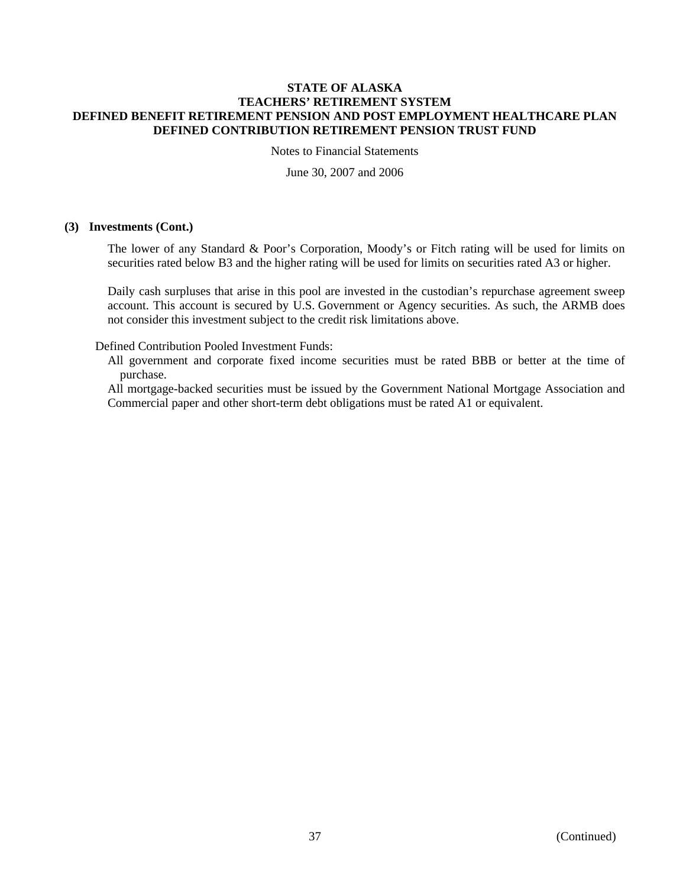**(3) Investments (Cont.)**

The lower of any Standard & Poor's Corporation, Moody's or Fitch rating will be used for limits on securities rated below B3 and the higher rating will be used for limits on securities rated A3 or higher.

Daily cash surpluses that arise in this pool are invested in the custodian's repurchase agreement sweep account. This account is secured by U.S. Government or Agency securities. As such, the ARMB does not consider this investment subject to the credit risk limitations above.

Defined Contribution Pooled Investment Funds:

All government and corporate fixed income securities must be rated BBB or better at the time of purchase.

All mortgage-backed securities must be issued by the Government National Mortgage Association and Commercial paper and other short-term debt obligations must be rated A1 or equivalent.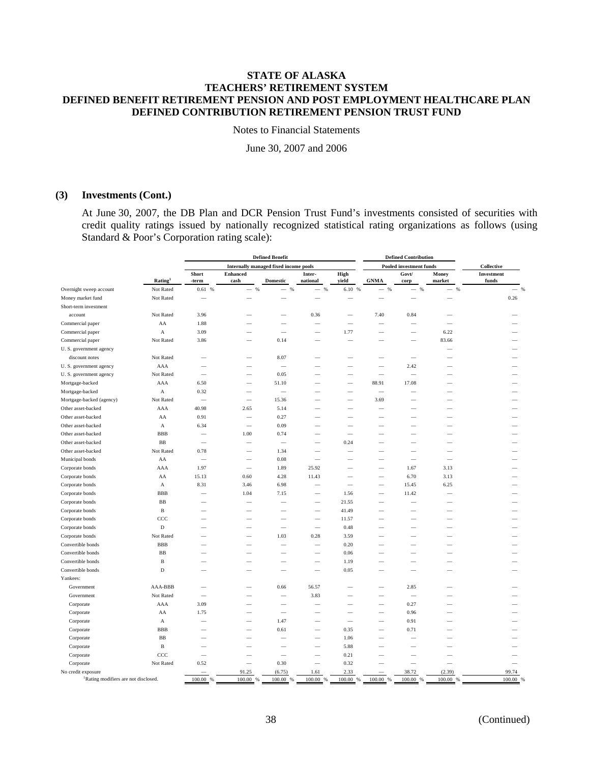# STATE OF ALASKA
# TEACHERS' RETIREMENT SYSTEM
# DEFINED BENEFIT RETIREMENT PENSION AND POST EMPLOYMENT HEALTHCARE PLAN
# DEFINED CONTRIBUTION RETIREMENT PENSION TRUST FUND

Notes to Financial Statements

June 30, 2007 and 2006

### (3) Investments (Cont.)

At June 30, 2007, the DB Plan and DCR Pension Trust Fund's investments consisted of securities with credit quality ratings issued by nationally recognized statistical rating organizations as follows (using Standard & Poor's Corporation rating scale):

| | | Defined Benefit | | | | | Defined Contribution | | | |
|---|---|---|---|---|---|---|---|---|---|---|
| | | Internally managed fixed income pools | | | | | Pooled investment funds | | | Collective |
| | Rating[1] | Short -term | Enhanced cash | Domestic | Inter-national | High yield | GNMA | Govt/ corp | Money market | Investment funds |
| Overnight sweep account | Not Rated | 0.61 % | — % | — % | — % | 6.10 % | — % | — % | — % | — % |
| Money market fund | Not Rated | — | — | — | — | — | — | — | — | 0.26 |
| Short-term investment account | Not Rated | 3.96 | — | — | 0.36 | — | 7.40 | 0.84 | — | — |
| Commercial paper | AA | 1.88 | — | — | — | — | — | — | — | — |
| Commercial paper | A | 3.09 | — | — | — | 1.77 | — | — | 6.22 | — |
| Commercial paper | Not Rated | 3.86 | — | 0.14 | — | — | — | — | 83.66 | — |
| U. S. government agency discount notes | Not Rated | — | — | 8.07 | — | — | — | — | — | — |
| U. S. government agency | AAA | — | — | — | — | — | — | 2.42 | — | — |
| U. S. government agency | Not Rated | — | — | 0.05 | — | — | — | — | — | — |
| Mortgage-backed | AAA | 6.50 | — | 51.10 | — | — | 88.91 | 17.08 | — | — |
| Mortgage-backed | A | 0.32 | — | — | — | — | — | — | — | — |
| Mortgage-backed (agency) | Not Rated | — | — | 15.36 | — | — | 3.69 | — | — | — |
| Other asset-backed | AAA | 40.98 | 2.65 | 5.14 | — | — | — | — | — | — |
| Other asset-backed | AA | 0.91 | — | 0.27 | — | — | — | — | — | — |
| Other asset-backed | A | 6.34 | — | 0.09 | — | — | — | — | — | — |
| Other asset-backed | BBB | — | 1.00 | 0.74 | — | — | — | — | — | — |
| Other asset-backed | BB | — | — | — | — | 0.24 | — | — | — | — |
| Other asset-backed | Not Rated | 0.78 | — | 1.34 | — | — | — | — | — | — |
| Municipal bonds | AA | — | — | 0.08 | — | — | — | — | — | — |
| Corporate bonds | AAA | 1.97 | — | 1.89 | 25.92 | — | — | 1.67 | 3.13 | — |
| Corporate bonds | AA | 15.13 | 0.60 | 4.28 | 11.43 | — | — | 6.70 | 3.13 | — |
| Corporate bonds | A | 8.31 | 3.46 | 6.98 | — | — | — | 15.45 | 6.25 | — |
| Corporate bonds | BBB | — | 1.04 | 7.15 | — | 1.56 | — | 11.42 | — | — |
| Corporate bonds | BB | — | — | — | — | 21.55 | — | — | — | — |
| Corporate bonds | B | — | — | — | — | 41.49 | — | — | — | — |
| Corporate bonds | CCC | — | — | — | — | 11.57 | — | — | — | — |
| Corporate bonds | D | — | — | — | — | 0.48 | — | — | — | — |
| Corporate bonds | Not Rated | — | — | 1.03 | 0.28 | 3.59 | — | — | — | — |
| Convertible bonds | BBB | — | — | — | — | 0.20 | — | — | — | — |
| Convertible bonds | BB | — | — | — | — | 0.06 | — | — | — | — |
| Convertible bonds | B | — | — | — | — | 1.19 | — | — | — | — |
| Convertible bonds | D | — | — | — | — | 0.05 | — | — | — | — |
| Yankees: | | | | | | | | | | |
| Government | AAA-BBB | — | — | 0.66 | 56.57 | — | — | 2.85 | — | — |
| Government | Not Rated | — | — | — | 3.83 | — | — | — | — | — |
| Corporate | AAA | 3.09 | — | — | — | — | — | 0.27 | — | — |
| Corporate | AA | 1.75 | — | — | — | — | — | 0.96 | — | — |
| Corporate | A | — | — | 1.47 | — | — | — | 0.91 | — | — |
| Corporate | BBB | — | — | 0.61 | — | 0.35 | — | 0.71 | — | — |
| Corporate | BB | — | — | — | — | 1.06 | — | — | — | — |
| Corporate | B | — | — | — | — | 5.88 | — | — | — | — |
| Corporate | CCC | — | — | — | — | 0.21 | — | — | — | — |
| Corporate | Not Rated | 0.52 | — | 0.30 | — | 0.32 | — | — | — | — |
| No credit exposure | | — | 91.25 | (6.75) | 1.61 | 2.33 | — | 38.72 | (2.39) | 99.74 |
| | | 100.00 % | 100.00 % | 100.00 % | 100.00 % | 100.00 % | 100.00 % | 100.00 % | 100.00 % | 100.00 % |

[1]Rating modifiers are not disclosed.

(Continued)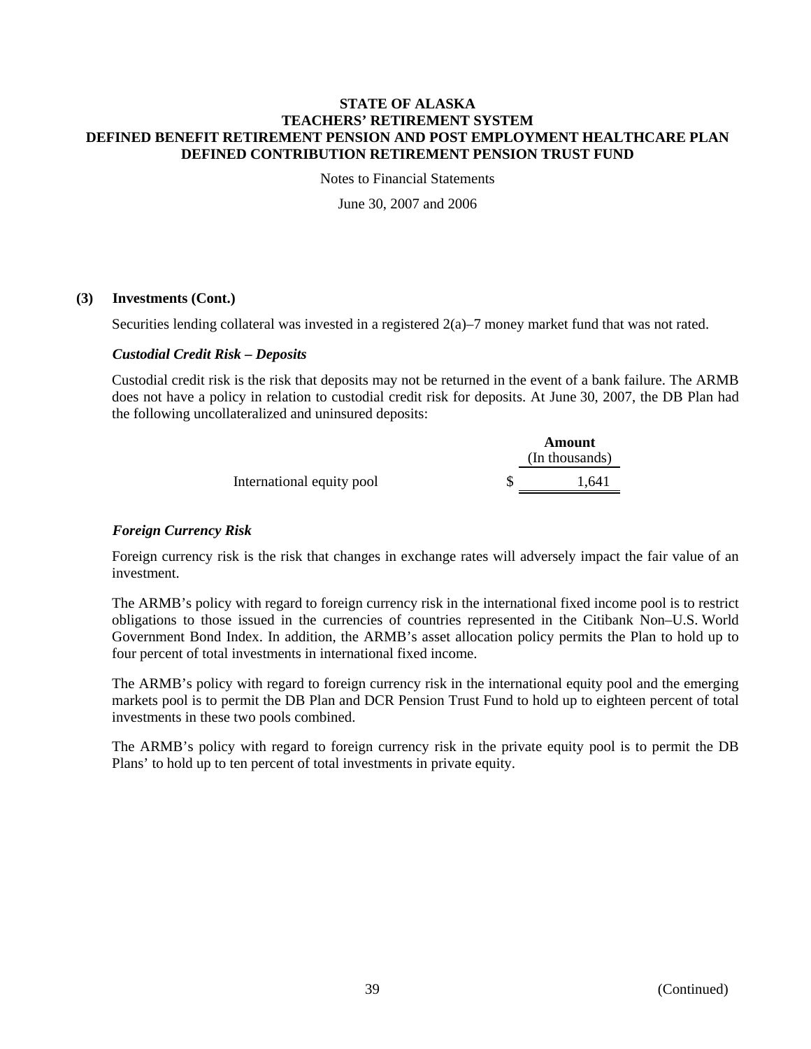**(3) Investments (Cont.)**

Securities lending collateral was invested in a registered 2(a)–7 money market fund that was not rated.

***Custodial Credit Risk – Deposits***

Custodial credit risk is the risk that deposits may not be returned in the event of a bank failure. The ARMB does not have a policy in relation to custodial credit risk for deposits. At June 30, 2007, the DB Plan had the following uncollateralized and uninsured deposits:

| | **Amount** (In thousands) |
|---|---|
| International equity pool | $ 1,641 |

***Foreign Currency Risk***

Foreign currency risk is the risk that changes in exchange rates will adversely impact the fair value of an investment.

The ARMB's policy with regard to foreign currency risk in the international fixed income pool is to restrict obligations to those issued in the currencies of countries represented in the Citibank Non–U.S. World Government Bond Index. In addition, the ARMB's asset allocation policy permits the Plan to hold up to four percent of total investments in international fixed income.

The ARMB's policy with regard to foreign currency risk in the international equity pool and the emerging markets pool is to permit the DB Plan and DCR Pension Trust Fund to hold up to eighteen percent of total investments in these two pools combined.

The ARMB's policy with regard to foreign currency risk in the private equity pool is to permit the DB Plans' to hold up to ten percent of total investments in private equity.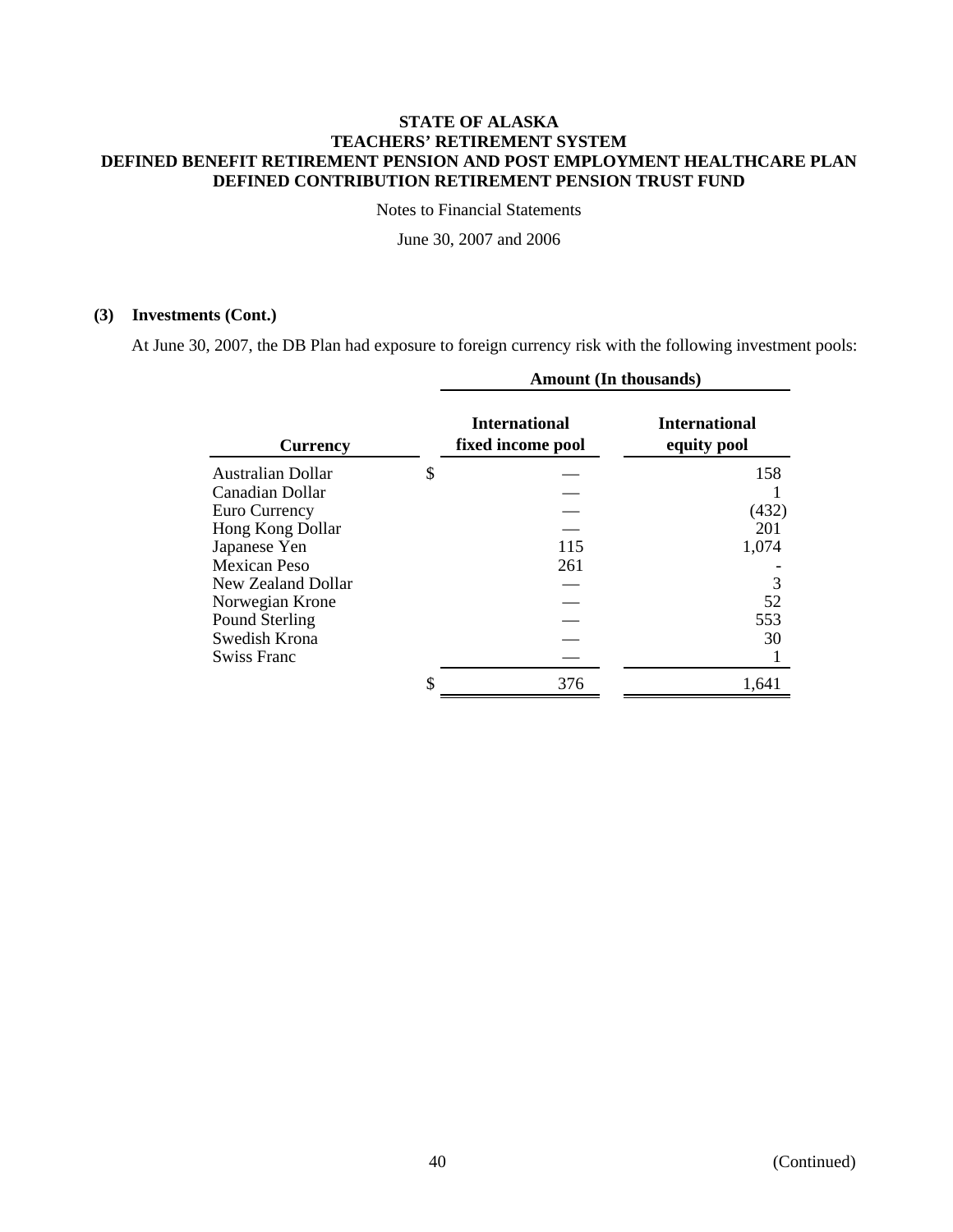**STATE OF ALASKA**
**TEACHERS' RETIREMENT SYSTEM**
**DEFINED BENEFIT RETIREMENT PENSION AND POST EMPLOYMENT HEALTHCARE PLAN**
**DEFINED CONTRIBUTION RETIREMENT PENSION TRUST FUND**

Notes to Financial Statements

June 30, 2007 and 2006

## (3) Investments (Cont.)

At June 30, 2007, the DB Plan had exposure to foreign currency risk with the following investment pools:

| Currency | Amount (In thousands) International fixed income pool | International equity pool |
|---|---|---|
| Australian Dollar | $ — | 158 |
| Canadian Dollar | — | 1 |
| Euro Currency | — | (432) |
| Hong Kong Dollar | — | 201 |
| Japanese Yen | 115 | 1,074 |
| Mexican Peso | 261 | - |
| New Zealand Dollar | — | 3 |
| Norwegian Krone | — | 52 |
| Pound Sterling | — | 553 |
| Swedish Krona | — | 30 |
| Swiss Franc | — | 1 |
| | $ 376 | 1,641 |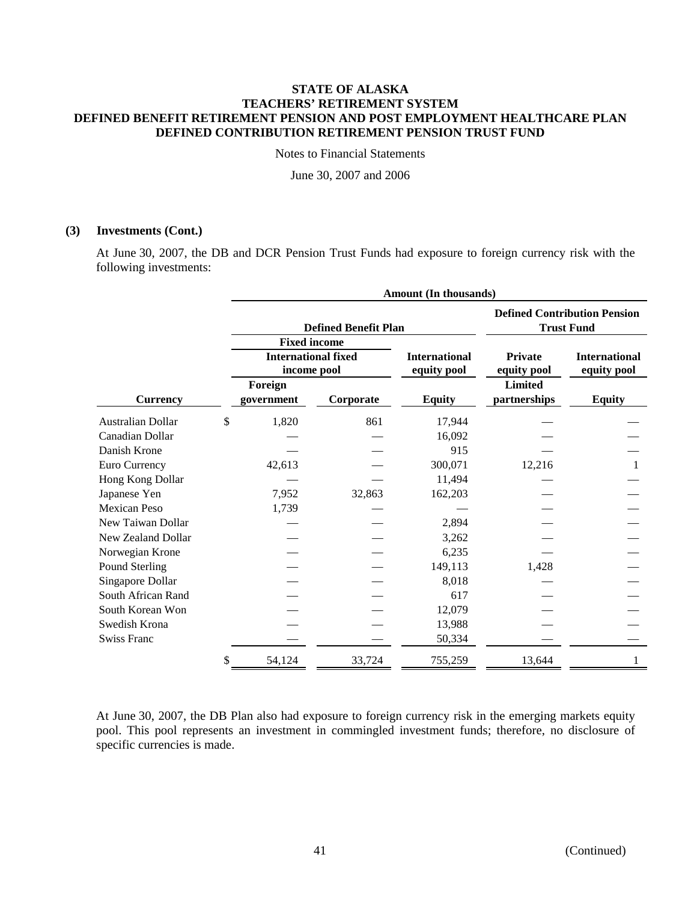## (3) Investments (Cont.)

At June 30, 2007, the DB and DCR Pension Trust Funds had exposure to foreign currency risk with the following investments:

| | Amount (In thousands) | | | | |
|---|---|---|---|---|---|
| | Defined Benefit Plan | | | Defined Contribution Pension Trust Fund | |
| | Fixed income International fixed income pool | | International equity pool | Private equity pool | International equity pool |
| Currency | Foreign government | Corporate | Equity | Limited partnerships | Equity |
| Australian Dollar | $ 1,820 | 861 | 17,944 | — | — |
| Canadian Dollar | — | — | 16,092 | — | — |
| Danish Krone | — | — | 915 | — | — |
| Euro Currency | 42,613 | — | 300,071 | 12,216 | 1 |
| Hong Kong Dollar | — | — | 11,494 | — | — |
| Japanese Yen | 7,952 | 32,863 | 162,203 | — | — |
| Mexican Peso | 1,739 | — | — | — | — |
| New Taiwan Dollar | — | — | 2,894 | — | — |
| New Zealand Dollar | — | — | 3,262 | — | — |
| Norwegian Krone | — | — | 6,235 | — | — |
| Pound Sterling | — | — | 149,113 | 1,428 | — |
| Singapore Dollar | — | — | 8,018 | — | — |
| South African Rand | — | — | 617 | — | — |
| South Korean Won | — | — | 12,079 | — | — |
| Swedish Krona | — | — | 13,988 | — | — |
| Swiss Franc | — | — | 50,334 | — | — |
| | $ 54,124 | 33,724 | 755,259 | 13,644 | 1 |

At June 30, 2007, the DB Plan also had exposure to foreign currency risk in the emerging markets equity pool. This pool represents an investment in commingled investment funds; therefore, no disclosure of specific currencies is made.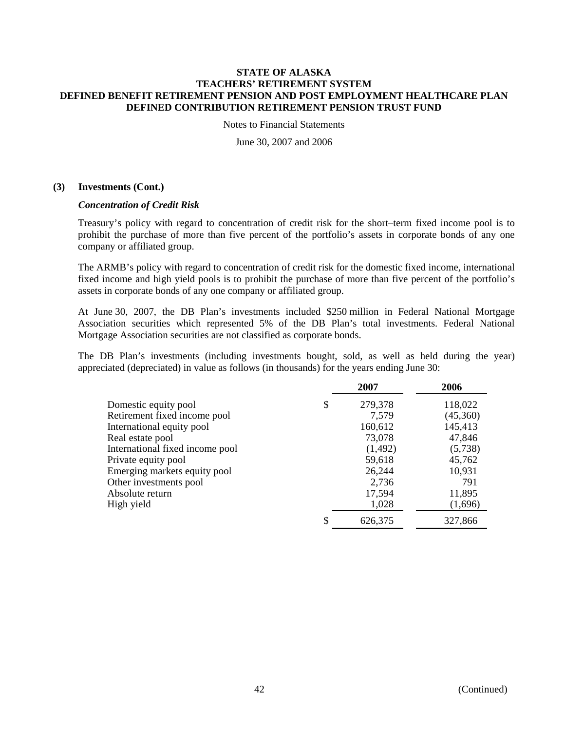**STATE OF ALASKA**
**TEACHERS' RETIREMENT SYSTEM**
**DEFINED BENEFIT RETIREMENT PENSION AND POST EMPLOYMENT HEALTHCARE PLAN**
**DEFINED CONTRIBUTION RETIREMENT PENSION TRUST FUND**

Notes to Financial Statements

June 30, 2007 and 2006

**(3) Investments (Cont.)**

***Concentration of Credit Risk***

Treasury's policy with regard to concentration of credit risk for the short–term fixed income pool is to prohibit the purchase of more than five percent of the portfolio's assets in corporate bonds of any one company or affiliated group.

The ARMB's policy with regard to concentration of credit risk for the domestic fixed income, international fixed income and high yield pools is to prohibit the purchase of more than five percent of the portfolio's assets in corporate bonds of any one company or affiliated group.

At June 30, 2007, the DB Plan's investments included $250 million in Federal National Mortgage Association securities which represented 5% of the DB Plan's total investments. Federal National Mortgage Association securities are not classified as corporate bonds.

The DB Plan's investments (including investments bought, sold, as well as held during the year) appreciated (depreciated) in value as follows (in thousands) for the years ending June 30:

| | 2007 | 2006 |
|---|---|---|
| Domestic equity pool | $ 279,378 | 118,022 |
| Retirement fixed income pool | 7,579 | (45,360) |
| International equity pool | 160,612 | 145,413 |
| Real estate pool | 73,078 | 47,846 |
| International fixed income pool | (1,492) | (5,738) |
| Private equity pool | 59,618 | 45,762 |
| Emerging markets equity pool | 26,244 | 10,931 |
| Other investments pool | 2,736 | 791 |
| Absolute return | 17,594 | 11,895 |
| High yield | 1,028 | (1,696) |
| | $ 626,375 | 327,866 |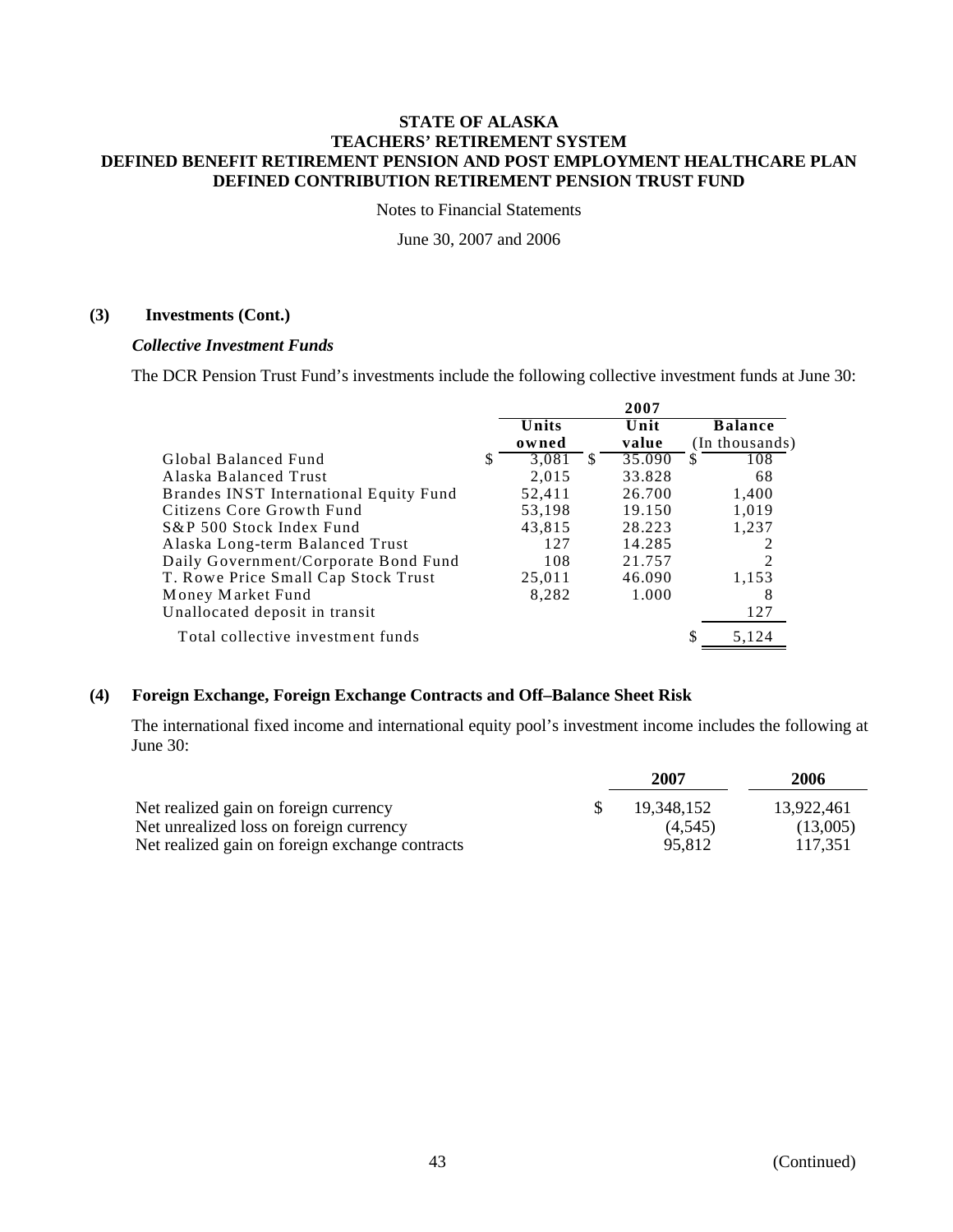# STATE OF ALASKA
# TEACHERS' RETIREMENT SYSTEM
# DEFINED BENEFIT RETIREMENT PENSION AND POST EMPLOYMENT HEALTHCARE PLAN
# DEFINED CONTRIBUTION RETIREMENT PENSION TRUST FUND

Notes to Financial Statements

June 30, 2007 and 2006

## (3) Investments (Cont.)

### *Collective Investment Funds*

The DCR Pension Trust Fund's investments include the following collective investment funds at June 30:

| | 2007 | | |
|---|---|---|---|
| | Units owned | Unit value | Balance (In thousands) |
| Global Balanced Fund | $ 3,081 | $ 35.090 | $ 108 |
| Alaska Balanced Trust | 2,015 | 33.828 | 68 |
| Brandes INST International Equity Fund | 52,411 | 26.700 | 1,400 |
| Citizens Core Growth Fund | 53,198 | 19.150 | 1,019 |
| S&P 500 Stock Index Fund | 43,815 | 28.223 | 1,237 |
| Alaska Long-term Balanced Trust | 127 | 14.285 | 2 |
| Daily Government/Corporate Bond Fund | 108 | 21.757 | 2 |
| T. Rowe Price Small Cap Stock Trust | 25,011 | 46.090 | 1,153 |
| Money Market Fund | 8,282 | 1.000 | 8 |
| Unallocated deposit in transit | | | 127 |
| Total collective investment funds | | | $ 5,124 |

## (4) Foreign Exchange, Foreign Exchange Contracts and Off–Balance Sheet Risk

The international fixed income and international equity pool's investment income includes the following at June 30:

| | 2007 | 2006 |
|---|---|---|
| Net realized gain on foreign currency | $ 19,348,152 | 13,922,461 |
| Net unrealized loss on foreign currency | (4,545) | (13,005) |
| Net realized gain on foreign exchange contracts | 95,812 | 117,351 |

(Continued)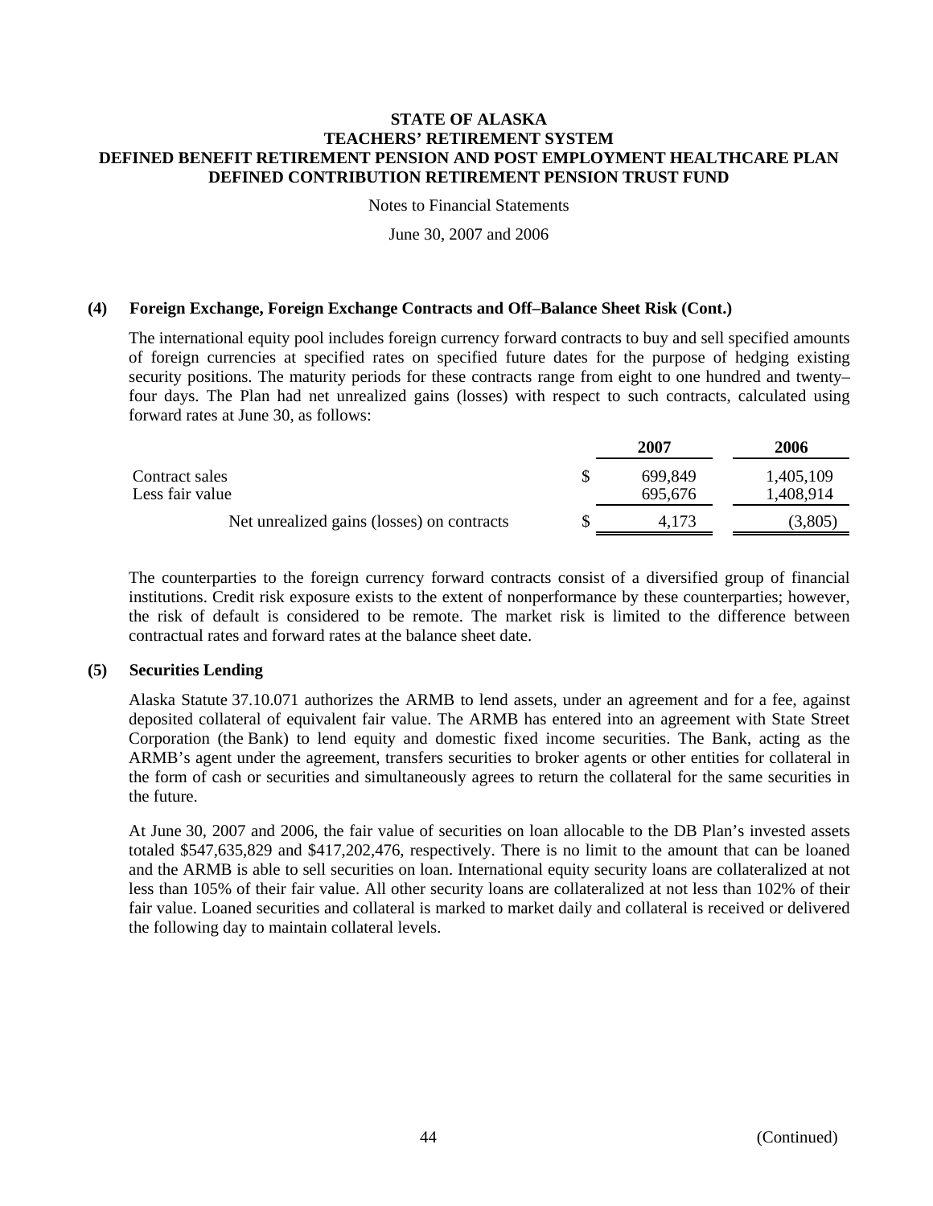# STATE OF ALASKA
# TEACHERS' RETIREMENT SYSTEM
# DEFINED BENEFIT RETIREMENT PENSION AND POST EMPLOYMENT HEALTHCARE PLAN
# DEFINED CONTRIBUTION RETIREMENT PENSION TRUST FUND

Notes to Financial Statements

June 30, 2007 and 2006

### (4) Foreign Exchange, Foreign Exchange Contracts and Off–Balance Sheet Risk (Cont.)

The international equity pool includes foreign currency forward contracts to buy and sell specified amounts of foreign currencies at specified rates on specified future dates for the purpose of hedging existing security positions. The maturity periods for these contracts range from eight to one hundred and twenty–four days. The Plan had net unrealized gains (losses) with respect to such contracts, calculated using forward rates at June 30, as follows:

| | 2007 | 2006 |
|---|---|---|
| Contract sales | $ 699,849 | 1,405,109 |
| Less fair value | 695,676 | 1,408,914 |
| Net unrealized gains (losses) on contracts | $ 4,173 | (3,805) |

The counterparties to the foreign currency forward contracts consist of a diversified group of financial institutions. Credit risk exposure exists to the extent of nonperformance by these counterparties; however, the risk of default is considered to be remote. The market risk is limited to the difference between contractual rates and forward rates at the balance sheet date.

### (5) Securities Lending

Alaska Statute 37.10.071 authorizes the ARMB to lend assets, under an agreement and for a fee, against deposited collateral of equivalent fair value. The ARMB has entered into an agreement with State Street Corporation (the Bank) to lend equity and domestic fixed income securities. The Bank, acting as the ARMB's agent under the agreement, transfers securities to broker agents or other entities for collateral in the form of cash or securities and simultaneously agrees to return the collateral for the same securities in the future.

At June 30, 2007 and 2006, the fair value of securities on loan allocable to the DB Plan's invested assets totaled $547,635,829 and $417,202,476, respectively. There is no limit to the amount that can be loaned and the ARMB is able to sell securities on loan. International equity security loans are collateralized at not less than 105% of their fair value. All other security loans are collateralized at not less than 102% of their fair value. Loaned securities and collateral is marked to market daily and collateral is received or delivered the following day to maintain collateral levels.

(Continued)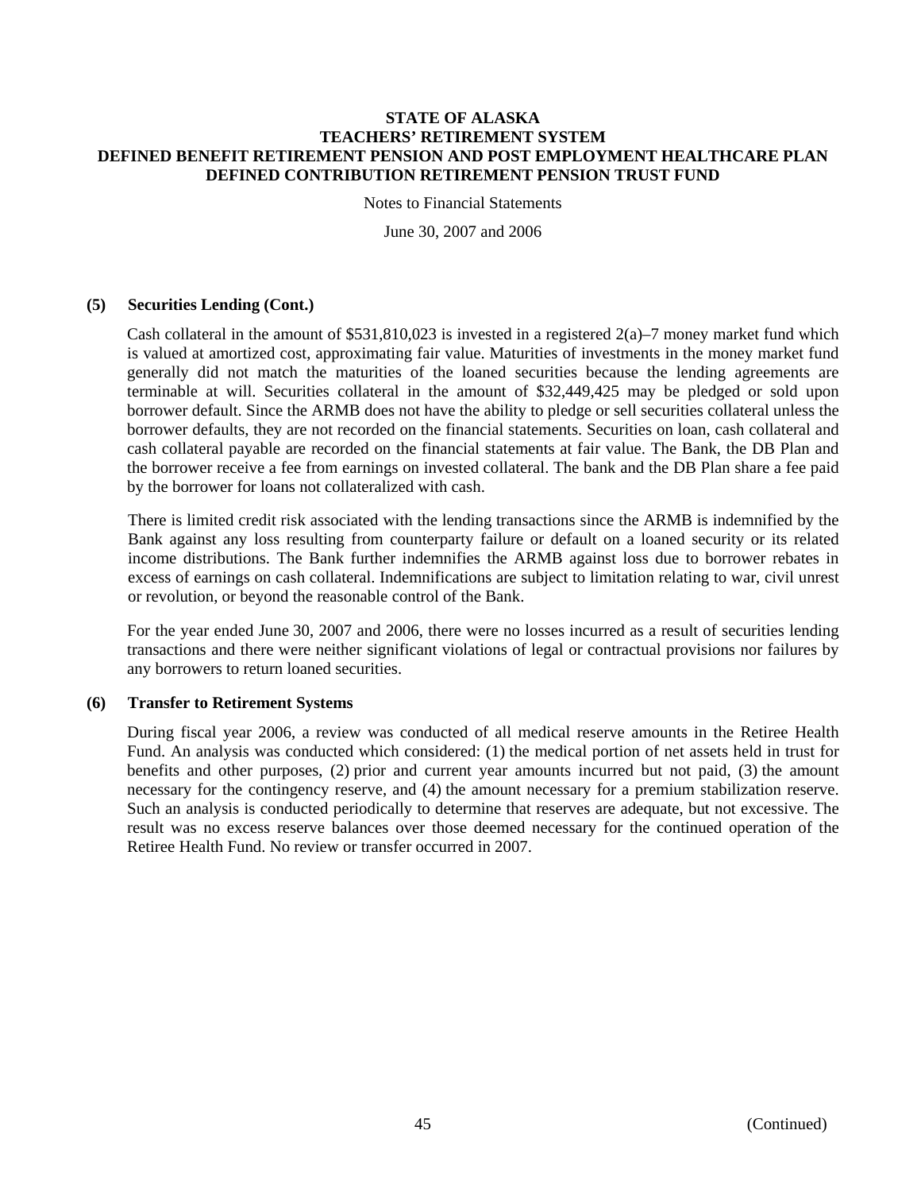# STATE OF ALASKA
# TEACHERS' RETIREMENT SYSTEM
# DEFINED BENEFIT RETIREMENT PENSION AND POST EMPLOYMENT HEALTHCARE PLAN
# DEFINED CONTRIBUTION RETIREMENT PENSION TRUST FUND

Notes to Financial Statements

June 30, 2007 and 2006

## (5) Securities Lending (Cont.)

Cash collateral in the amount of $531,810,023 is invested in a registered 2(a)–7 money market fund which is valued at amortized cost, approximating fair value. Maturities of investments in the money market fund generally did not match the maturities of the loaned securities because the lending agreements are terminable at will. Securities collateral in the amount of $32,449,425 may be pledged or sold upon borrower default. Since the ARMB does not have the ability to pledge or sell securities collateral unless the borrower defaults, they are not recorded on the financial statements. Securities on loan, cash collateral and cash collateral payable are recorded on the financial statements at fair value. The Bank, the DB Plan and the borrower receive a fee from earnings on invested collateral. The bank and the DB Plan share a fee paid by the borrower for loans not collateralized with cash.

There is limited credit risk associated with the lending transactions since the ARMB is indemnified by the Bank against any loss resulting from counterparty failure or default on a loaned security or its related income distributions. The Bank further indemnifies the ARMB against loss due to borrower rebates in excess of earnings on cash collateral. Indemnifications are subject to limitation relating to war, civil unrest or revolution, or beyond the reasonable control of the Bank.

For the year ended June 30, 2007 and 2006, there were no losses incurred as a result of securities lending transactions and there were neither significant violations of legal or contractual provisions nor failures by any borrowers to return loaned securities.

## (6) Transfer to Retirement Systems

During fiscal year 2006, a review was conducted of all medical reserve amounts in the Retiree Health Fund. An analysis was conducted which considered: (1) the medical portion of net assets held in trust for benefits and other purposes, (2) prior and current year amounts incurred but not paid, (3) the amount necessary for the contingency reserve, and (4) the amount necessary for a premium stabilization reserve. Such an analysis is conducted periodically to determine that reserves are adequate, but not excessive. The result was no excess reserve balances over those deemed necessary for the continued operation of the Retiree Health Fund. No review or transfer occurred in 2007.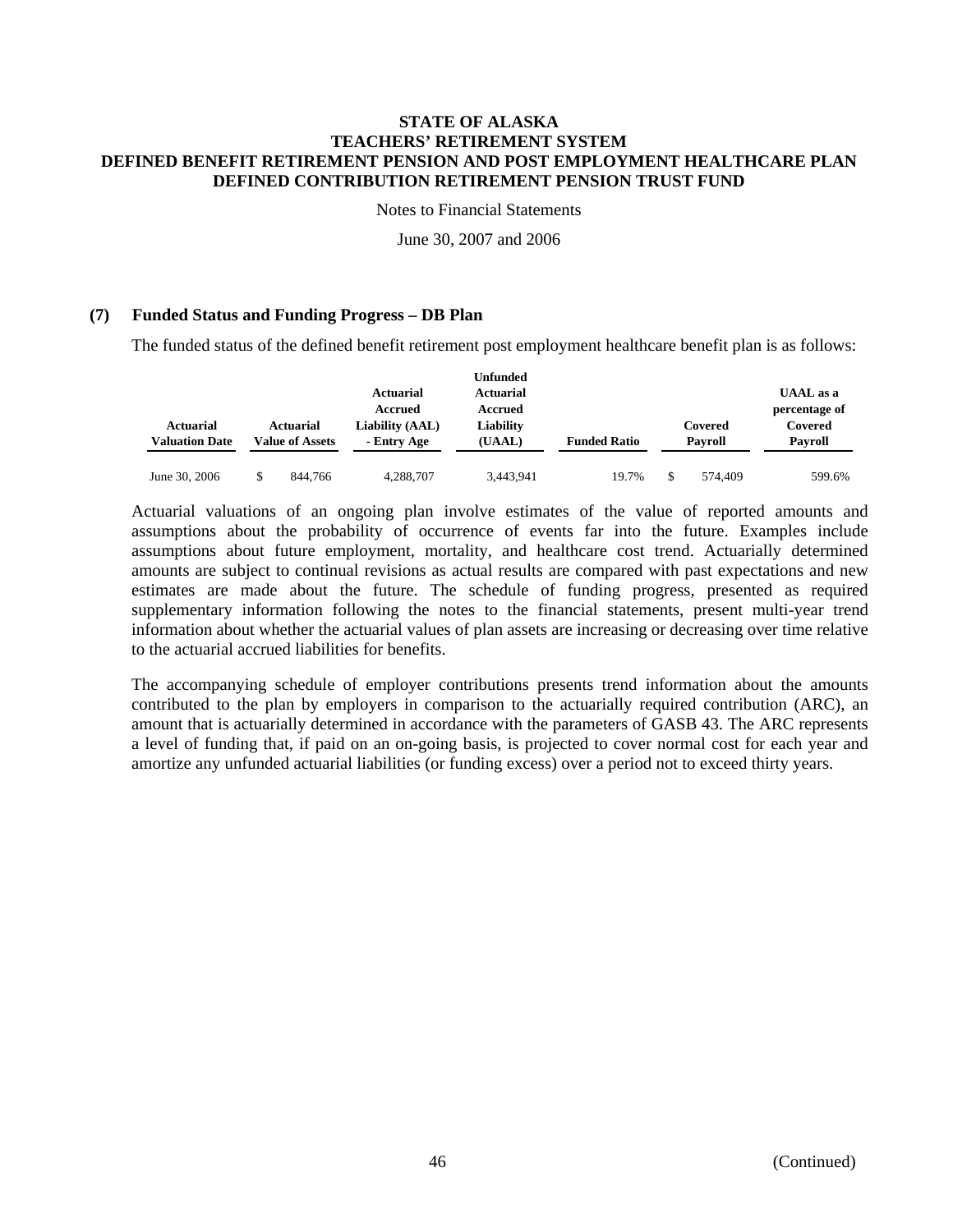# STATE OF ALASKA
# TEACHERS' RETIREMENT SYSTEM
# DEFINED BENEFIT RETIREMENT PENSION AND POST EMPLOYMENT HEALTHCARE PLAN
# DEFINED CONTRIBUTION RETIREMENT PENSION TRUST FUND

Notes to Financial Statements

June 30, 2007 and 2006

## (7) Funded Status and Funding Progress – DB Plan

The funded status of the defined benefit retirement post employment healthcare benefit plan is as follows:

| Actuarial Valuation Date | Actuarial Value of Assets | Actuarial Accrued Liability (AAL) - Entry Age | Unfunded Actuarial Accrued Liability (UAAL) | Funded Ratio | Covered Payroll | UAAL as a percentage of Covered Payroll |
|---|---|---|---|---|---|---|
| June 30, 2006 | $ 844,766 | 4,288,707 | 3,443,941 | 19.7% | $ 574,409 | 599.6% |

Actuarial valuations of an ongoing plan involve estimates of the value of reported amounts and assumptions about the probability of occurrence of events far into the future. Examples include assumptions about future employment, mortality, and healthcare cost trend. Actuarially determined amounts are subject to continual revisions as actual results are compared with past expectations and new estimates are made about the future. The schedule of funding progress, presented as required supplementary information following the notes to the financial statements, present multi-year trend information about whether the actuarial values of plan assets are increasing or decreasing over time relative to the actuarial accrued liabilities for benefits.

The accompanying schedule of employer contributions presents trend information about the amounts contributed to the plan by employers in comparison to the actuarially required contribution (ARC), an amount that is actuarially determined in accordance with the parameters of GASB 43. The ARC represents a level of funding that, if paid on an on-going basis, is projected to cover normal cost for each year and amortize any unfunded actuarial liabilities (or funding excess) over a period not to exceed thirty years.

(Continued)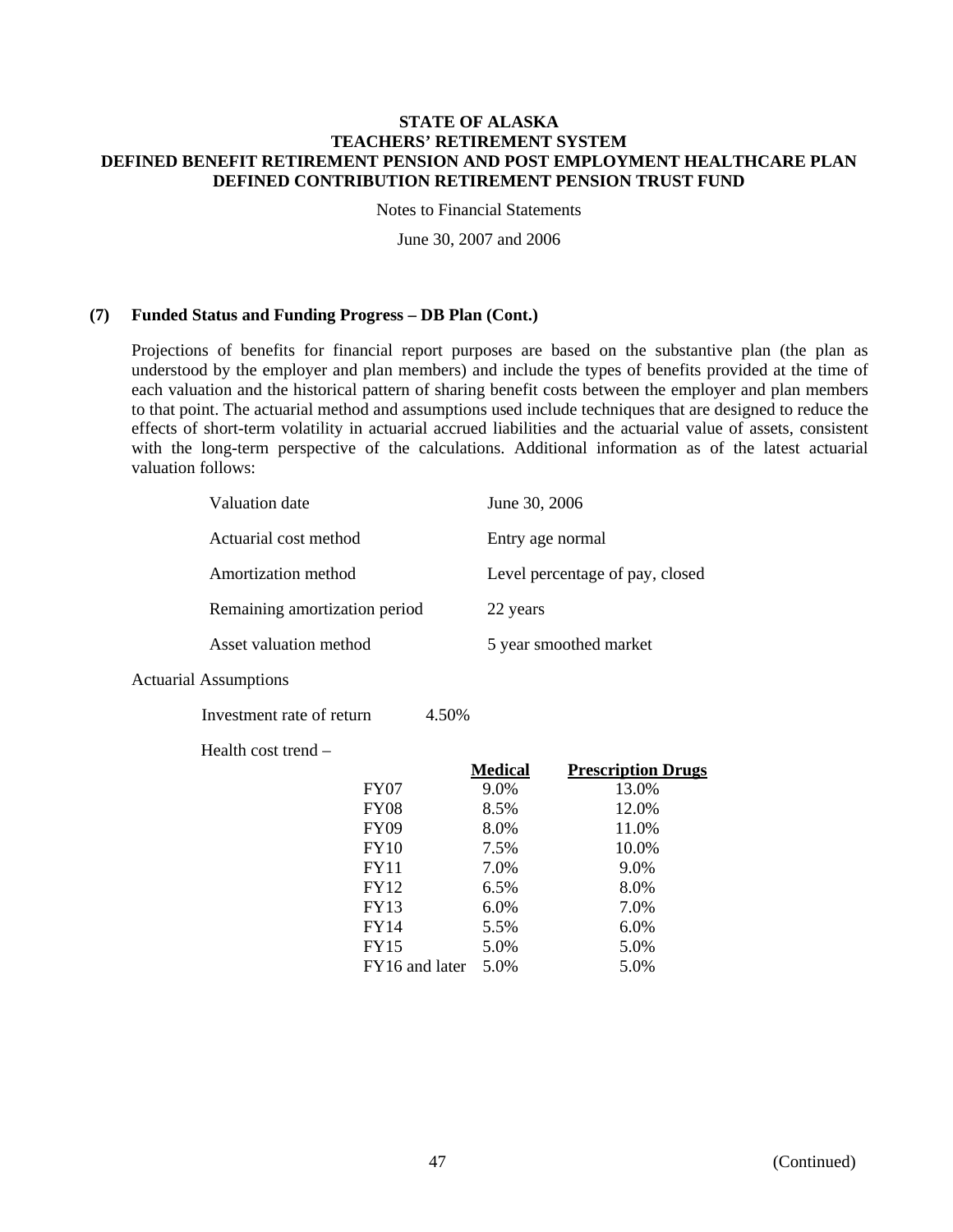**STATE OF ALASKA**
**TEACHERS' RETIREMENT SYSTEM**
**DEFINED BENEFIT RETIREMENT PENSION AND POST EMPLOYMENT HEALTHCARE PLAN**
**DEFINED CONTRIBUTION RETIREMENT PENSION TRUST FUND**

Notes to Financial Statements

June 30, 2007 and 2006

## (7) Funded Status and Funding Progress – DB Plan (Cont.)

Projections of benefits for financial report purposes are based on the substantive plan (the plan as understood by the employer and plan members) and include the types of benefits provided at the time of each valuation and the historical pattern of sharing benefit costs between the employer and plan members to that point. The actuarial method and assumptions used include techniques that are designed to reduce the effects of short-term volatility in actuarial accrued liabilities and the actuarial value of assets, consistent with the long-term perspective of the calculations. Additional information as of the latest actuarial valuation follows:

| | |
|---|---|
| Valuation date | June 30, 2006 |
| Actuarial cost method | Entry age normal |
| Amortization method | Level percentage of pay, closed |
| Remaining amortization period | 22 years |
| Asset valuation method | 5 year smoothed market |

Actuarial Assumptions

Investment rate of return 4.50%

Health cost trend –

| | Medical | Prescription Drugs |
|---|---|---|
| FY07 | 9.0% | 13.0% |
| FY08 | 8.5% | 12.0% |
| FY09 | 8.0% | 11.0% |
| FY10 | 7.5% | 10.0% |
| FY11 | 7.0% | 9.0% |
| FY12 | 6.5% | 8.0% |
| FY13 | 6.0% | 7.0% |
| FY14 | 5.5% | 6.0% |
| FY15 | 5.0% | 5.0% |
| FY16 and later | 5.0% | 5.0% |

(Continued)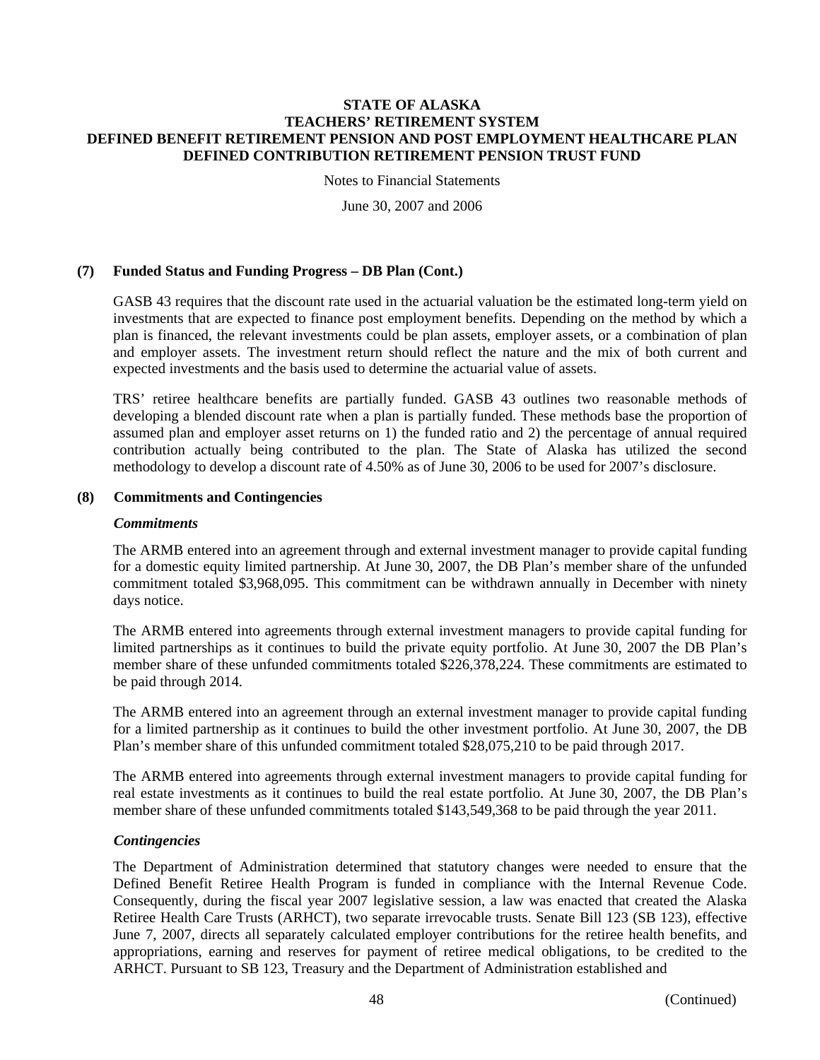## (7) Funded Status and Funding Progress – DB Plan (Cont.)

GASB 43 requires that the discount rate used in the actuarial valuation be the estimated long-term yield on investments that are expected to finance post employment benefits. Depending on the method by which a plan is financed, the relevant investments could be plan assets, employer assets, or a combination of plan and employer assets. The investment return should reflect the nature and the mix of both current and expected investments and the basis used to determine the actuarial value of assets.

TRS' retiree healthcare benefits are partially funded. GASB 43 outlines two reasonable methods of developing a blended discount rate when a plan is partially funded. These methods base the proportion of assumed plan and employer asset returns on 1) the funded ratio and 2) the percentage of annual required contribution actually being contributed to the plan. The State of Alaska has utilized the second methodology to develop a discount rate of 4.50% as of June 30, 2006 to be used for 2007's disclosure.

## (8) Commitments and Contingencies

### *Commitments*

The ARMB entered into an agreement through and external investment manager to provide capital funding for a domestic equity limited partnership. At June 30, 2007, the DB Plan's member share of the unfunded commitment totaled $3,968,095. This commitment can be withdrawn annually in December with ninety days notice.

The ARMB entered into agreements through external investment managers to provide capital funding for limited partnerships as it continues to build the private equity portfolio. At June 30, 2007 the DB Plan's member share of these unfunded commitments totaled $226,378,224. These commitments are estimated to be paid through 2014.

The ARMB entered into an agreement through an external investment manager to provide capital funding for a limited partnership as it continues to build the other investment portfolio. At June 30, 2007, the DB Plan's member share of this unfunded commitment totaled $28,075,210 to be paid through 2017.

The ARMB entered into agreements through external investment managers to provide capital funding for real estate investments as it continues to build the real estate portfolio. At June 30, 2007, the DB Plan's member share of these unfunded commitments totaled $143,549,368 to be paid through the year 2011.

### *Contingencies*

The Department of Administration determined that statutory changes were needed to ensure that the Defined Benefit Retiree Health Program is funded in compliance with the Internal Revenue Code. Consequently, during the fiscal year 2007 legislative session, a law was enacted that created the Alaska Retiree Health Care Trusts (ARHCT), two separate irrevocable trusts. Senate Bill 123 (SB 123), effective June 7, 2007, directs all separately calculated employer contributions for the retiree health benefits, and appropriations, earning and reserves for payment of retiree medical obligations, to be credited to the ARHCT. Pursuant to SB 123, Treasury and the Department of Administration established and

(Continued)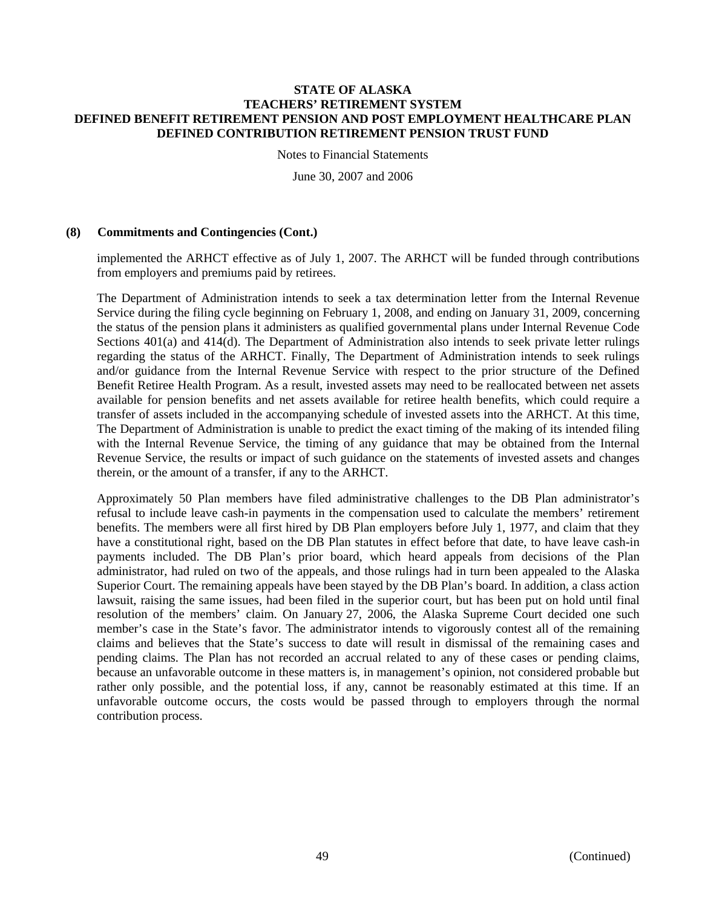### (8) Commitments and Contingencies (Cont.)

implemented the ARHCT effective as of July 1, 2007. The ARHCT will be funded through contributions from employers and premiums paid by retirees.

The Department of Administration intends to seek a tax determination letter from the Internal Revenue Service during the filing cycle beginning on February 1, 2008, and ending on January 31, 2009, concerning the status of the pension plans it administers as qualified governmental plans under Internal Revenue Code Sections 401(a) and 414(d). The Department of Administration also intends to seek private letter rulings regarding the status of the ARHCT. Finally, The Department of Administration intends to seek rulings and/or guidance from the Internal Revenue Service with respect to the prior structure of the Defined Benefit Retiree Health Program. As a result, invested assets may need to be reallocated between net assets available for pension benefits and net assets available for retiree health benefits, which could require a transfer of assets included in the accompanying schedule of invested assets into the ARHCT. At this time, The Department of Administration is unable to predict the exact timing of the making of its intended filing with the Internal Revenue Service, the timing of any guidance that may be obtained from the Internal Revenue Service, the results or impact of such guidance on the statements of invested assets and changes therein, or the amount of a transfer, if any to the ARHCT.

Approximately 50 Plan members have filed administrative challenges to the DB Plan administrator's refusal to include leave cash-in payments in the compensation used to calculate the members' retirement benefits. The members were all first hired by DB Plan employers before July 1, 1977, and claim that they have a constitutional right, based on the DB Plan statutes in effect before that date, to have leave cash-in payments included. The DB Plan's prior board, which heard appeals from decisions of the Plan administrator, had ruled on two of the appeals, and those rulings had in turn been appealed to the Alaska Superior Court. The remaining appeals have been stayed by the DB Plan's board. In addition, a class action lawsuit, raising the same issues, had been filed in the superior court, but has been put on hold until final resolution of the members' claim. On January 27, 2006, the Alaska Supreme Court decided one such member's case in the State's favor. The administrator intends to vigorously contest all of the remaining claims and believes that the State's success to date will result in dismissal of the remaining cases and pending claims. The Plan has not recorded an accrual related to any of these cases or pending claims, because an unfavorable outcome in these matters is, in management's opinion, not considered probable but rather only possible, and the potential loss, if any, cannot be reasonably estimated at this time. If an unfavorable outcome occurs, the costs would be passed through to employers through the normal contribution process.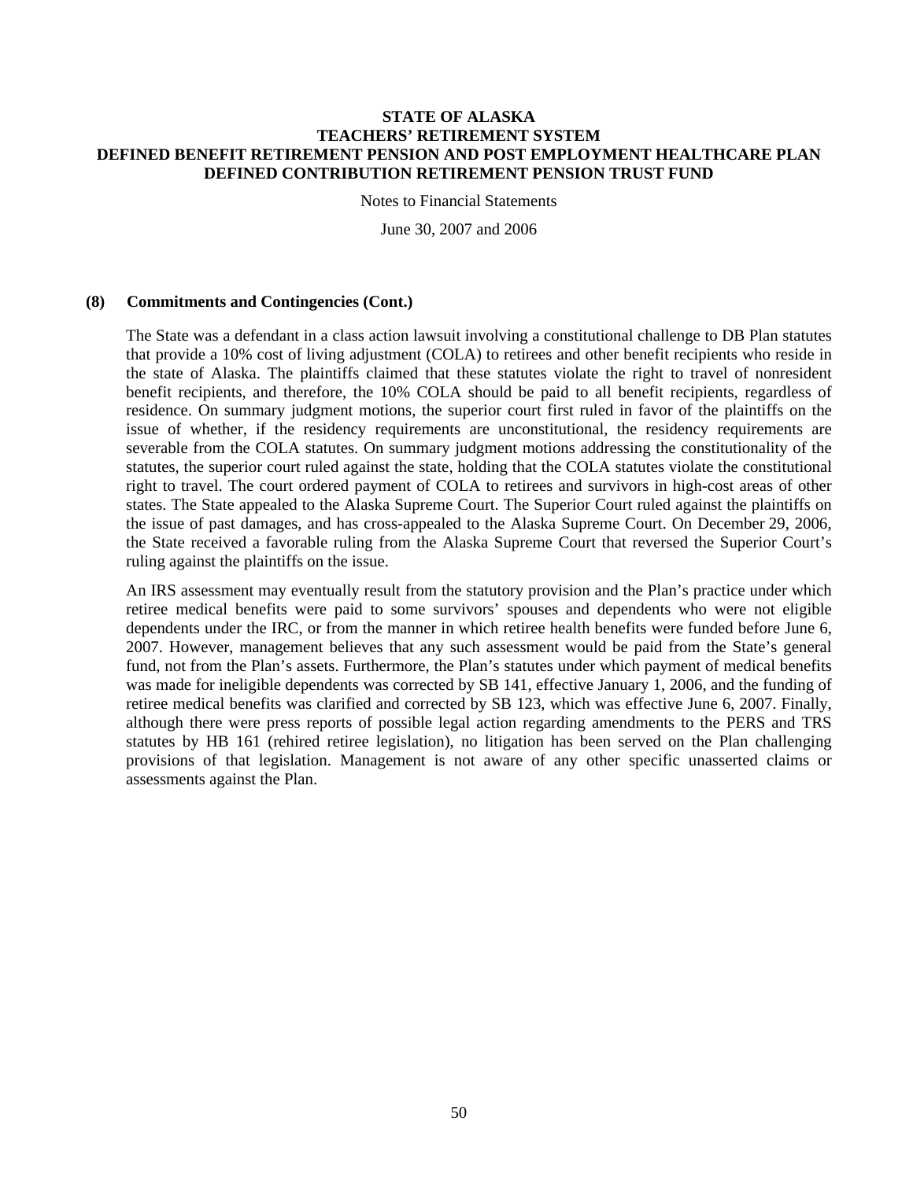**STATE OF ALASKA**
**TEACHERS' RETIREMENT SYSTEM**
**DEFINED BENEFIT RETIREMENT PENSION AND POST EMPLOYMENT HEALTHCARE PLAN**
**DEFINED CONTRIBUTION RETIREMENT PENSION TRUST FUND**

Notes to Financial Statements

June 30, 2007 and 2006

## (8) Commitments and Contingencies (Cont.)

The State was a defendant in a class action lawsuit involving a constitutional challenge to DB Plan statutes that provide a 10% cost of living adjustment (COLA) to retirees and other benefit recipients who reside in the state of Alaska. The plaintiffs claimed that these statutes violate the right to travel of nonresident benefit recipients, and therefore, the 10% COLA should be paid to all benefit recipients, regardless of residence. On summary judgment motions, the superior court first ruled in favor of the plaintiffs on the issue of whether, if the residency requirements are unconstitutional, the residency requirements are severable from the COLA statutes. On summary judgment motions addressing the constitutionality of the statutes, the superior court ruled against the state, holding that the COLA statutes violate the constitutional right to travel. The court ordered payment of COLA to retirees and survivors in high-cost areas of other states. The State appealed to the Alaska Supreme Court. The Superior Court ruled against the plaintiffs on the issue of past damages, and has cross-appealed to the Alaska Supreme Court. On December 29, 2006, the State received a favorable ruling from the Alaska Supreme Court that reversed the Superior Court's ruling against the plaintiffs on the issue.

An IRS assessment may eventually result from the statutory provision and the Plan's practice under which retiree medical benefits were paid to some survivors' spouses and dependents who were not eligible dependents under the IRC, or from the manner in which retiree health benefits were funded before June 6, 2007. However, management believes that any such assessment would be paid from the State's general fund, not from the Plan's assets. Furthermore, the Plan's statutes under which payment of medical benefits was made for ineligible dependents was corrected by SB 141, effective January 1, 2006, and the funding of retiree medical benefits was clarified and corrected by SB 123, which was effective June 6, 2007. Finally, although there were press reports of possible legal action regarding amendments to the PERS and TRS statutes by HB 161 (rehired retiree legislation), no litigation has been served on the Plan challenging provisions of that legislation. Management is not aware of any other specific unasserted claims or assessments against the Plan.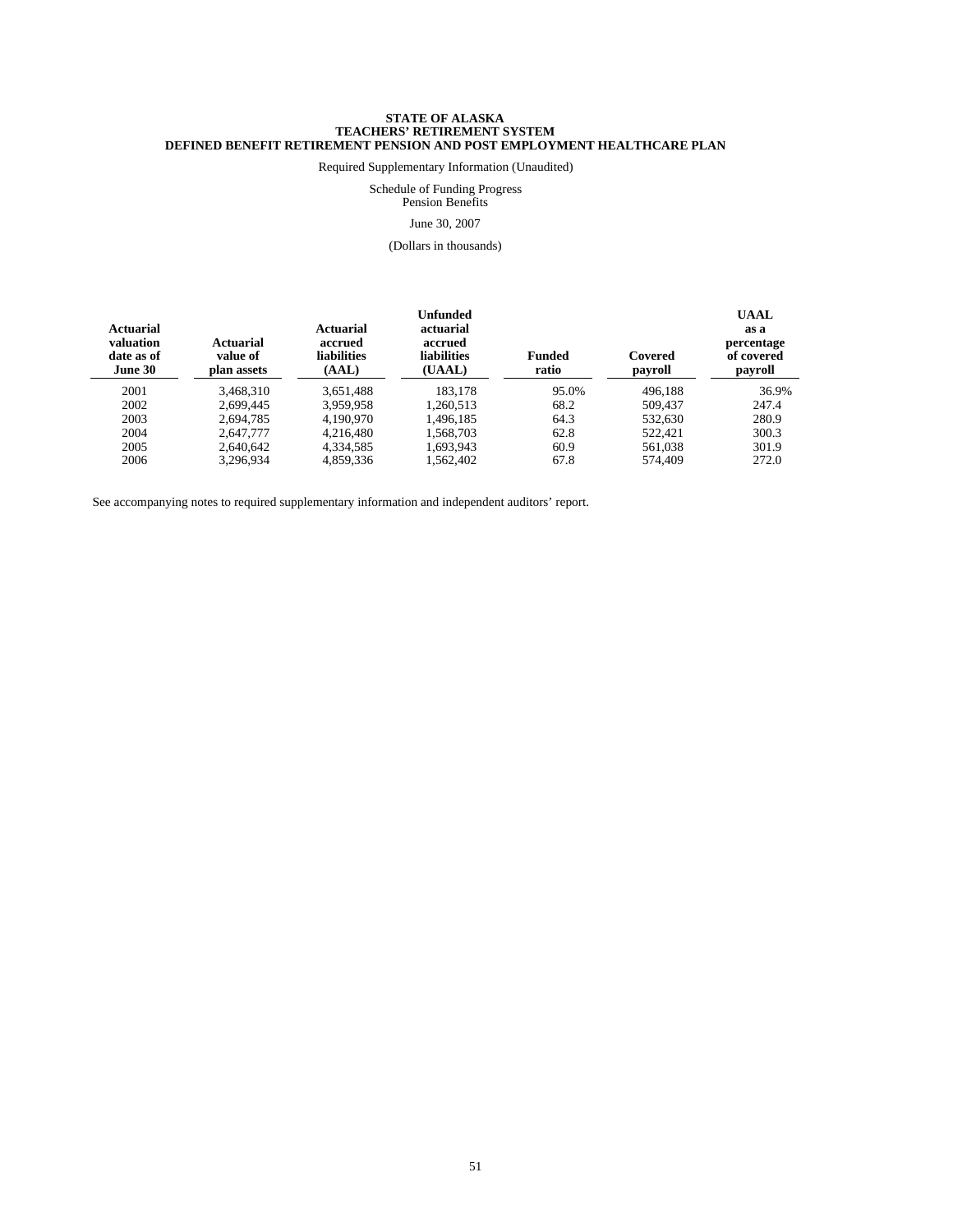**STATE OF ALASKA**
**TEACHERS' RETIREMENT SYSTEM**
**DEFINED BENEFIT RETIREMENT PENSION AND POST EMPLOYMENT HEALTHCARE PLAN**

Required Supplementary Information (Unaudited)

Schedule of Funding Progress
Pension Benefits

June 30, 2007

(Dollars in thousands)

| Actuarial valuation date as of June 30 | Actuarial value of plan assets | Actuarial accrued liabilities (AAL) | Unfunded actuarial accrued liabilities (UAAL) | Funded ratio | Covered payroll | UAAL as a percentage of covered payroll |
|---|---|---|---|---|---|---|
| 2001 | 3,468,310 | 3,651,488 | 183,178 | 95.0% | 496,188 | 36.9% |
| 2002 | 2,699,445 | 3,959,958 | 1,260,513 | 68.2 | 509,437 | 247.4 |
| 2003 | 2,694,785 | 4,190,970 | 1,496,185 | 64.3 | 532,630 | 280.9 |
| 2004 | 2,647,777 | 4,216,480 | 1,568,703 | 62.8 | 522,421 | 300.3 |
| 2005 | 2,640,642 | 4,334,585 | 1,693,943 | 60.9 | 561,038 | 301.9 |
| 2006 | 3,296,934 | 4,859,336 | 1,562,402 | 67.8 | 574,409 | 272.0 |

See accompanying notes to required supplementary information and independent auditors' report.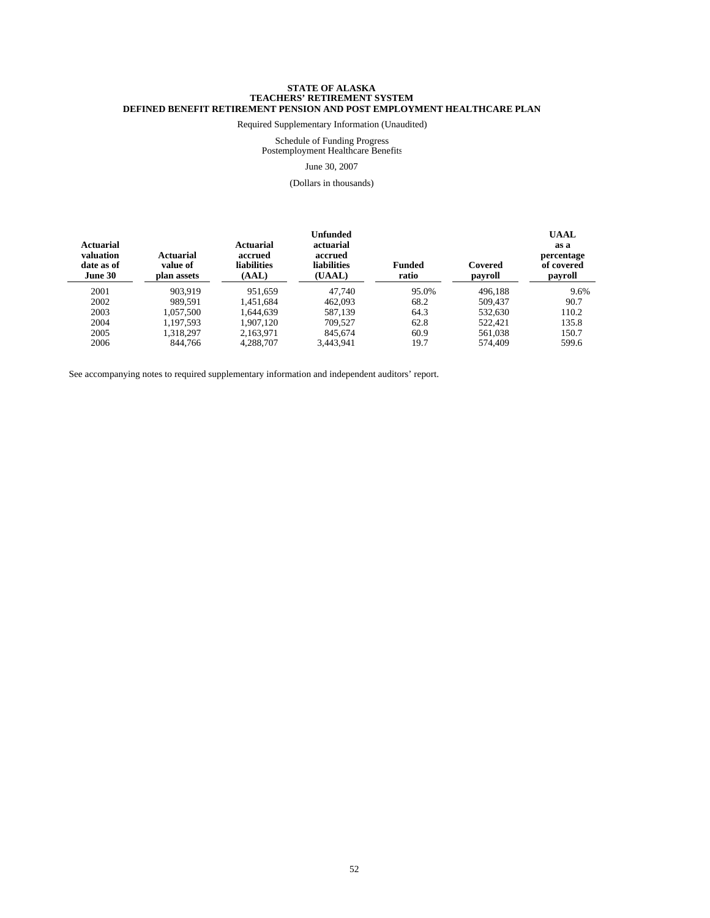**STATE OF ALASKA**
**TEACHERS' RETIREMENT SYSTEM**
**DEFINED BENEFIT RETIREMENT PENSION AND POST EMPLOYMENT HEALTHCARE PLAN**

Required Supplementary Information (Unaudited)

Schedule of Funding Progress
Postemployment Healthcare Benefits

June 30, 2007

(Dollars in thousands)

| Actuarial valuation date as of June 30 | Actuarial value of plan assets | Actuarial accrued liabilities (AAL) | Unfunded actuarial accrued liabilities (UAAL) | Funded ratio | Covered payroll | UAAL as a percentage of covered payroll |
|---|---|---|---|---|---|---|
| 2001 | 903,919 | 951,659 | 47,740 | 95.0% | 496,188 | 9.6% |
| 2002 | 989,591 | 1,451,684 | 462,093 | 68.2 | 509,437 | 90.7 |
| 2003 | 1,057,500 | 1,644,639 | 587,139 | 64.3 | 532,630 | 110.2 |
| 2004 | 1,197,593 | 1,907,120 | 709,527 | 62.8 | 522,421 | 135.8 |
| 2005 | 1,318,297 | 2,163,971 | 845,674 | 60.9 | 561,038 | 150.7 |
| 2006 | 844,766 | 4,288,707 | 3,443,941 | 19.7 | 574,409 | 599.6 |

See accompanying notes to required supplementary information and independent auditors' report.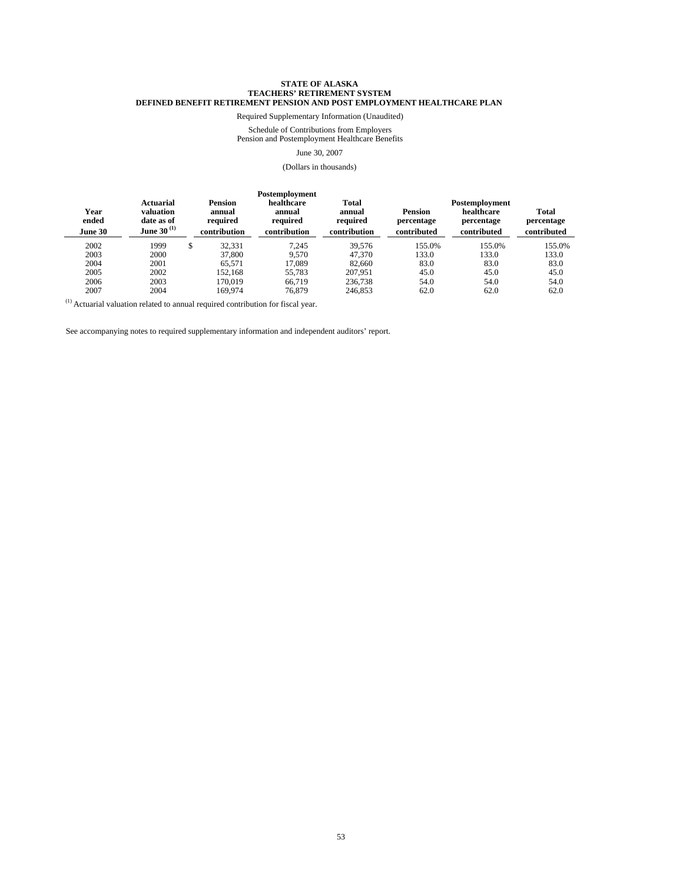**STATE OF ALASKA**
**TEACHERS' RETIREMENT SYSTEM**
**DEFINED BENEFIT RETIREMENT PENSION AND POST EMPLOYMENT HEALTHCARE PLAN**

Required Supplementary Information (Unaudited)

Schedule of Contributions from Employers
Pension and Postemployment Healthcare Benefits

June 30, 2007

(Dollars in thousands)

| Year ended June 30 | Actuarial valuation date as of June 30 [1] | Pension annual required contribution | Postemployment healthcare annual required contribution | Total annual required contribution | Pension percentage contributed | Postemployment healthcare percentage contributed | Total percentage contributed |
|---|---|---|---|---|---|---|---|
| 2002 | 1999 | $ 32,331 | 7,245 | 39,576 | 155.0% | 155.0% | 155.0% |
| 2003 | 2000 | 37,800 | 9,570 | 47,370 | 133.0 | 133.0 | 133.0 |
| 2004 | 2001 | 65,571 | 17,089 | 82,660 | 83.0 | 83.0 | 83.0 |
| 2005 | 2002 | 152,168 | 55,783 | 207,951 | 45.0 | 45.0 | 45.0 |
| 2006 | 2003 | 170,019 | 66,719 | 236,738 | 54.0 | 54.0 | 54.0 |
| 2007 | 2004 | 169,974 | 76,879 | 246,853 | 62.0 | 62.0 | 62.0 |

[1] Actuarial valuation related to annual required contribution for fiscal year.

See accompanying notes to required supplementary information and independent auditors' report.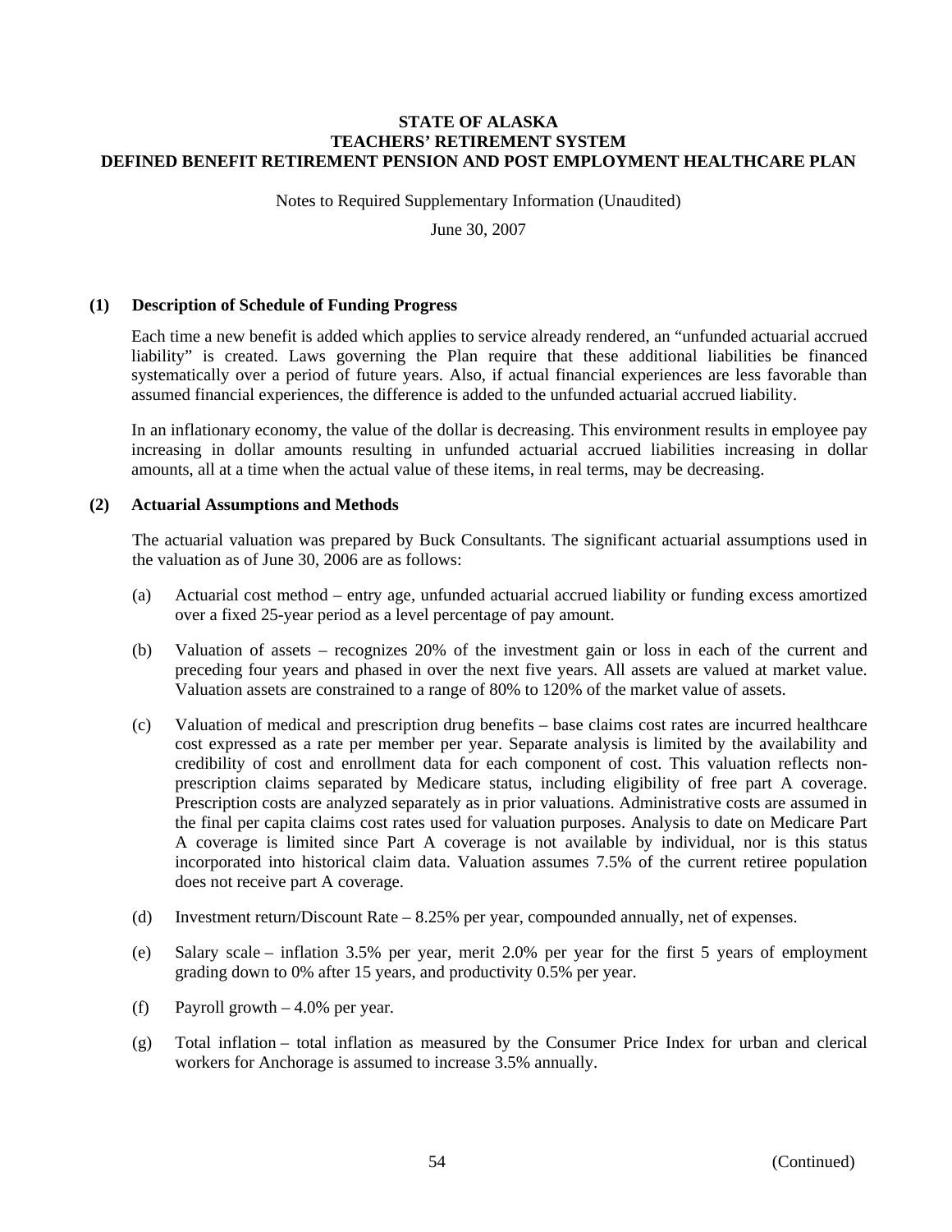**STATE OF ALASKA**
**TEACHERS' RETIREMENT SYSTEM**
**DEFINED BENEFIT RETIREMENT PENSION AND POST EMPLOYMENT HEALTHCARE PLAN**

Notes to Required Supplementary Information (Unaudited)

June 30, 2007

## (1) Description of Schedule of Funding Progress

Each time a new benefit is added which applies to service already rendered, an "unfunded actuarial accrued liability" is created. Laws governing the Plan require that these additional liabilities be financed systematically over a period of future years. Also, if actual financial experiences are less favorable than assumed financial experiences, the difference is added to the unfunded actuarial accrued liability.

In an inflationary economy, the value of the dollar is decreasing. This environment results in employee pay increasing in dollar amounts resulting in unfunded actuarial accrued liabilities increasing in dollar amounts, all at a time when the actual value of these items, in real terms, may be decreasing.

## (2) Actuarial Assumptions and Methods

The actuarial valuation was prepared by Buck Consultants. The significant actuarial assumptions used in the valuation as of June 30, 2006 are as follows:

(a) Actuarial cost method – entry age, unfunded actuarial accrued liability or funding excess amortized over a fixed 25-year period as a level percentage of pay amount.

(b) Valuation of assets – recognizes 20% of the investment gain or loss in each of the current and preceding four years and phased in over the next five years. All assets are valued at market value. Valuation assets are constrained to a range of 80% to 120% of the market value of assets.

(c) Valuation of medical and prescription drug benefits – base claims cost rates are incurred healthcare cost expressed as a rate per member per year. Separate analysis is limited by the availability and credibility of cost and enrollment data for each component of cost. This valuation reflects non-prescription claims separated by Medicare status, including eligibility of free part A coverage. Prescription costs are analyzed separately as in prior valuations. Administrative costs are assumed in the final per capita claims cost rates used for valuation purposes. Analysis to date on Medicare Part A coverage is limited since Part A coverage is not available by individual, nor is this status incorporated into historical claim data. Valuation assumes 7.5% of the current retiree population does not receive part A coverage.

(d) Investment return/Discount Rate – 8.25% per year, compounded annually, net of expenses.

(e) Salary scale – inflation 3.5% per year, merit 2.0% per year for the first 5 years of employment grading down to 0% after 15 years, and productivity 0.5% per year.

(f) Payroll growth – 4.0% per year.

(g) Total inflation – total inflation as measured by the Consumer Price Index for urban and clerical workers for Anchorage is assumed to increase 3.5% annually.

(Continued)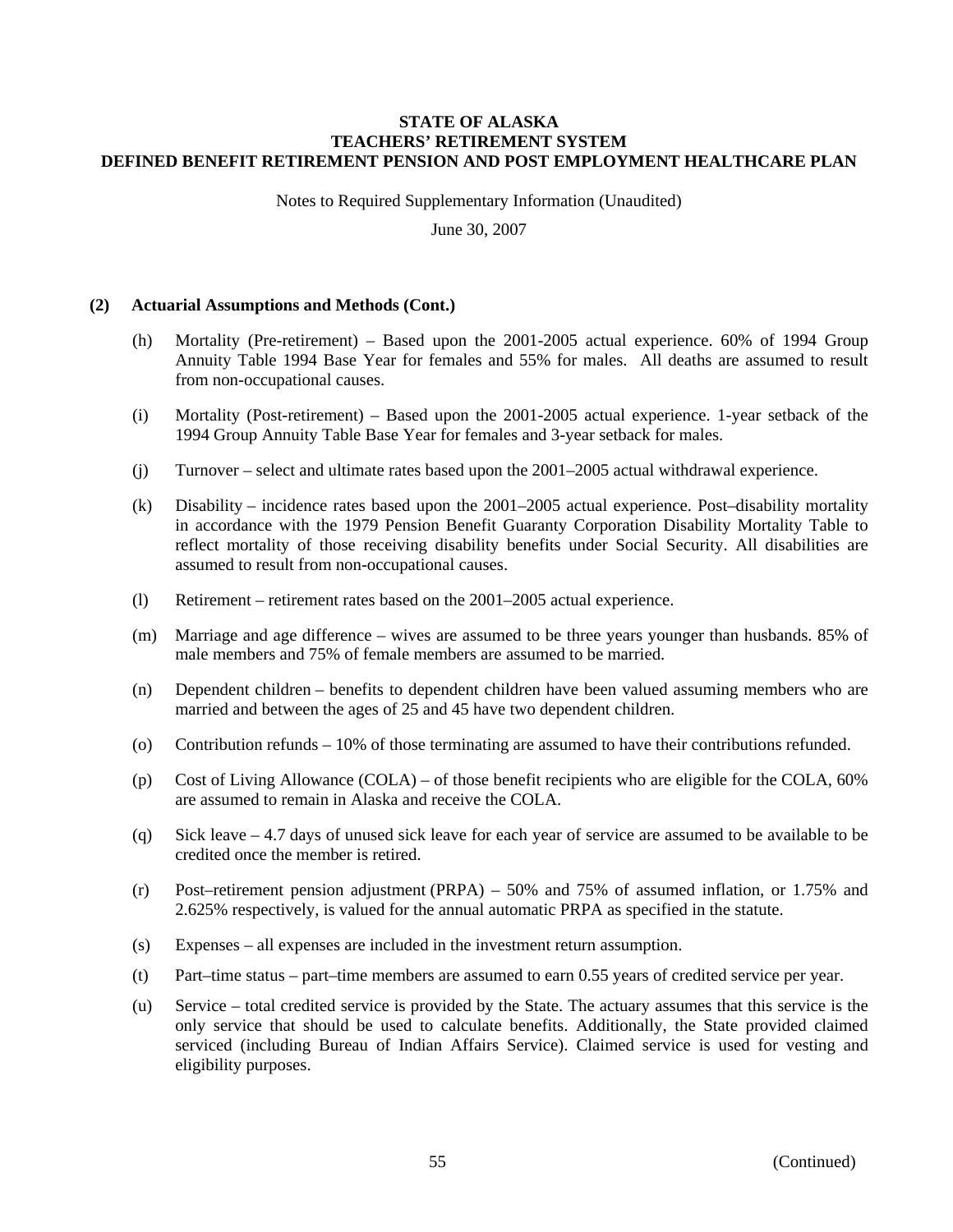**STATE OF ALASKA**
**TEACHERS' RETIREMENT SYSTEM**
**DEFINED BENEFIT RETIREMENT PENSION AND POST EMPLOYMENT HEALTHCARE PLAN**

Notes to Required Supplementary Information (Unaudited)

June 30, 2007

**(2) Actuarial Assumptions and Methods (Cont.)**

(h) Mortality (Pre-retirement) – Based upon the 2001-2005 actual experience. 60% of 1994 Group Annuity Table 1994 Base Year for females and 55% for males. All deaths are assumed to result from non-occupational causes.

(i) Mortality (Post-retirement) – Based upon the 2001-2005 actual experience. 1-year setback of the 1994 Group Annuity Table Base Year for females and 3-year setback for males.

(j) Turnover – select and ultimate rates based upon the 2001–2005 actual withdrawal experience.

(k) Disability – incidence rates based upon the 2001–2005 actual experience. Post–disability mortality in accordance with the 1979 Pension Benefit Guaranty Corporation Disability Mortality Table to reflect mortality of those receiving disability benefits under Social Security. All disabilities are assumed to result from non-occupational causes.

(l) Retirement – retirement rates based on the 2001–2005 actual experience.

(m) Marriage and age difference – wives are assumed to be three years younger than husbands. 85% of male members and 75% of female members are assumed to be married.

(n) Dependent children – benefits to dependent children have been valued assuming members who are married and between the ages of 25 and 45 have two dependent children.

(o) Contribution refunds – 10% of those terminating are assumed to have their contributions refunded.

(p) Cost of Living Allowance (COLA) – of those benefit recipients who are eligible for the COLA, 60% are assumed to remain in Alaska and receive the COLA.

(q) Sick leave – 4.7 days of unused sick leave for each year of service are assumed to be available to be credited once the member is retired.

(r) Post–retirement pension adjustment (PRPA) – 50% and 75% of assumed inflation, or 1.75% and 2.625% respectively, is valued for the annual automatic PRPA as specified in the statute.

(s) Expenses – all expenses are included in the investment return assumption.

(t) Part–time status – part–time members are assumed to earn 0.55 years of credited service per year.

(u) Service – total credited service is provided by the State. The actuary assumes that this service is the only service that should be used to calculate benefits. Additionally, the State provided claimed serviced (including Bureau of Indian Affairs Service). Claimed service is used for vesting and eligibility purposes.

(Continued)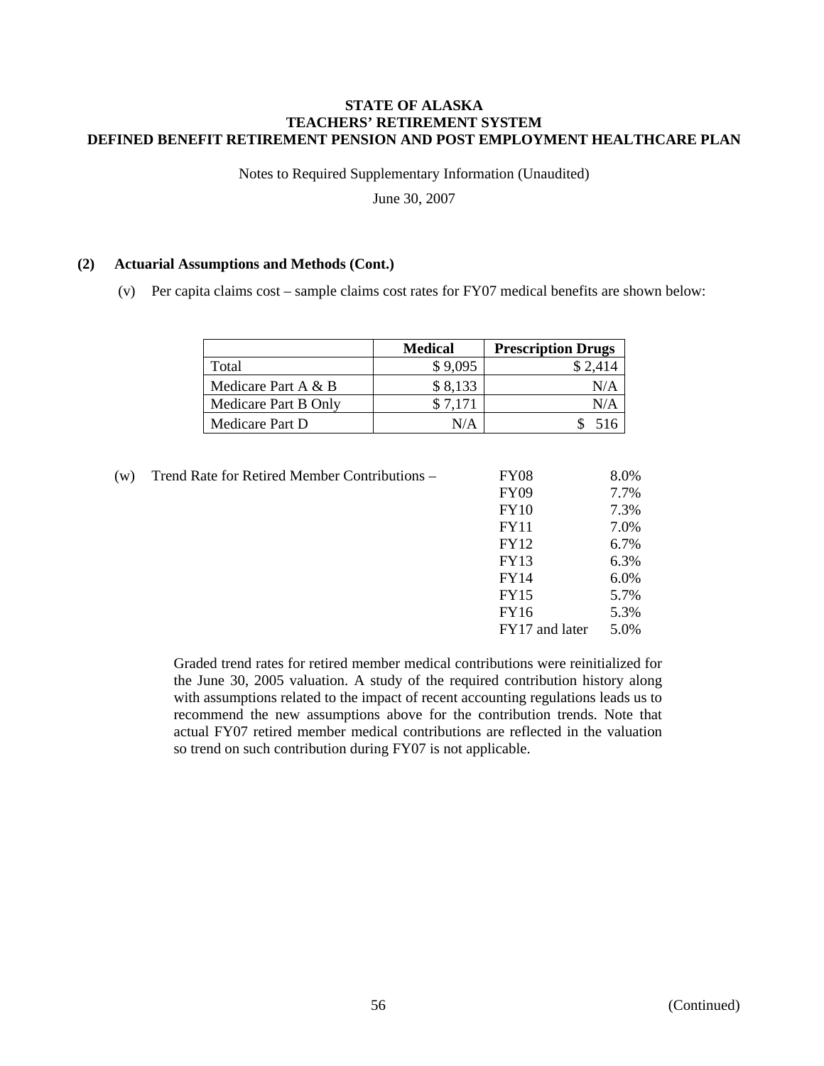**STATE OF ALASKA**
**TEACHERS' RETIREMENT SYSTEM**
**DEFINED BENEFIT RETIREMENT PENSION AND POST EMPLOYMENT HEALTHCARE PLAN**

Notes to Required Supplementary Information (Unaudited)

June 30, 2007

**(2) Actuarial Assumptions and Methods (Cont.)**

(v) Per capita claims cost – sample claims cost rates for FY07 medical benefits are shown below:

| | **Medical** | **Prescription Drugs** |
|---|---|---|
| Total | $ 9,095 | $ 2,414 |
| Medicare Part A & B | $ 8,133 | N/A |
| Medicare Part B Only | $ 7,171 | N/A |
| Medicare Part D | N/A | $ 516 |

(w) Trend Rate for Retired Member Contributions –

| | |
|---|---|
| FY08 | 8.0% |
| FY09 | 7.7% |
| FY10 | 7.3% |
| FY11 | 7.0% |
| FY12 | 6.7% |
| FY13 | 6.3% |
| FY14 | 6.0% |
| FY15 | 5.7% |
| FY16 | 5.3% |
| FY17 and later | 5.0% |

Graded trend rates for retired member medical contributions were reinitialized for the June 30, 2005 valuation. A study of the required contribution history along with assumptions related to the impact of recent accounting regulations leads us to recommend the new assumptions above for the contribution trends. Note that actual FY07 retired member medical contributions are reflected in the valuation so trend on such contribution during FY07 is not applicable.

(Continued)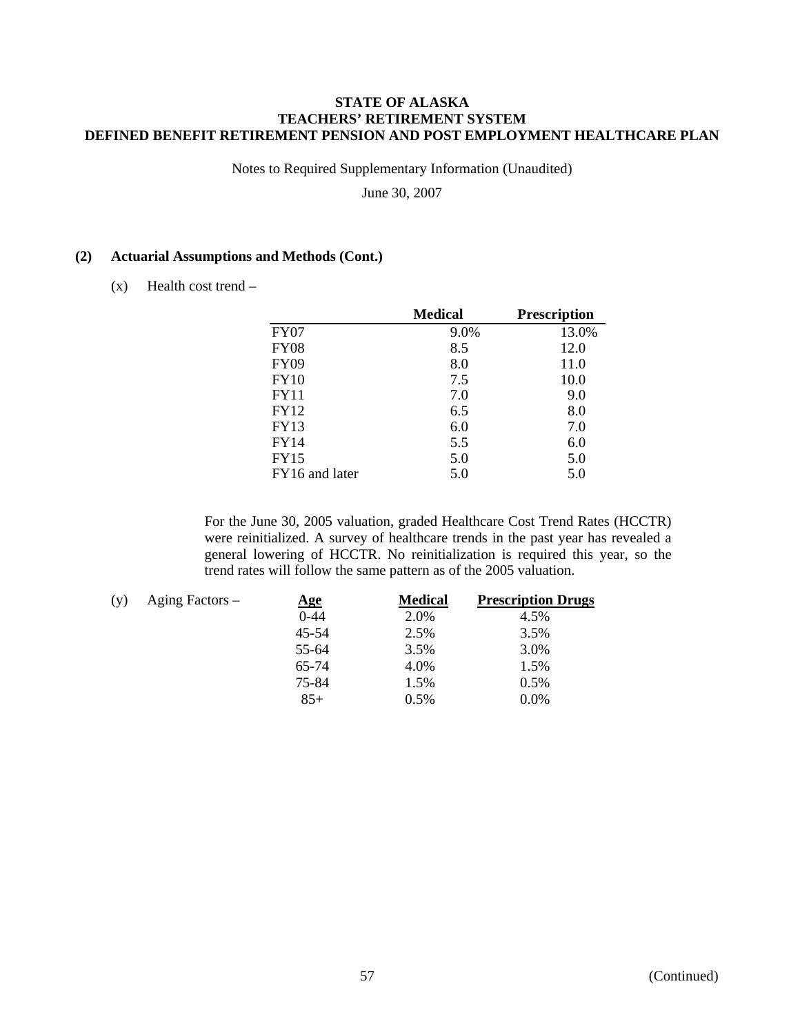**STATE OF ALASKA**
**TEACHERS' RETIREMENT SYSTEM**
**DEFINED BENEFIT RETIREMENT PENSION AND POST EMPLOYMENT HEALTHCARE PLAN**

Notes to Required Supplementary Information (Unaudited)

June 30, 2007

**(2) Actuarial Assumptions and Methods (Cont.)**

(x) Health cost trend –

| | Medical | Prescription |
|---|---|---|
| FY07 | 9.0% | 13.0% |
| FY08 | 8.5 | 12.0 |
| FY09 | 8.0 | 11.0 |
| FY10 | 7.5 | 10.0 |
| FY11 | 7.0 | 9.0 |
| FY12 | 6.5 | 8.0 |
| FY13 | 6.0 | 7.0 |
| FY14 | 5.5 | 6.0 |
| FY15 | 5.0 | 5.0 |
| FY16 and later | 5.0 | 5.0 |

For the June 30, 2005 valuation, graded Healthcare Cost Trend Rates (HCCTR) were reinitialized. A survey of healthcare trends in the past year has revealed a general lowering of HCCTR. No reinitialization is required this year, so the trend rates will follow the same pattern as of the 2005 valuation.

(y) Aging Factors –

| Age | Medical | Prescription Drugs |
|---|---|---|
| 0-44 | 2.0% | 4.5% |
| 45-54 | 2.5% | 3.5% |
| 55-64 | 3.5% | 3.0% |
| 65-74 | 4.0% | 1.5% |
| 75-84 | 1.5% | 0.5% |
| 85+ | 0.5% | 0.0% |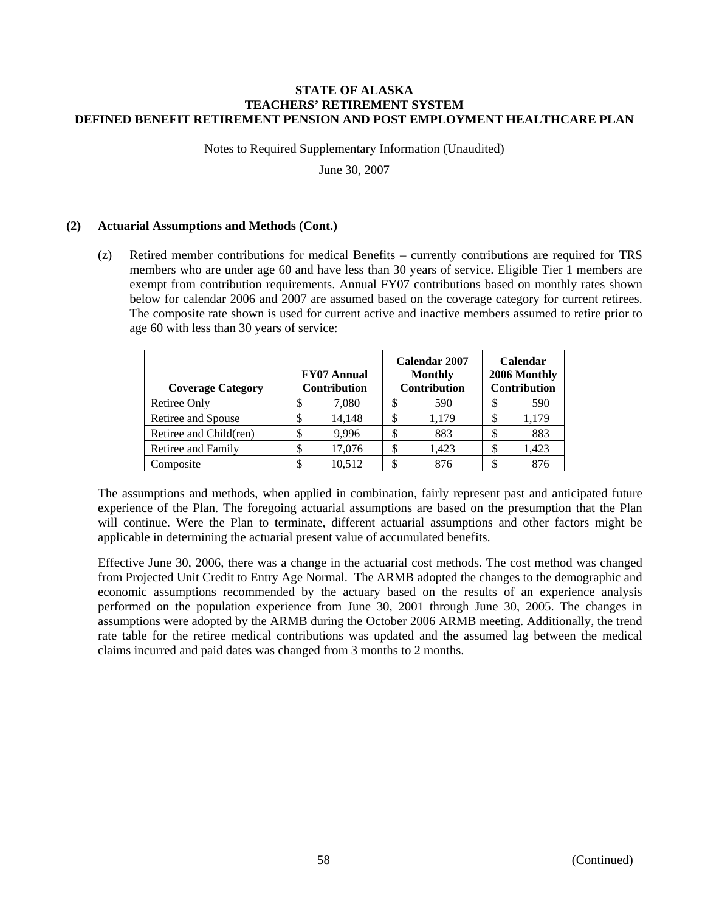**STATE OF ALASKA**
**TEACHERS' RETIREMENT SYSTEM**
**DEFINED BENEFIT RETIREMENT PENSION AND POST EMPLOYMENT HEALTHCARE PLAN**

Notes to Required Supplementary Information (Unaudited)

June 30, 2007

## (2) Actuarial Assumptions and Methods (Cont.)

(z) Retired member contributions for medical Benefits – currently contributions are required for TRS members who are under age 60 and have less than 30 years of service. Eligible Tier 1 members are exempt from contribution requirements. Annual FY07 contributions based on monthly rates shown below for calendar 2006 and 2007 are assumed based on the coverage category for current retirees. The composite rate shown is used for current active and inactive members assumed to retire prior to age 60 with less than 30 years of service:

| Coverage Category | FY07 Annual Contribution | Calendar 2007 Monthly Contribution | Calendar 2006 Monthly Contribution |
|---|---|---|---|
| Retiree Only | $ 7,080 | $ 590 | $ 590 |
| Retiree and Spouse | $ 14,148 | $ 1,179 | $ 1,179 |
| Retiree and Child(ren) | $ 9,996 | $ 883 | $ 883 |
| Retiree and Family | $ 17,076 | $ 1,423 | $ 1,423 |
| Composite | $ 10,512 | $ 876 | $ 876 |

The assumptions and methods, when applied in combination, fairly represent past and anticipated future experience of the Plan. The foregoing actuarial assumptions are based on the presumption that the Plan will continue. Were the Plan to terminate, different actuarial assumptions and other factors might be applicable in determining the actuarial present value of accumulated benefits.

Effective June 30, 2006, there was a change in the actuarial cost methods. The cost method was changed from Projected Unit Credit to Entry Age Normal. The ARMB adopted the changes to the demographic and economic assumptions recommended by the actuary based on the results of an experience analysis performed on the population experience from June 30, 2001 through June 30, 2005. The changes in assumptions were adopted by the ARMB during the October 2006 ARMB meeting. Additionally, the trend rate table for the retiree medical contributions was updated and the assumed lag between the medical claims incurred and paid dates was changed from 3 months to 2 months.

(Continued)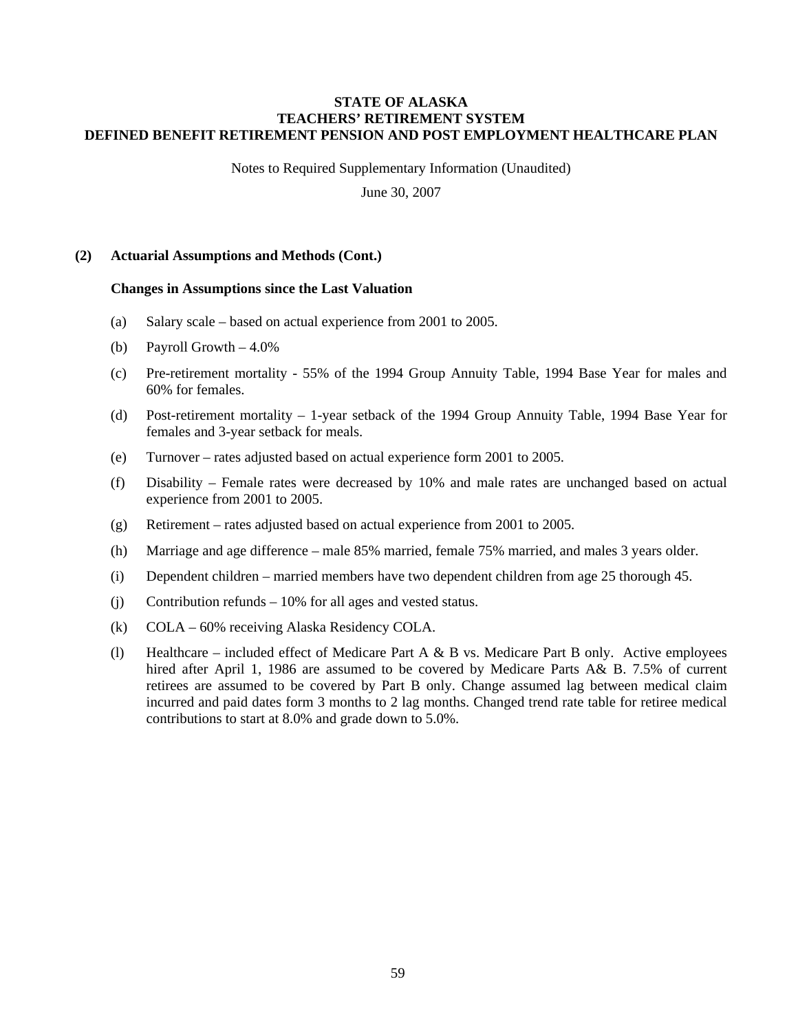**STATE OF ALASKA**
**TEACHERS' RETIREMENT SYSTEM**
**DEFINED BENEFIT RETIREMENT PENSION AND POST EMPLOYMENT HEALTHCARE PLAN**

Notes to Required Supplementary Information (Unaudited)

June 30, 2007

**(2) Actuarial Assumptions and Methods (Cont.)**

**Changes in Assumptions since the Last Valuation**

(a) Salary scale – based on actual experience from 2001 to 2005.

(b) Payroll Growth – 4.0%

(c) Pre-retirement mortality - 55% of the 1994 Group Annuity Table, 1994 Base Year for males and 60% for females.

(d) Post-retirement mortality – 1-year setback of the 1994 Group Annuity Table, 1994 Base Year for females and 3-year setback for meals.

(e) Turnover – rates adjusted based on actual experience form 2001 to 2005.

(f) Disability – Female rates were decreased by 10% and male rates are unchanged based on actual experience from 2001 to 2005.

(g) Retirement – rates adjusted based on actual experience from 2001 to 2005.

(h) Marriage and age difference – male 85% married, female 75% married, and males 3 years older.

(i) Dependent children – married members have two dependent children from age 25 thorough 45.

(j) Contribution refunds – 10% for all ages and vested status.

(k) COLA – 60% receiving Alaska Residency COLA.

(l) Healthcare – included effect of Medicare Part A & B vs. Medicare Part B only. Active employees hired after April 1, 1986 are assumed to be covered by Medicare Parts A& B. 7.5% of current retirees are assumed to be covered by Part B only. Change assumed lag between medical claim incurred and paid dates form 3 months to 2 lag months. Changed trend rate table for retiree medical contributions to start at 8.0% and grade down to 5.0%.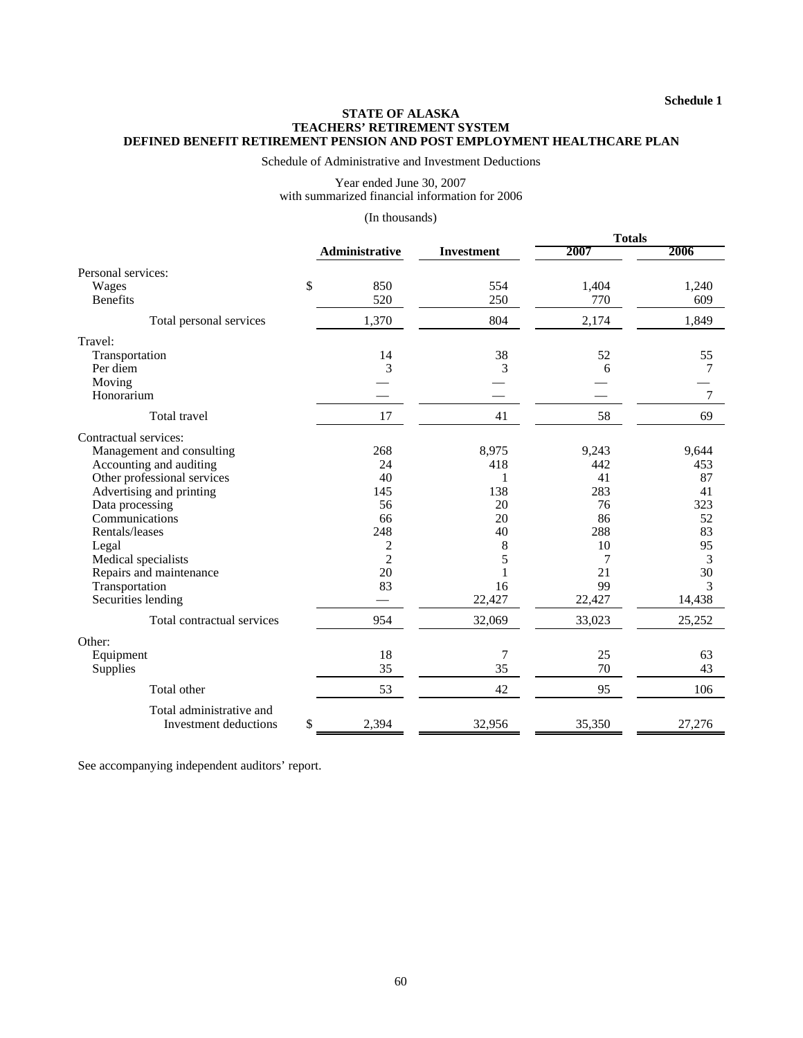**Schedule 1**

**STATE OF ALASKA**
**TEACHERS' RETIREMENT SYSTEM**
**DEFINED BENEFIT RETIREMENT PENSION AND POST EMPLOYMENT HEALTHCARE PLAN**

Schedule of Administrative and Investment Deductions

Year ended June 30, 2007
with summarized financial information for 2006

(In thousands)

| | Administrative | Investment | Totals 2007 | Totals 2006 |
|---|---|---|---|---|
| Personal services: | | | | |
| Wages | $ 850 | 554 | 1,404 | 1,240 |
| Benefits | 520 | 250 | 770 | 609 |
| Total personal services | 1,370 | 804 | 2,174 | 1,849 |
| Travel: | | | | |
| Transportation | 14 | 38 | 52 | 55 |
| Per diem | 3 | 3 | 6 | 7 |
| Moving | — | — | — | — |
| Honorarium | — | — | — | 7 |
| Total travel | 17 | 41 | 58 | 69 |
| Contractual services: | | | | |
| Management and consulting | 268 | 8,975 | 9,243 | 9,644 |
| Accounting and auditing | 24 | 418 | 442 | 453 |
| Other professional services | 40 | 1 | 41 | 87 |
| Advertising and printing | 145 | 138 | 283 | 41 |
| Data processing | 56 | 20 | 76 | 323 |
| Communications | 66 | 20 | 86 | 52 |
| Rentals/leases | 248 | 40 | 288 | 83 |
| Legal | 2 | 8 | 10 | 95 |
| Medical specialists | 2 | 5 | 7 | 3 |
| Repairs and maintenance | 20 | 1 | 21 | 30 |
| Transportation | 83 | 16 | 99 | 3 |
| Securities lending | — | 22,427 | 22,427 | 14,438 |
| Total contractual services | 954 | 32,069 | 33,023 | 25,252 |
| Other: | | | | |
| Equipment | 18 | 7 | 25 | 63 |
| Supplies | 35 | 35 | 70 | 43 |
| Total other | 53 | 42 | 95 | 106 |
| Total administrative and Investment deductions | $ 2,394 | 32,956 | 35,350 | 27,276 |

See accompanying independent auditors' report.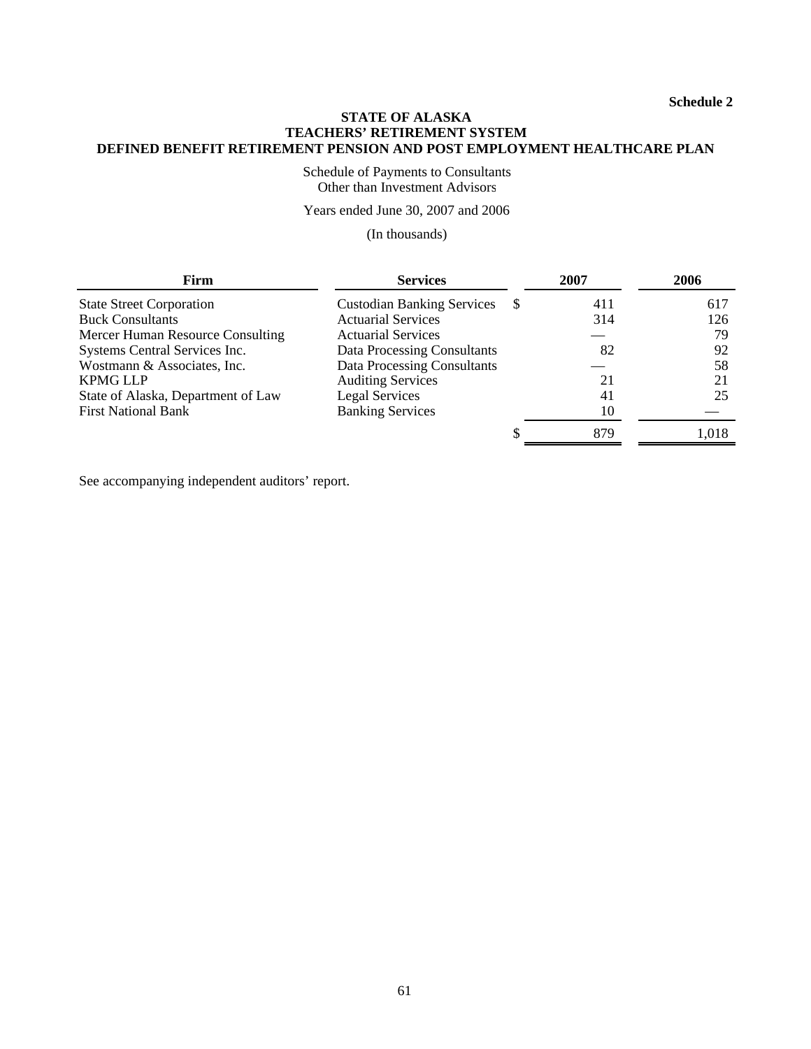**Schedule 2**

# STATE OF ALASKA
## TEACHERS' RETIREMENT SYSTEM
## DEFINED BENEFIT RETIREMENT PENSION AND POST EMPLOYMENT HEALTHCARE PLAN

Schedule of Payments to Consultants
Other than Investment Advisors

Years ended June 30, 2007 and 2006

(In thousands)

| Firm | Services | 2007 | 2006 |
|---|---|---|---|
| State Street Corporation | Custodian Banking Services | $ 411 | 617 |
| Buck Consultants | Actuarial Services | 314 | 126 |
| Mercer Human Resource Consulting | Actuarial Services | — | 79 |
| Systems Central Services Inc. | Data Processing Consultants | 82 | 92 |
| Wostmann & Associates, Inc. | Data Processing Consultants | — | 58 |
| KPMG LLP | Auditing Services | 21 | 21 |
| State of Alaska, Department of Law | Legal Services | 41 | 25 |
| First National Bank | Banking Services | 10 | — |
| | | $ 879 | 1,018 |

See accompanying independent auditors' report.